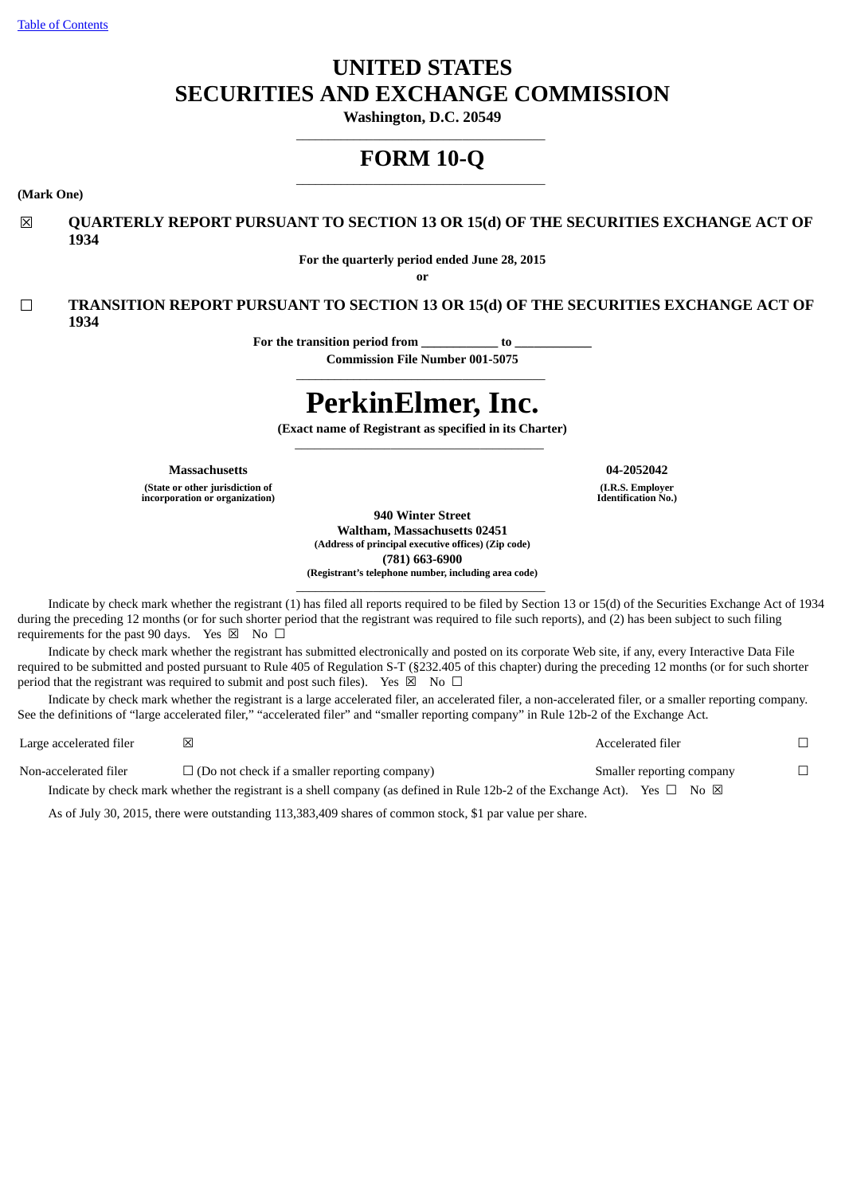Table of Contents

# UNITED STATES
# SECURITIES AND EXCHANGE COMMISSION

**Washington, D.C. 20549**

---

# FORM 10-Q

---

**(Mark One)**

☒ **QUARTERLY REPORT PURSUANT TO SECTION 13 OR 15(d) OF THE SECURITIES EXCHANGE ACT OF 1934**

**For the quarterly period ended June 28, 2015**

**or**

☐ **TRANSITION REPORT PURSUANT TO SECTION 13 OR 15(d) OF THE SECURITIES EXCHANGE ACT OF 1934**

**For the transition period from \_\_\_\_\_\_\_\_\_\_\_\_ to \_\_\_\_\_\_\_\_\_\_\_\_**

**Commission File Number 001-5075**

---

# PerkinElmer, Inc.

**(Exact name of Registrant as specified in its Charter)**

---

| **Massachusetts** | **04-2052042** |
|---|---|
| **(State or other jurisdiction of incorporation or organization)** | **(I.R.S. Employer Identification No.)** |

**940 Winter Street**
**Waltham, Massachusetts 02451**
**(Address of principal executive offices) (Zip code)**
**(781) 663-6900**
**(Registrant's telephone number, including area code)**

---

Indicate by check mark whether the registrant (1) has filed all reports required to be filed by Section 13 or 15(d) of the Securities Exchange Act of 1934 during the preceding 12 months (or for such shorter period that the registrant was required to file such reports), and (2) has been subject to such filing requirements for the past 90 days. Yes ☒ No ☐

Indicate by check mark whether the registrant has submitted electronically and posted on its corporate Web site, if any, every Interactive Data File required to be submitted and posted pursuant to Rule 405 of Regulation S-T (§232.405 of this chapter) during the preceding 12 months (or for such shorter period that the registrant was required to submit and post such files). Yes ☒ No ☐

Indicate by check mark whether the registrant is a large accelerated filer, an accelerated filer, a non-accelerated filer, or a smaller reporting company. See the definitions of "large accelerated filer," "accelerated filer" and "smaller reporting company" in Rule 12b-2 of the Exchange Act.

| | | | |
|---|---|---|---|
| Large accelerated filer | ☒ | Accelerated filer | ☐ |
| Non-accelerated filer | ☐ (Do not check if a smaller reporting company) | Smaller reporting company | ☐ |

Indicate by check mark whether the registrant is a shell company (as defined in Rule 12b-2 of the Exchange Act). Yes ☐ No ☒

As of July 30, 2015, there were outstanding 113,383,409 shares of common stock, $1 par value per share.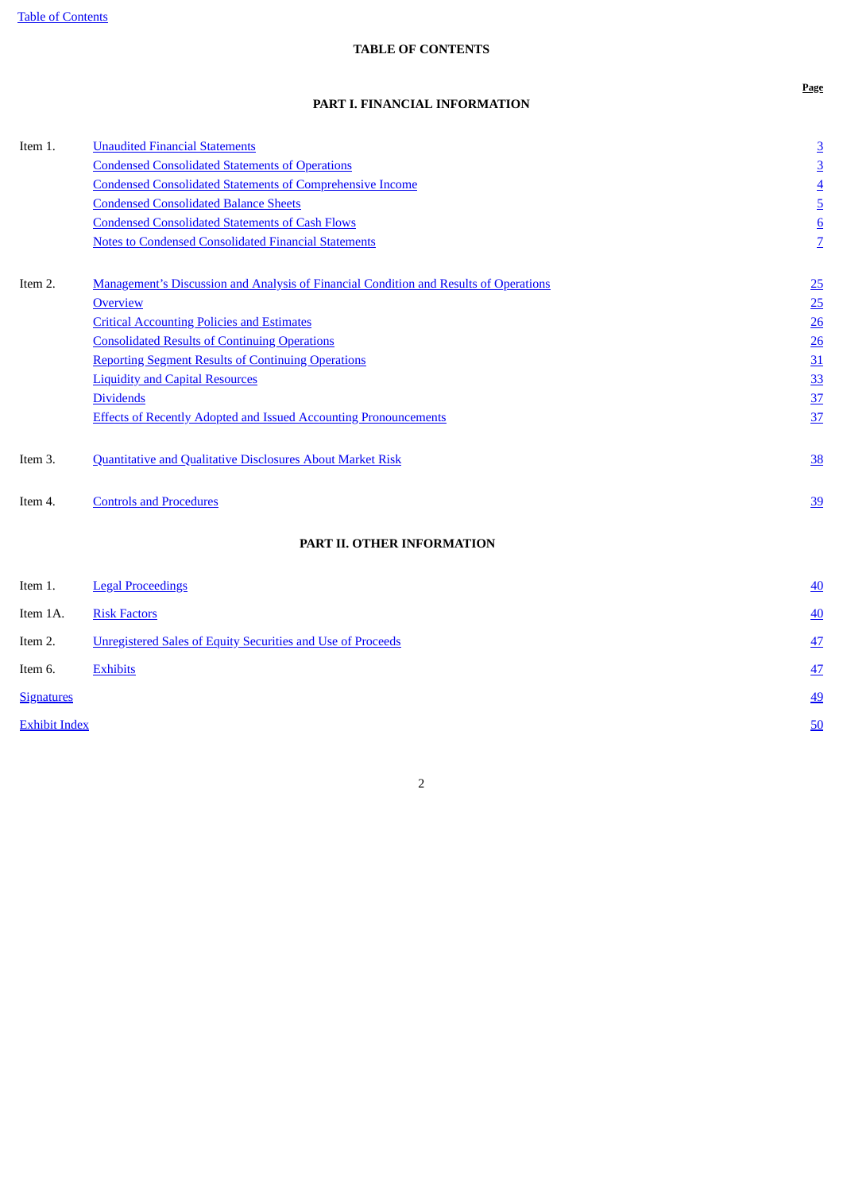## TABLE OF CONTENTS

| | | Page |
|---|---|---|
| | **PART I. FINANCIAL INFORMATION** | |
| Item 1. | Unaudited Financial Statements | 3 |
| | Condensed Consolidated Statements of Operations | 3 |
| | Condensed Consolidated Statements of Comprehensive Income | 4 |
| | Condensed Consolidated Balance Sheets | 5 |
| | Condensed Consolidated Statements of Cash Flows | 6 |
| | Notes to Condensed Consolidated Financial Statements | 7 |
| Item 2. | Management's Discussion and Analysis of Financial Condition and Results of Operations | 25 |
| | Overview | 25 |
| | Critical Accounting Policies and Estimates | 26 |
| | Consolidated Results of Continuing Operations | 26 |
| | Reporting Segment Results of Continuing Operations | 31 |
| | Liquidity and Capital Resources | 33 |
| | Dividends | 37 |
| | Effects of Recently Adopted and Issued Accounting Pronouncements | 37 |
| Item 3. | Quantitative and Qualitative Disclosures About Market Risk | 38 |
| Item 4. | Controls and Procedures | 39 |
| | **PART II. OTHER INFORMATION** | |
| Item 1. | Legal Proceedings | 40 |
| Item 1A. | Risk Factors | 40 |
| Item 2. | Unregistered Sales of Equity Securities and Use of Proceeds | 47 |
| Item 6. | Exhibits | 47 |
| Signatures | | 49 |
| Exhibit Index | | 50 |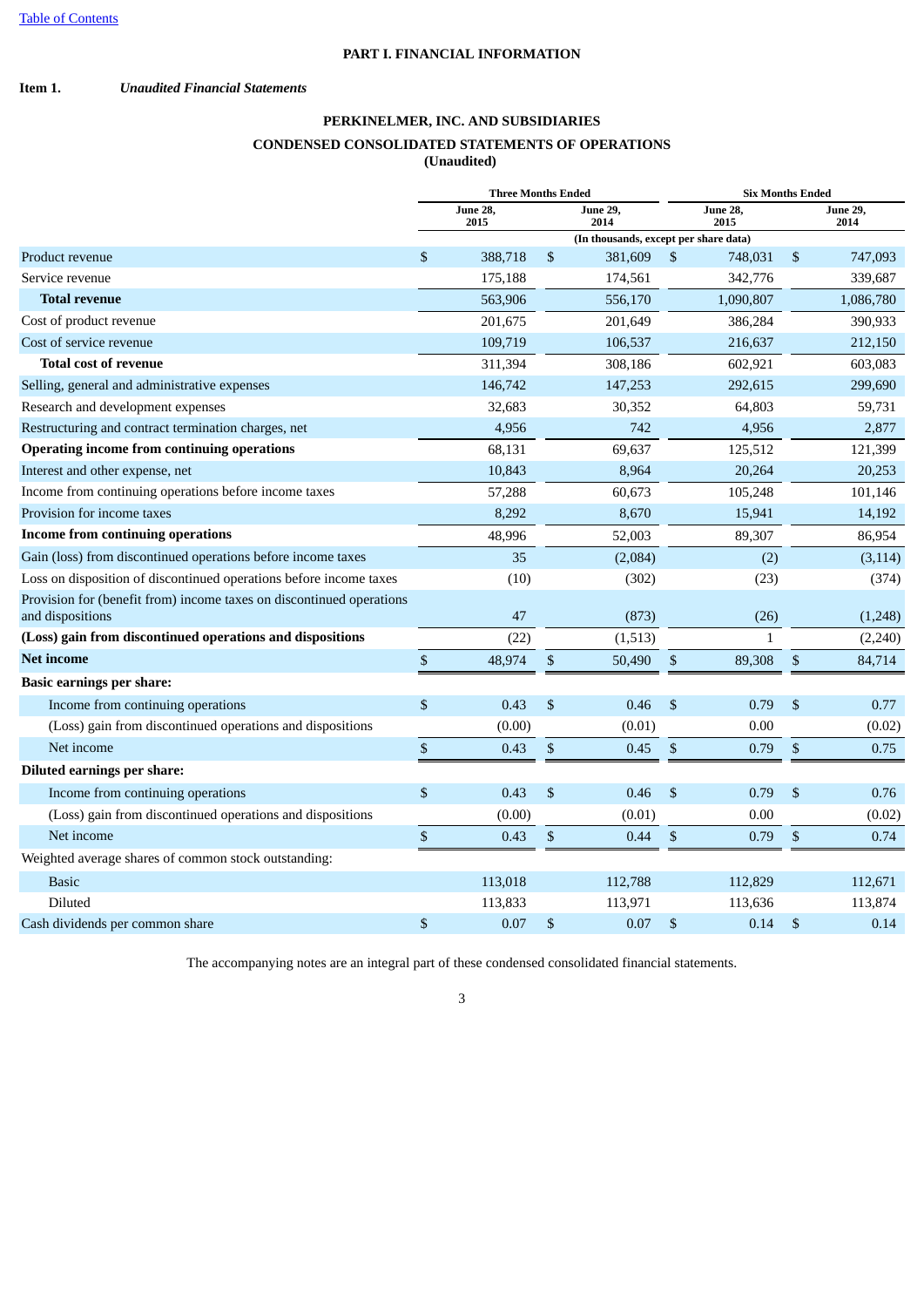# PART I. FINANCIAL INFORMATION

**Item 1.** ***Unaudited Financial Statements***

## PERKINELMER, INC. AND SUBSIDIARIES

## CONDENSED CONSOLIDATED STATEMENTS OF OPERATIONS

**(Unaudited)**

| | Three Months Ended | | Six Months Ended | |
|---|---|---|---|---|
| | June 28, 2015 | June 29, 2014 | June 28, 2015 | June 29, 2014 |
| | (In thousands, except per share data) | | | |
| Product revenue | $ 388,718 | $ 381,609 | $ 748,031 | $ 747,093 |
| Service revenue | 175,188 | 174,561 | 342,776 | 339,687 |
| **Total revenue** | 563,906 | 556,170 | 1,090,807 | 1,086,780 |
| Cost of product revenue | 201,675 | 201,649 | 386,284 | 390,933 |
| Cost of service revenue | 109,719 | 106,537 | 216,637 | 212,150 |
| **Total cost of revenue** | 311,394 | 308,186 | 602,921 | 603,083 |
| Selling, general and administrative expenses | 146,742 | 147,253 | 292,615 | 299,690 |
| Research and development expenses | 32,683 | 30,352 | 64,803 | 59,731 |
| Restructuring and contract termination charges, net | 4,956 | 742 | 4,956 | 2,877 |
| **Operating income from continuing operations** | 68,131 | 69,637 | 125,512 | 121,399 |
| Interest and other expense, net | 10,843 | 8,964 | 20,264 | 20,253 |
| Income from continuing operations before income taxes | 57,288 | 60,673 | 105,248 | 101,146 |
| Provision for income taxes | 8,292 | 8,670 | 15,941 | 14,192 |
| **Income from continuing operations** | 48,996 | 52,003 | 89,307 | 86,954 |
| Gain (loss) from discontinued operations before income taxes | 35 | (2,084) | (2) | (3,114) |
| Loss on disposition of discontinued operations before income taxes | (10) | (302) | (23) | (374) |
| Provision for (benefit from) income taxes on discontinued operations and dispositions | 47 | (873) | (26) | (1,248) |
| **(Loss) gain from discontinued operations and dispositions** | (22) | (1,513) | 1 | (2,240) |
| **Net income** | $ 48,974 | $ 50,490 | $ 89,308 | $ 84,714 |
| **Basic earnings per share:** | | | | |
| Income from continuing operations | $ 0.43 | $ 0.46 | $ 0.79 | $ 0.77 |
| (Loss) gain from discontinued operations and dispositions | (0.00) | (0.01) | 0.00 | (0.02) |
| Net income | $ 0.43 | $ 0.45 | $ 0.79 | $ 0.75 |
| **Diluted earnings per share:** | | | | |
| Income from continuing operations | $ 0.43 | $ 0.46 | $ 0.79 | $ 0.76 |
| (Loss) gain from discontinued operations and dispositions | (0.00) | (0.01) | 0.00 | (0.02) |
| Net income | $ 0.43 | $ 0.44 | $ 0.79 | $ 0.74 |
| Weighted average shares of common stock outstanding: | | | | |
| Basic | 113,018 | 112,788 | 112,829 | 112,671 |
| Diluted | 113,833 | 113,971 | 113,636 | 113,874 |
| Cash dividends per common share | $ 0.07 | $ 0.07 | $ 0.14 | $ 0.14 |

The accompanying notes are an integral part of these condensed consolidated financial statements.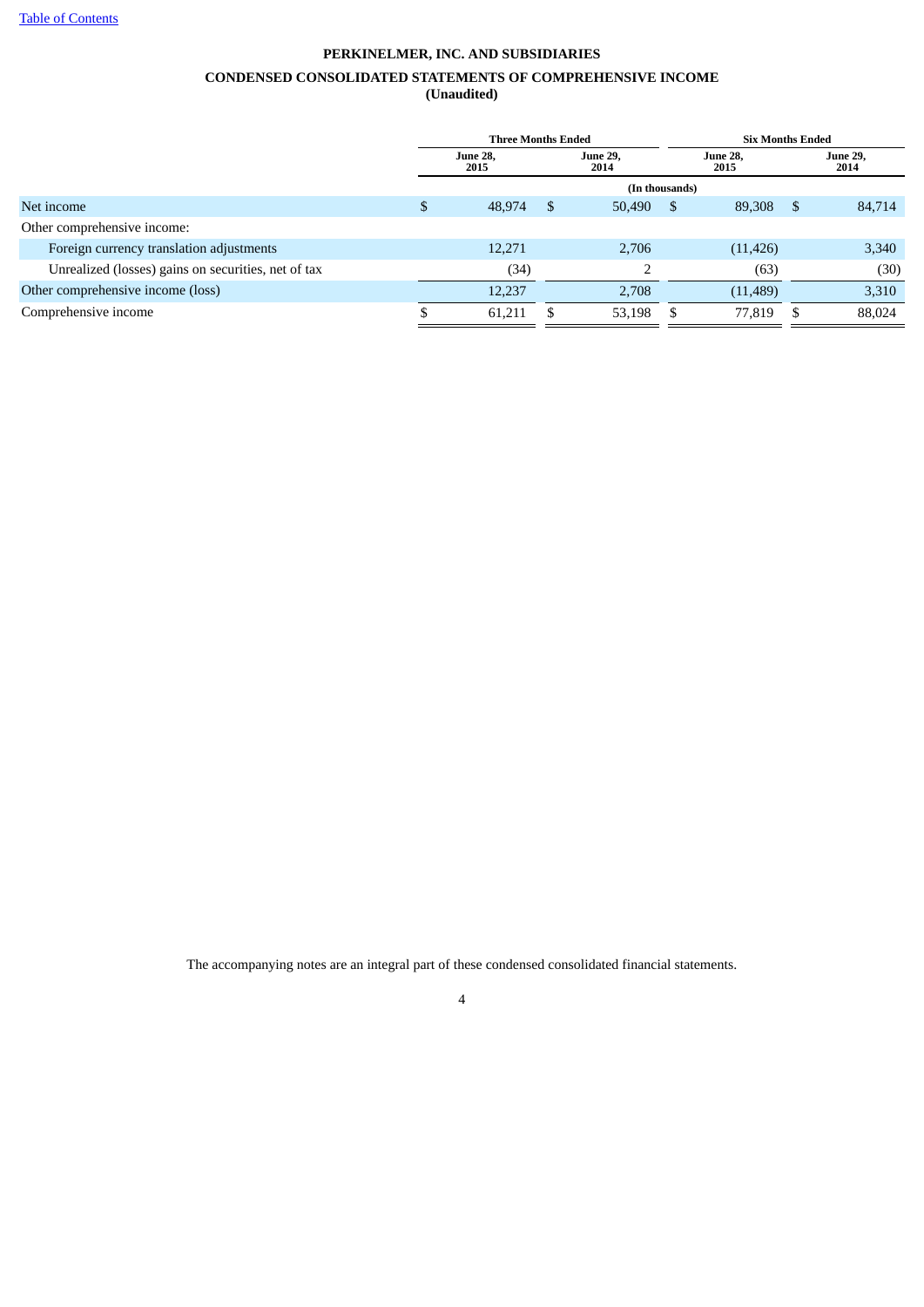[Table of Contents](#)

# PERKINELMER, INC. AND SUBSIDIARIES

## CONDENSED CONSOLIDATED STATEMENTS OF COMPREHENSIVE INCOME

**(Unaudited)**

| | Three Months Ended | | Six Months Ended | |
|---|---|---|---|---|
| | June 28, 2015 | June 29, 2014 | June 28, 2015 | June 29, 2014 |
| | (In thousands) | | | |
| Net income | $ 48,974 | $ 50,490 | $ 89,308 | $ 84,714 |
| Other comprehensive income: | | | | |
| Foreign currency translation adjustments | 12,271 | 2,706 | (11,426) | 3,340 |
| Unrealized (losses) gains on securities, net of tax | (34) | 2 | (63) | (30) |
| Other comprehensive income (loss) | 12,237 | 2,708 | (11,489) | 3,310 |
| Comprehensive income | $ 61,211 | $ 53,198 | $ 77,819 | $ 88,024 |

The accompanying notes are an integral part of these condensed consolidated financial statements.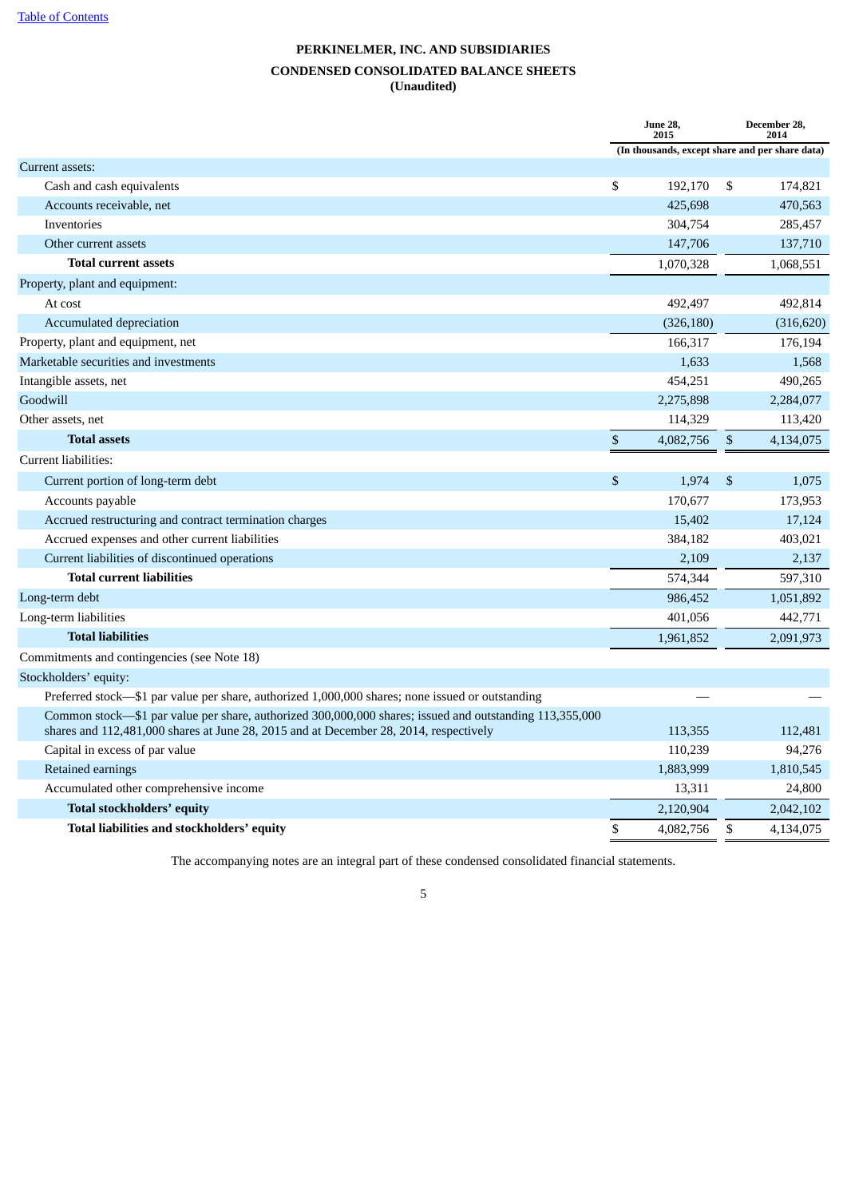[Table of Contents](#)

# PERKINELMER, INC. AND SUBSIDIARIES

## CONDENSED CONSOLIDATED BALANCE SHEETS

**(Unaudited)**

| | June 28, 2015 | December 28, 2014 |
|---|---|---|
| | (In thousands, except share and per share data) | |
| Current assets: | | |
| Cash and cash equivalents | $ 192,170 | $ 174,821 |
| Accounts receivable, net | 425,698 | 470,563 |
| Inventories | 304,754 | 285,457 |
| Other current assets | 147,706 | 137,710 |
| **Total current assets** | 1,070,328 | 1,068,551 |
| Property, plant and equipment: | | |
| At cost | 492,497 | 492,814 |
| Accumulated depreciation | (326,180) | (316,620) |
| Property, plant and equipment, net | 166,317 | 176,194 |
| Marketable securities and investments | 1,633 | 1,568 |
| Intangible assets, net | 454,251 | 490,265 |
| Goodwill | 2,275,898 | 2,284,077 |
| Other assets, net | 114,329 | 113,420 |
| **Total assets** | $ 4,082,756 | $ 4,134,075 |
| Current liabilities: | | |
| Current portion of long-term debt | $ 1,974 | $ 1,075 |
| Accounts payable | 170,677 | 173,953 |
| Accrued restructuring and contract termination charges | 15,402 | 17,124 |
| Accrued expenses and other current liabilities | 384,182 | 403,021 |
| Current liabilities of discontinued operations | 2,109 | 2,137 |
| **Total current liabilities** | 574,344 | 597,310 |
| Long-term debt | 986,452 | 1,051,892 |
| Long-term liabilities | 401,056 | 442,771 |
| **Total liabilities** | 1,961,852 | 2,091,973 |
| Commitments and contingencies (see Note 18) | | |
| Stockholders' equity: | | |
| Preferred stock—$1 par value per share, authorized 1,000,000 shares; none issued or outstanding | — | — |
| Common stock—$1 par value per share, authorized 300,000,000 shares; issued and outstanding 113,355,000 shares and 112,481,000 shares at June 28, 2015 and at December 28, 2014, respectively | 113,355 | 112,481 |
| Capital in excess of par value | 110,239 | 94,276 |
| Retained earnings | 1,883,999 | 1,810,545 |
| Accumulated other comprehensive income | 13,311 | 24,800 |
| **Total stockholders' equity** | 2,120,904 | 2,042,102 |
| **Total liabilities and stockholders' equity** | $ 4,082,756 | $ 4,134,075 |

The accompanying notes are an integral part of these condensed consolidated financial statements.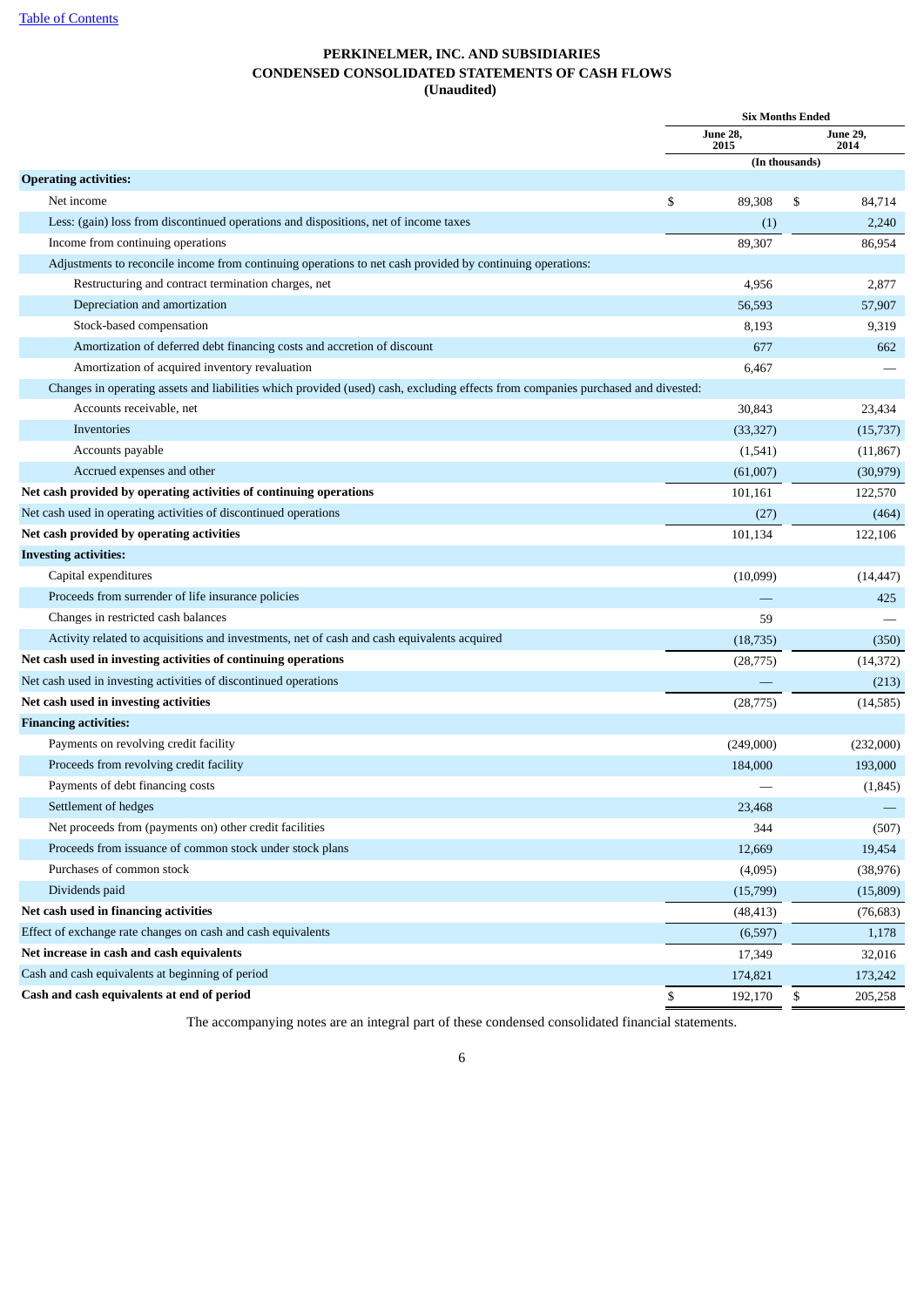[Table of Contents](#)

# PERKINELMER, INC. AND SUBSIDIARIES
## CONDENSED CONSOLIDATED STATEMENTS OF CASH FLOWS
### (Unaudited)

| | Six Months Ended | |
|---|---|---|
| | June 28, 2015 | June 29, 2014 |
| | (In thousands) | |
| **Operating activities:** | | |
| Net income | $ 89,308 | $ 84,714 |
| Less: (gain) loss from discontinued operations and dispositions, net of income taxes | (1) | 2,240 |
| Income from continuing operations | 89,307 | 86,954 |
| Adjustments to reconcile income from continuing operations to net cash provided by continuing operations: | | |
| Restructuring and contract termination charges, net | 4,956 | 2,877 |
| Depreciation and amortization | 56,593 | 57,907 |
| Stock-based compensation | 8,193 | 9,319 |
| Amortization of deferred debt financing costs and accretion of discount | 677 | 662 |
| Amortization of acquired inventory revaluation | 6,467 | — |
| Changes in operating assets and liabilities which provided (used) cash, excluding effects from companies purchased and divested: | | |
| Accounts receivable, net | 30,843 | 23,434 |
| Inventories | (33,327) | (15,737) |
| Accounts payable | (1,541) | (11,867) |
| Accrued expenses and other | (61,007) | (30,979) |
| **Net cash provided by operating activities of continuing operations** | 101,161 | 122,570 |
| Net cash used in operating activities of discontinued operations | (27) | (464) |
| **Net cash provided by operating activities** | 101,134 | 122,106 |
| **Investing activities:** | | |
| Capital expenditures | (10,099) | (14,447) |
| Proceeds from surrender of life insurance policies | — | 425 |
| Changes in restricted cash balances | 59 | — |
| Activity related to acquisitions and investments, net of cash and cash equivalents acquired | (18,735) | (350) |
| **Net cash used in investing activities of continuing operations** | (28,775) | (14,372) |
| Net cash used in investing activities of discontinued operations | — | (213) |
| **Net cash used in investing activities** | (28,775) | (14,585) |
| **Financing activities:** | | |
| Payments on revolving credit facility | (249,000) | (232,000) |
| Proceeds from revolving credit facility | 184,000 | 193,000 |
| Payments of debt financing costs | — | (1,845) |
| Settlement of hedges | 23,468 | — |
| Net proceeds from (payments on) other credit facilities | 344 | (507) |
| Proceeds from issuance of common stock under stock plans | 12,669 | 19,454 |
| Purchases of common stock | (4,095) | (38,976) |
| Dividends paid | (15,799) | (15,809) |
| **Net cash used in financing activities** | (48,413) | (76,683) |
| Effect of exchange rate changes on cash and cash equivalents | (6,597) | 1,178 |
| **Net increase in cash and cash equivalents** | 17,349 | 32,016 |
| Cash and cash equivalents at beginning of period | 174,821 | 173,242 |
| **Cash and cash equivalents at end of period** | $ 192,170 | $ 205,258 |

The accompanying notes are an integral part of these condensed consolidated financial statements.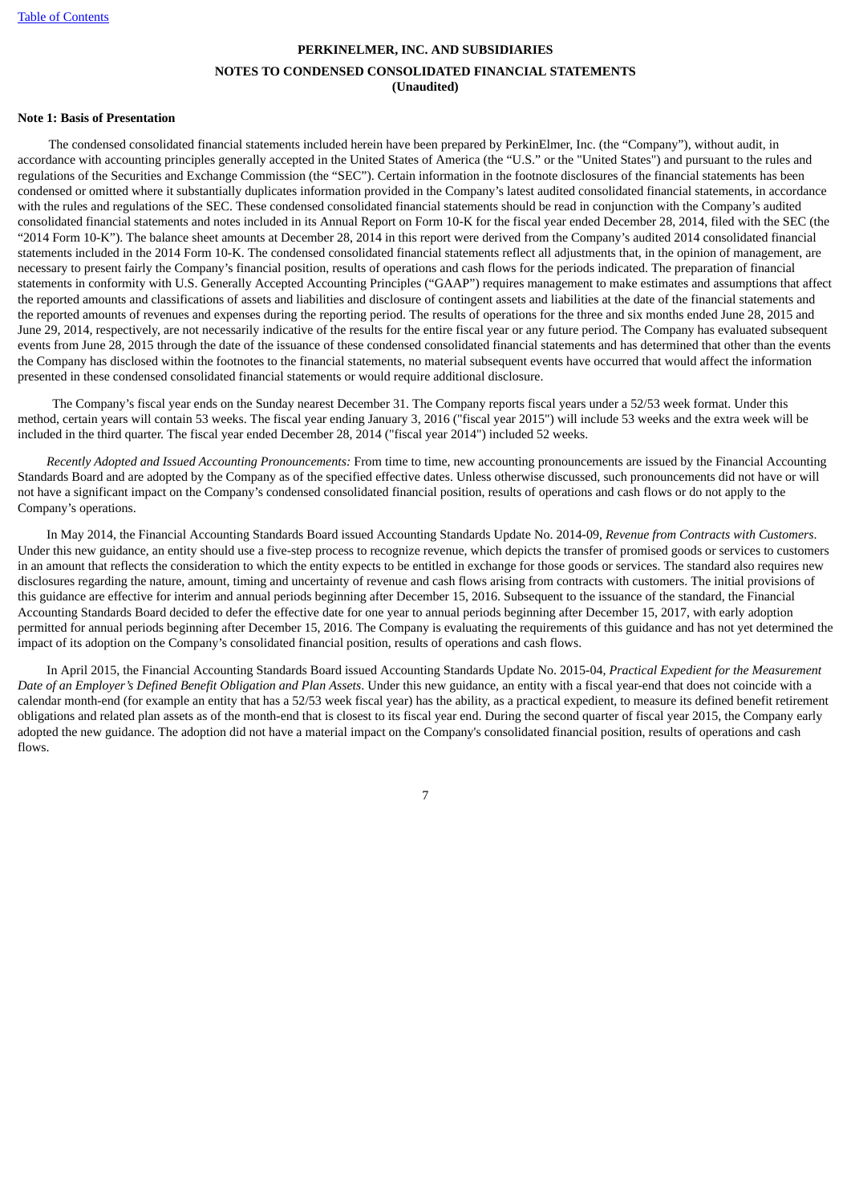**PERKINELMER, INC. AND SUBSIDIARIES**

**NOTES TO CONDENSED CONSOLIDATED FINANCIAL STATEMENTS**
**(Unaudited)**

**Note 1: Basis of Presentation**

The condensed consolidated financial statements included herein have been prepared by PerkinElmer, Inc. (the "Company"), without audit, in accordance with accounting principles generally accepted in the United States of America (the "U.S." or the "United States") and pursuant to the rules and regulations of the Securities and Exchange Commission (the "SEC"). Certain information in the footnote disclosures of the financial statements has been condensed or omitted where it substantially duplicates information provided in the Company's latest audited consolidated financial statements, in accordance with the rules and regulations of the SEC. These condensed consolidated financial statements should be read in conjunction with the Company's audited consolidated financial statements and notes included in its Annual Report on Form 10-K for the fiscal year ended December 28, 2014, filed with the SEC (the "2014 Form 10-K"). The balance sheet amounts at December 28, 2014 in this report were derived from the Company's audited 2014 consolidated financial statements included in the 2014 Form 10-K. The condensed consolidated financial statements reflect all adjustments that, in the opinion of management, are necessary to present fairly the Company's financial position, results of operations and cash flows for the periods indicated. The preparation of financial statements in conformity with U.S. Generally Accepted Accounting Principles ("GAAP") requires management to make estimates and assumptions that affect the reported amounts and classifications of assets and liabilities and disclosure of contingent assets and liabilities at the date of the financial statements and the reported amounts of revenues and expenses during the reporting period. The results of operations for the three and six months ended June 28, 2015 and June 29, 2014, respectively, are not necessarily indicative of the results for the entire fiscal year or any future period. The Company has evaluated subsequent events from June 28, 2015 through the date of the issuance of these condensed consolidated financial statements and has determined that other than the events the Company has disclosed within the footnotes to the financial statements, no material subsequent events have occurred that would affect the information presented in these condensed consolidated financial statements or would require additional disclosure.

The Company's fiscal year ends on the Sunday nearest December 31. The Company reports fiscal years under a 52/53 week format. Under this method, certain years will contain 53 weeks. The fiscal year ending January 3, 2016 ("fiscal year 2015") will include 53 weeks and the extra week will be included in the third quarter. The fiscal year ended December 28, 2014 ("fiscal year 2014") included 52 weeks.

*Recently Adopted and Issued Accounting Pronouncements:* From time to time, new accounting pronouncements are issued by the Financial Accounting Standards Board and are adopted by the Company as of the specified effective dates. Unless otherwise discussed, such pronouncements did not have or will not have a significant impact on the Company's condensed consolidated financial position, results of operations and cash flows or do not apply to the Company's operations.

In May 2014, the Financial Accounting Standards Board issued Accounting Standards Update No. 2014-09, *Revenue from Contracts with Customers*. Under this new guidance, an entity should use a five-step process to recognize revenue, which depicts the transfer of promised goods or services to customers in an amount that reflects the consideration to which the entity expects to be entitled in exchange for those goods or services. The standard also requires new disclosures regarding the nature, amount, timing and uncertainty of revenue and cash flows arising from contracts with customers. The initial provisions of this guidance are effective for interim and annual periods beginning after December 15, 2016. Subsequent to the issuance of the standard, the Financial Accounting Standards Board decided to defer the effective date for one year to annual periods beginning after December 15, 2017, with early adoption permitted for annual periods beginning after December 15, 2016. The Company is evaluating the requirements of this guidance and has not yet determined the impact of its adoption on the Company's consolidated financial position, results of operations and cash flows.

In April 2015, the Financial Accounting Standards Board issued Accounting Standards Update No. 2015-04, *Practical Expedient for the Measurement Date of an Employer's Defined Benefit Obligation and Plan Assets*. Under this new guidance, an entity with a fiscal year-end that does not coincide with a calendar month-end (for example an entity that has a 52/53 week fiscal year) has the ability, as a practical expedient, to measure its defined benefit retirement obligations and related plan assets as of the month-end that is closest to its fiscal year end. During the second quarter of fiscal year 2015, the Company early adopted the new guidance. The adoption did not have a material impact on the Company's consolidated financial position, results of operations and cash flows.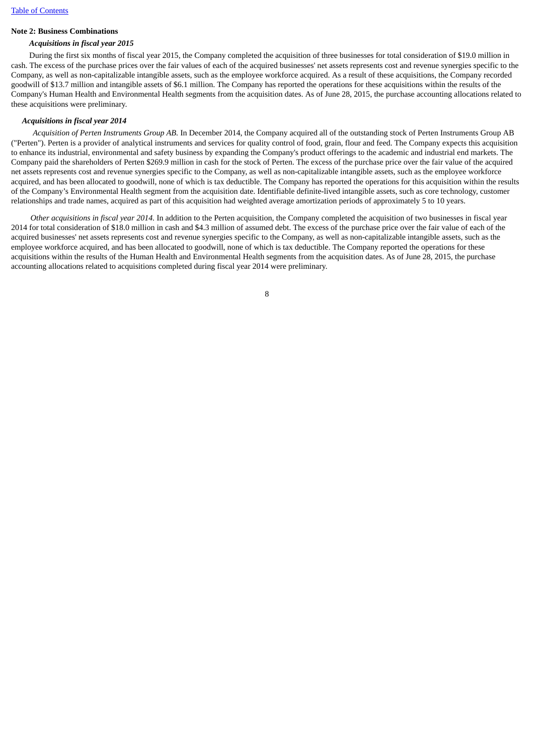**Note 2: Business Combinations**

***Acquisitions in fiscal year 2015***

During the first six months of fiscal year 2015, the Company completed the acquisition of three businesses for total consideration of $19.0 million in cash. The excess of the purchase prices over the fair values of each of the acquired businesses' net assets represents cost and revenue synergies specific to the Company, as well as non-capitalizable intangible assets, such as the employee workforce acquired. As a result of these acquisitions, the Company recorded goodwill of $13.7 million and intangible assets of $6.1 million. The Company has reported the operations for these acquisitions within the results of the Company's Human Health and Environmental Health segments from the acquisition dates. As of June 28, 2015, the purchase accounting allocations related to these acquisitions were preliminary.

***Acquisitions in fiscal year 2014***

*Acquisition of Perten Instruments Group AB.* In December 2014, the Company acquired all of the outstanding stock of Perten Instruments Group AB ("Perten"). Perten is a provider of analytical instruments and services for quality control of food, grain, flour and feed. The Company expects this acquisition to enhance its industrial, environmental and safety business by expanding the Company's product offerings to the academic and industrial end markets. The Company paid the shareholders of Perten $269.9 million in cash for the stock of Perten. The excess of the purchase price over the fair value of the acquired net assets represents cost and revenue synergies specific to the Company, as well as non-capitalizable intangible assets, such as the employee workforce acquired, and has been allocated to goodwill, none of which is tax deductible. The Company has reported the operations for this acquisition within the results of the Company's Environmental Health segment from the acquisition date. Identifiable definite-lived intangible assets, such as core technology, customer relationships and trade names, acquired as part of this acquisition had weighted average amortization periods of approximately 5 to 10 years.

*Other acquisitions in fiscal year 2014.* In addition to the Perten acquisition, the Company completed the acquisition of two businesses in fiscal year 2014 for total consideration of $18.0 million in cash and $4.3 million of assumed debt. The excess of the purchase price over the fair value of each of the acquired businesses' net assets represents cost and revenue synergies specific to the Company, as well as non-capitalizable intangible assets, such as the employee workforce acquired, and has been allocated to goodwill, none of which is tax deductible. The Company reported the operations for these acquisitions within the results of the Human Health and Environmental Health segments from the acquisition dates. As of June 28, 2015, the purchase accounting allocations related to acquisitions completed during fiscal year 2014 were preliminary.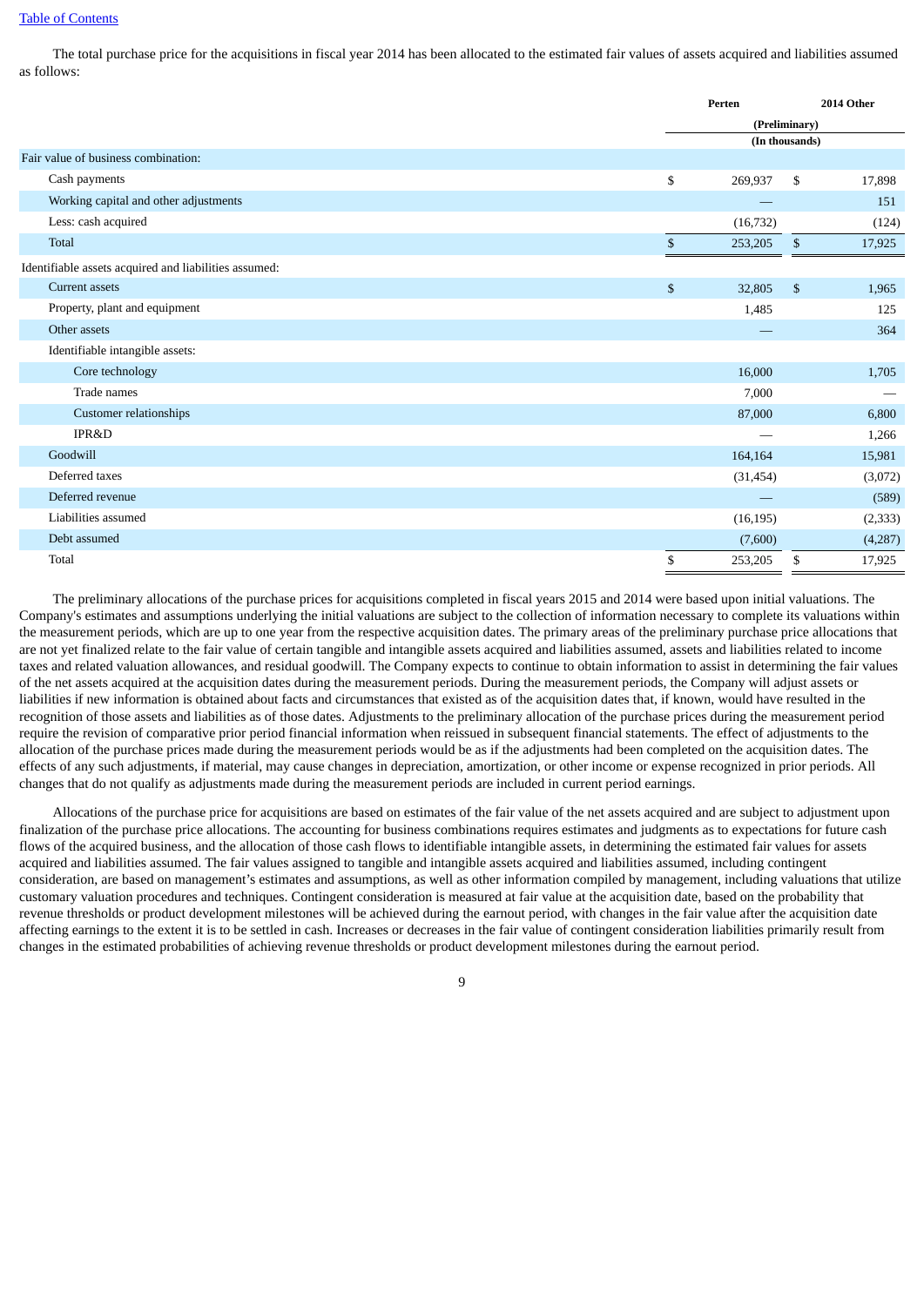[Table of Contents](#)

The total purchase price for the acquisitions in fiscal year 2014 has been allocated to the estimated fair values of assets acquired and liabilities assumed as follows:

| | Perten | 2014 Other |
|---|---|---|
| | (Preliminary) | |
| | (In thousands) | |
| Fair value of business combination: | | |
| Cash payments | $ 269,937 | $ 17,898 |
| Working capital and other adjustments | — | 151 |
| Less: cash acquired | (16,732) | (124) |
| Total | $ 253,205 | $ 17,925 |
| Identifiable assets acquired and liabilities assumed: | | |
| Current assets | $ 32,805 | $ 1,965 |
| Property, plant and equipment | 1,485 | 125 |
| Other assets | — | 364 |
| Identifiable intangible assets: | | |
| Core technology | 16,000 | 1,705 |
| Trade names | 7,000 | — |
| Customer relationships | 87,000 | 6,800 |
| IPR&D | — | 1,266 |
| Goodwill | 164,164 | 15,981 |
| Deferred taxes | (31,454) | (3,072) |
| Deferred revenue | — | (589) |
| Liabilities assumed | (16,195) | (2,333) |
| Debt assumed | (7,600) | (4,287) |
| Total | $ 253,205 | $ 17,925 |

The preliminary allocations of the purchase prices for acquisitions completed in fiscal years 2015 and 2014 were based upon initial valuations. The Company's estimates and assumptions underlying the initial valuations are subject to the collection of information necessary to complete its valuations within the measurement periods, which are up to one year from the respective acquisition dates. The primary areas of the preliminary purchase price allocations that are not yet finalized relate to the fair value of certain tangible and intangible assets acquired and liabilities assumed, assets and liabilities related to income taxes and related valuation allowances, and residual goodwill. The Company expects to continue to obtain information to assist in determining the fair values of the net assets acquired at the acquisition dates during the measurement periods. During the measurement periods, the Company will adjust assets or liabilities if new information is obtained about facts and circumstances that existed as of the acquisition dates that, if known, would have resulted in the recognition of those assets and liabilities as of those dates. Adjustments to the preliminary allocation of the purchase prices during the measurement period require the revision of comparative prior period financial information when reissued in subsequent financial statements. The effect of adjustments to the allocation of the purchase prices made during the measurement periods would be as if the adjustments had been completed on the acquisition dates. The effects of any such adjustments, if material, may cause changes in depreciation, amortization, or other income or expense recognized in prior periods. All changes that do not qualify as adjustments made during the measurement periods are included in current period earnings.

Allocations of the purchase price for acquisitions are based on estimates of the fair value of the net assets acquired and are subject to adjustment upon finalization of the purchase price allocations. The accounting for business combinations requires estimates and judgments as to expectations for future cash flows of the acquired business, and the allocation of those cash flows to identifiable intangible assets, in determining the estimated fair values for assets acquired and liabilities assumed. The fair values assigned to tangible and intangible assets acquired and liabilities assumed, including contingent consideration, are based on management's estimates and assumptions, as well as other information compiled by management, including valuations that utilize customary valuation procedures and techniques. Contingent consideration is measured at fair value at the acquisition date, based on the probability that revenue thresholds or product development milestones will be achieved during the earnout period, with changes in the fair value after the acquisition date affecting earnings to the extent it is to be settled in cash. Increases or decreases in the fair value of contingent consideration liabilities primarily result from changes in the estimated probabilities of achieving revenue thresholds or product development milestones during the earnout period.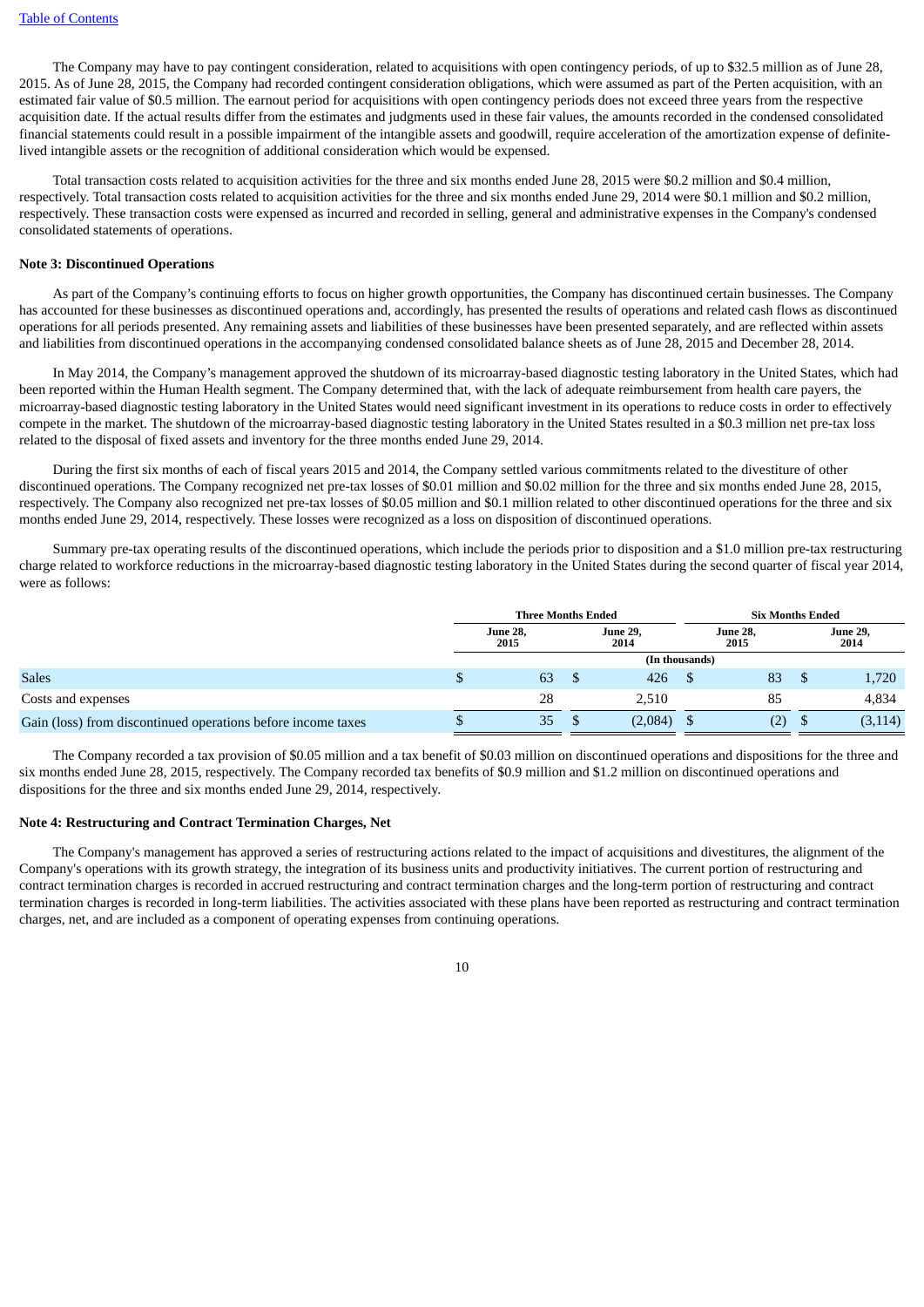The Company may have to pay contingent consideration, related to acquisitions with open contingency periods, of up to $32.5 million as of June 28, 2015. As of June 28, 2015, the Company had recorded contingent consideration obligations, which were assumed as part of the Perten acquisition, with an estimated fair value of $0.5 million. The earnout period for acquisitions with open contingency periods does not exceed three years from the respective acquisition date. If the actual results differ from the estimates and judgments used in these fair values, the amounts recorded in the condensed consolidated financial statements could result in a possible impairment of the intangible assets and goodwill, require acceleration of the amortization expense of definite-lived intangible assets or the recognition of additional consideration which would be expensed.

Total transaction costs related to acquisition activities for the three and six months ended June 28, 2015 were $0.2 million and $0.4 million, respectively. Total transaction costs related to acquisition activities for the three and six months ended June 29, 2014 were $0.1 million and $0.2 million, respectively. These transaction costs were expensed as incurred and recorded in selling, general and administrative expenses in the Company's condensed consolidated statements of operations.

**Note 3: Discontinued Operations**

As part of the Company's continuing efforts to focus on higher growth opportunities, the Company has discontinued certain businesses. The Company has accounted for these businesses as discontinued operations and, accordingly, has presented the results of operations and related cash flows as discontinued operations for all periods presented. Any remaining assets and liabilities of these businesses have been presented separately, and are reflected within assets and liabilities from discontinued operations in the accompanying condensed consolidated balance sheets as of June 28, 2015 and December 28, 2014.

In May 2014, the Company's management approved the shutdown of its microarray-based diagnostic testing laboratory in the United States, which had been reported within the Human Health segment. The Company determined that, with the lack of adequate reimbursement from health care payers, the microarray-based diagnostic testing laboratory in the United States would need significant investment in its operations to reduce costs in order to effectively compete in the market. The shutdown of the microarray-based diagnostic testing laboratory in the United States resulted in a $0.3 million net pre-tax loss related to the disposal of fixed assets and inventory for the three months ended June 29, 2014.

During the first six months of each of fiscal years 2015 and 2014, the Company settled various commitments related to the divestiture of other discontinued operations. The Company recognized net pre-tax losses of $0.01 million and $0.02 million for the three and six months ended June 28, 2015, respectively. The Company also recognized net pre-tax losses of $0.05 million and $0.1 million related to other discontinued operations for the three and six months ended June 29, 2014, respectively. These losses were recognized as a loss on disposition of discontinued operations.

Summary pre-tax operating results of the discontinued operations, which include the periods prior to disposition and a $1.0 million pre-tax restructuring charge related to workforce reductions in the microarray-based diagnostic testing laboratory in the United States during the second quarter of fiscal year 2014, were as follows:

| | Three Months Ended | | Six Months Ended | |
|---|---|---|---|---|
| | June 28, 2015 | June 29, 2014 | June 28, 2015 | June 29, 2014 |
| | (In thousands) | | | |
| Sales | $ 63 | $ 426 | $ 83 | $ 1,720 |
| Costs and expenses | 28 | 2,510 | 85 | 4,834 |
| Gain (loss) from discontinued operations before income taxes | $ 35 | $ (2,084) | $ (2) | $ (3,114) |

The Company recorded a tax provision of $0.05 million and a tax benefit of $0.03 million on discontinued operations and dispositions for the three and six months ended June 28, 2015, respectively. The Company recorded tax benefits of $0.9 million and $1.2 million on discontinued operations and dispositions for the three and six months ended June 29, 2014, respectively.

**Note 4: Restructuring and Contract Termination Charges, Net**

The Company's management has approved a series of restructuring actions related to the impact of acquisitions and divestitures, the alignment of the Company's operations with its growth strategy, the integration of its business units and productivity initiatives. The current portion of restructuring and contract termination charges is recorded in accrued restructuring and contract termination charges and the long-term portion of restructuring and contract termination charges is recorded in long-term liabilities. The activities associated with these plans have been reported as restructuring and contract termination charges, net, and are included as a component of operating expenses from continuing operations.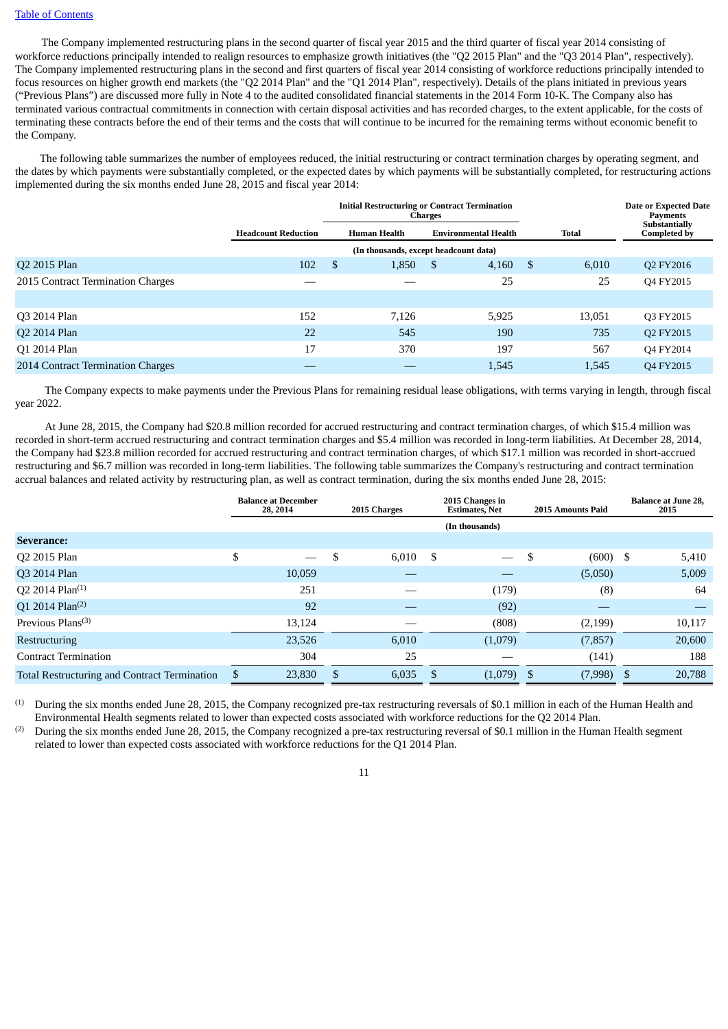[Table of Contents](#)

The Company implemented restructuring plans in the second quarter of fiscal year 2015 and the third quarter of fiscal year 2014 consisting of workforce reductions principally intended to realign resources to emphasize growth initiatives (the "Q2 2015 Plan" and the "Q3 2014 Plan", respectively). The Company implemented restructuring plans in the second and first quarters of fiscal year 2014 consisting of workforce reductions principally intended to focus resources on higher growth end markets (the "Q2 2014 Plan" and the "Q1 2014 Plan", respectively). Details of the plans initiated in previous years ("Previous Plans") are discussed more fully in Note 4 to the audited consolidated financial statements in the 2014 Form 10-K. The Company also has terminated various contractual commitments in connection with certain disposal activities and has recorded charges, to the extent applicable, for the costs of terminating these contracts before the end of their terms and the costs that will continue to be incurred for the remaining terms without economic benefit to the Company.

The following table summarizes the number of employees reduced, the initial restructuring or contract termination charges by operating segment, and the dates by which payments were substantially completed, or the expected dates by which payments will be substantially completed, for restructuring actions implemented during the six months ended June 28, 2015 and fiscal year 2014:

| | | Initial Restructuring or Contract Termination Charges | | | |
|---|---|---|---|---|---|
| | Headcount Reduction | Human Health | Environmental Health | Total | Date or Expected Date Payments Substantially Completed by |
| | (In thousands, except headcount data) | | | | |
| Q2 2015 Plan | 102 | $ 1,850 | $ 4,160 | $ 6,010 | Q2 FY2016 |
| 2015 Contract Termination Charges | — | — | 25 | 25 | Q4 FY2015 |
| | | | | | |
| Q3 2014 Plan | 152 | 7,126 | 5,925 | 13,051 | Q3 FY2015 |
| Q2 2014 Plan | 22 | 545 | 190 | 735 | Q2 FY2015 |
| Q1 2014 Plan | 17 | 370 | 197 | 567 | Q4 FY2014 |
| 2014 Contract Termination Charges | — | — | 1,545 | 1,545 | Q4 FY2015 |

The Company expects to make payments under the Previous Plans for remaining residual lease obligations, with terms varying in length, through fiscal year 2022.

At June 28, 2015, the Company had $20.8 million recorded for accrued restructuring and contract termination charges, of which $15.4 million was recorded in short-term accrued restructuring and contract termination charges and $5.4 million was recorded in long-term liabilities. At December 28, 2014, the Company had $23.8 million recorded for accrued restructuring and contract termination charges, of which $17.1 million was recorded in short-accrued restructuring and $6.7 million was recorded in long-term liabilities. The following table summarizes the Company's restructuring and contract termination accrual balances and related activity by restructuring plan, as well as contract termination, during the six months ended June 28, 2015:

| | Balance at December 28, 2014 | 2015 Charges | 2015 Changes in Estimates, Net | 2015 Amounts Paid | Balance at June 28, 2015 |
|---|---|---|---|---|---|
| | | | (In thousands) | | |
| **Severance:** | | | | | |
| Q2 2015 Plan | $ — | $ 6,010 | $ — | $ (600) | $ 5,410 |
| Q3 2014 Plan | 10,059 | — | — | (5,050) | 5,009 |
| Q2 2014 Plan[(1)] | 251 | — | (179) | (8) | 64 |
| Q1 2014 Plan[(2)] | 92 | — | (92) | — | — |
| Previous Plans[(3)] | 13,124 | — | (808) | (2,199) | 10,117 |
| Restructuring | 23,526 | 6,010 | (1,079) | (7,857) | 20,600 |
| Contract Termination | 304 | 25 | — | (141) | 188 |
| Total Restructuring and Contract Termination | $ 23,830 | $ 6,035 | $ (1,079) | $ (7,998) | $ 20,788 |

(1) During the six months ended June 28, 2015, the Company recognized pre-tax restructuring reversals of $0.1 million in each of the Human Health and Environmental Health segments related to lower than expected costs associated with workforce reductions for the Q2 2014 Plan.

(2) During the six months ended June 28, 2015, the Company recognized a pre-tax restructuring reversal of $0.1 million in the Human Health segment related to lower than expected costs associated with workforce reductions for the Q1 2014 Plan.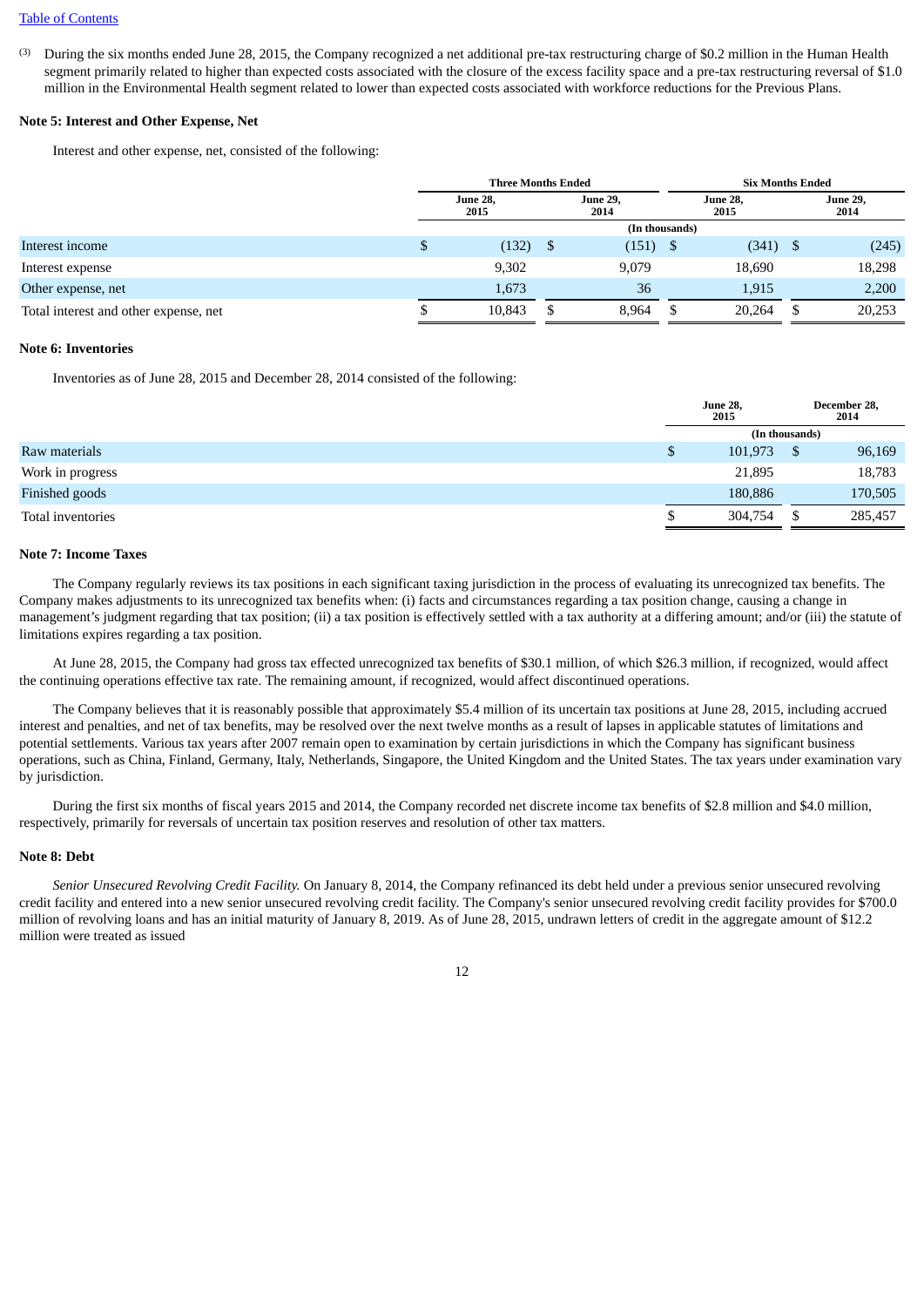[Table of Contents](#)

(3) During the six months ended June 28, 2015, the Company recognized a net additional pre-tax restructuring charge of $0.2 million in the Human Health segment primarily related to higher than expected costs associated with the closure of the excess facility space and a pre-tax restructuring reversal of $1.0 million in the Environmental Health segment related to lower than expected costs associated with workforce reductions for the Previous Plans.

**Note 5: Interest and Other Expense, Net**

Interest and other expense, net, consisted of the following:

| | Three Months Ended | | Six Months Ended | |
|---|---|---|---|---|
| | June 28, 2015 | June 29, 2014 | June 28, 2015 | June 29, 2014 |
| | (In thousands) | | | |
| Interest income | $ (132) | $ (151) | $ (341) | $ (245) |
| Interest expense | 9,302 | 9,079 | 18,690 | 18,298 |
| Other expense, net | 1,673 | 36 | 1,915 | 2,200 |
| Total interest and other expense, net | $ 10,843 | $ 8,964 | $ 20,264 | $ 20,253 |

**Note 6: Inventories**

Inventories as of June 28, 2015 and December 28, 2014 consisted of the following:

| | June 28, 2015 | December 28, 2014 |
|---|---|---|
| | (In thousands) | |
| Raw materials | $ 101,973 | $ 96,169 |
| Work in progress | 21,895 | 18,783 |
| Finished goods | 180,886 | 170,505 |
| Total inventories | $ 304,754 | $ 285,457 |

**Note 7: Income Taxes**

The Company regularly reviews its tax positions in each significant taxing jurisdiction in the process of evaluating its unrecognized tax benefits. The Company makes adjustments to its unrecognized tax benefits when: (i) facts and circumstances regarding a tax position change, causing a change in management's judgment regarding that tax position; (ii) a tax position is effectively settled with a tax authority at a differing amount; and/or (iii) the statute of limitations expires regarding a tax position.

At June 28, 2015, the Company had gross tax effected unrecognized tax benefits of $30.1 million, of which $26.3 million, if recognized, would affect the continuing operations effective tax rate. The remaining amount, if recognized, would affect discontinued operations.

The Company believes that it is reasonably possible that approximately $5.4 million of its uncertain tax positions at June 28, 2015, including accrued interest and penalties, and net of tax benefits, may be resolved over the next twelve months as a result of lapses in applicable statutes of limitations and potential settlements. Various tax years after 2007 remain open to examination by certain jurisdictions in which the Company has significant business operations, such as China, Finland, Germany, Italy, Netherlands, Singapore, the United Kingdom and the United States. The tax years under examination vary by jurisdiction.

During the first six months of fiscal years 2015 and 2014, the Company recorded net discrete income tax benefits of $2.8 million and $4.0 million, respectively, primarily for reversals of uncertain tax position reserves and resolution of other tax matters.

**Note 8: Debt**

*Senior Unsecured Revolving Credit Facility.* On January 8, 2014, the Company refinanced its debt held under a previous senior unsecured revolving credit facility and entered into a new senior unsecured revolving credit facility. The Company's senior unsecured revolving credit facility provides for $700.0 million of revolving loans and has an initial maturity of January 8, 2019. As of June 28, 2015, undrawn letters of credit in the aggregate amount of $12.2 million were treated as issued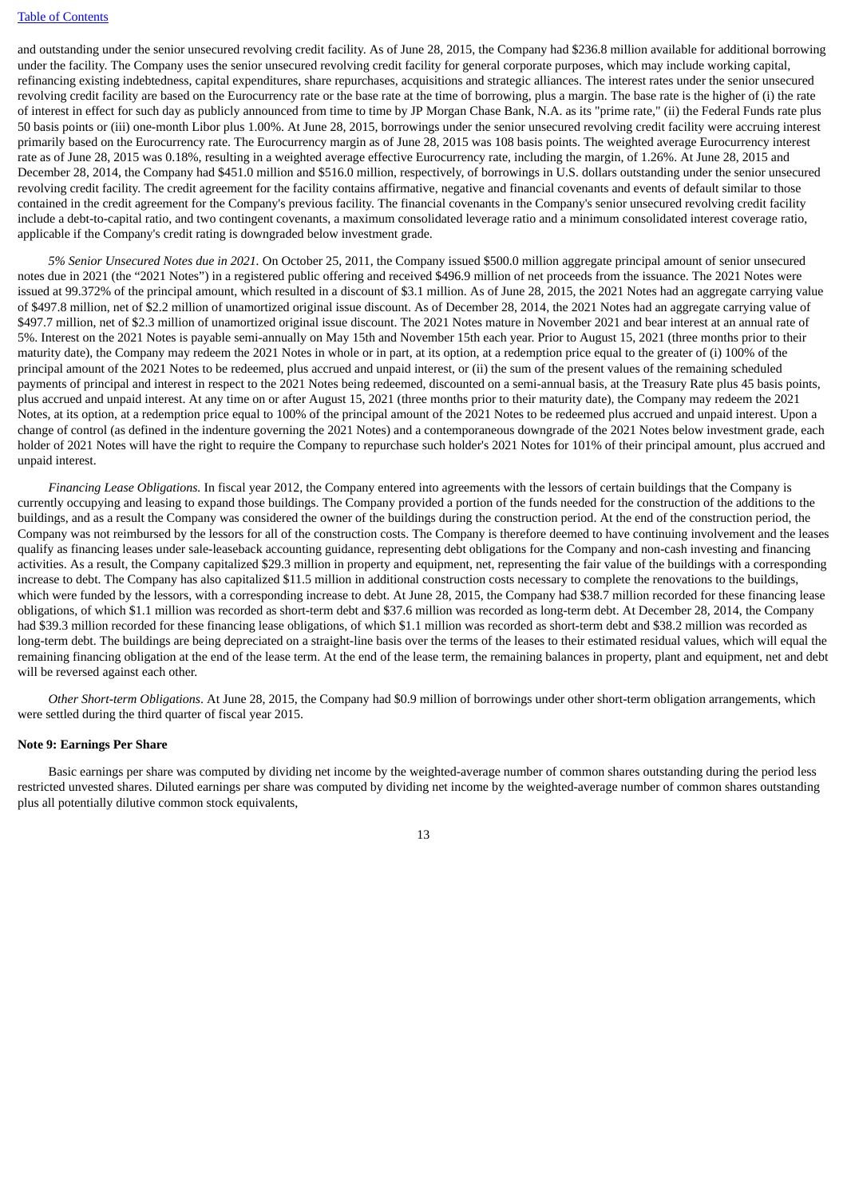and outstanding under the senior unsecured revolving credit facility. As of June 28, 2015, the Company had $236.8 million available for additional borrowing under the facility. The Company uses the senior unsecured revolving credit facility for general corporate purposes, which may include working capital, refinancing existing indebtedness, capital expenditures, share repurchases, acquisitions and strategic alliances. The interest rates under the senior unsecured revolving credit facility are based on the Eurocurrency rate or the base rate at the time of borrowing, plus a margin. The base rate is the higher of (i) the rate of interest in effect for such day as publicly announced from time to time by JP Morgan Chase Bank, N.A. as its "prime rate," (ii) the Federal Funds rate plus 50 basis points or (iii) one-month Libor plus 1.00%. At June 28, 2015, borrowings under the senior unsecured revolving credit facility were accruing interest primarily based on the Eurocurrency rate. The Eurocurrency margin as of June 28, 2015 was 108 basis points. The weighted average Eurocurrency interest rate as of June 28, 2015 was 0.18%, resulting in a weighted average effective Eurocurrency rate, including the margin, of 1.26%. At June 28, 2015 and December 28, 2014, the Company had $451.0 million and $516.0 million, respectively, of borrowings in U.S. dollars outstanding under the senior unsecured revolving credit facility. The credit agreement for the facility contains affirmative, negative and financial covenants and events of default similar to those contained in the credit agreement for the Company's previous facility. The financial covenants in the Company's senior unsecured revolving credit facility include a debt-to-capital ratio, and two contingent covenants, a maximum consolidated leverage ratio and a minimum consolidated interest coverage ratio, applicable if the Company's credit rating is downgraded below investment grade.

*5% Senior Unsecured Notes due in 2021.* On October 25, 2011, the Company issued $500.0 million aggregate principal amount of senior unsecured notes due in 2021 (the "2021 Notes") in a registered public offering and received $496.9 million of net proceeds from the issuance. The 2021 Notes were issued at 99.372% of the principal amount, which resulted in a discount of $3.1 million. As of June 28, 2015, the 2021 Notes had an aggregate carrying value of $497.8 million, net of $2.2 million of unamortized original issue discount. As of December 28, 2014, the 2021 Notes had an aggregate carrying value of $497.7 million, net of $2.3 million of unamortized original issue discount. The 2021 Notes mature in November 2021 and bear interest at an annual rate of 5%. Interest on the 2021 Notes is payable semi-annually on May 15th and November 15th each year. Prior to August 15, 2021 (three months prior to their maturity date), the Company may redeem the 2021 Notes in whole or in part, at its option, at a redemption price equal to the greater of (i) 100% of the principal amount of the 2021 Notes to be redeemed, plus accrued and unpaid interest, or (ii) the sum of the present values of the remaining scheduled payments of principal and interest in respect to the 2021 Notes being redeemed, discounted on a semi-annual basis, at the Treasury Rate plus 45 basis points, plus accrued and unpaid interest. At any time on or after August 15, 2021 (three months prior to their maturity date), the Company may redeem the 2021 Notes, at its option, at a redemption price equal to 100% of the principal amount of the 2021 Notes to be redeemed plus accrued and unpaid interest. Upon a change of control (as defined in the indenture governing the 2021 Notes) and a contemporaneous downgrade of the 2021 Notes below investment grade, each holder of 2021 Notes will have the right to require the Company to repurchase such holder's 2021 Notes for 101% of their principal amount, plus accrued and unpaid interest.

*Financing Lease Obligations.* In fiscal year 2012, the Company entered into agreements with the lessors of certain buildings that the Company is currently occupying and leasing to expand those buildings. The Company provided a portion of the funds needed for the construction of the additions to the buildings, and as a result the Company was considered the owner of the buildings during the construction period. At the end of the construction period, the Company was not reimbursed by the lessors for all of the construction costs. The Company is therefore deemed to have continuing involvement and the leases qualify as financing leases under sale-leaseback accounting guidance, representing debt obligations for the Company and non-cash investing and financing activities. As a result, the Company capitalized $29.3 million in property and equipment, net, representing the fair value of the buildings with a corresponding increase to debt. The Company has also capitalized $11.5 million in additional construction costs necessary to complete the renovations to the buildings, which were funded by the lessors, with a corresponding increase to debt. At June 28, 2015, the Company had $38.7 million recorded for these financing lease obligations, of which $1.1 million was recorded as short-term debt and $37.6 million was recorded as long-term debt. At December 28, 2014, the Company had $39.3 million recorded for these financing lease obligations, of which $1.1 million was recorded as short-term debt and $38.2 million was recorded as long-term debt. The buildings are being depreciated on a straight-line basis over the terms of the leases to their estimated residual values, which will equal the remaining financing obligation at the end of the lease term. At the end of the lease term, the remaining balances in property, plant and equipment, net and debt will be reversed against each other.

*Other Short-term Obligations*. At June 28, 2015, the Company had $0.9 million of borrowings under other short-term obligation arrangements, which were settled during the third quarter of fiscal year 2015.

**Note 9: Earnings Per Share**

Basic earnings per share was computed by dividing net income by the weighted-average number of common shares outstanding during the period less restricted unvested shares. Diluted earnings per share was computed by dividing net income by the weighted-average number of common shares outstanding plus all potentially dilutive common stock equivalents,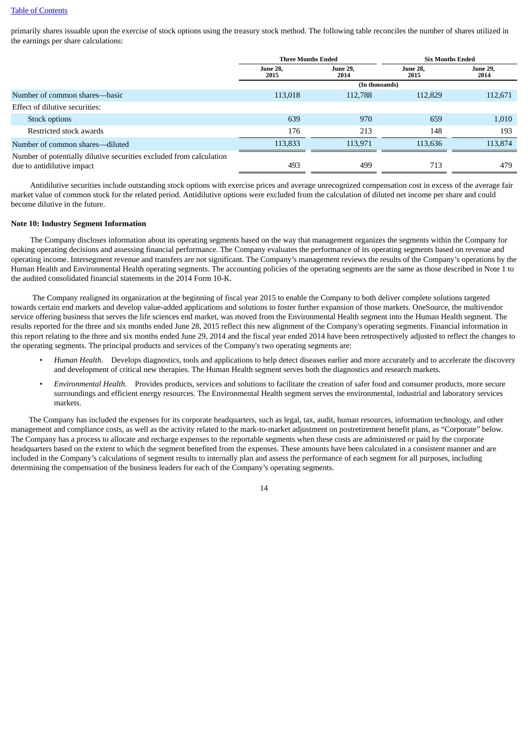primarily shares issuable upon the exercise of stock options using the treasury stock method. The following table reconciles the number of shares utilized in the earnings per share calculations:

| | Three Months Ended | | Six Months Ended | |
|---|---|---|---|---|
| | June 28, 2015 | June 29, 2014 | June 28, 2015 | June 29, 2014 |
| | (In thousands) | | | |
| Number of common shares—basic | 113,018 | 112,788 | 112,829 | 112,671 |
| Effect of dilutive securities: | | | | |
| Stock options | 639 | 970 | 659 | 1,010 |
| Restricted stock awards | 176 | 213 | 148 | 193 |
| Number of common shares—diluted | 113,833 | 113,971 | 113,636 | 113,874 |
| Number of potentially dilutive securities excluded from calculation due to antidilutive impact | 493 | 499 | 713 | 479 |

Antidilutive securities include outstanding stock options with exercise prices and average unrecognized compensation cost in excess of the average fair market value of common stock for the related period. Antidilutive options were excluded from the calculation of diluted net income per share and could become dilutive in the future.

**Note 10: Industry Segment Information**

The Company discloses information about its operating segments based on the way that management organizes the segments within the Company for making operating decisions and assessing financial performance. The Company evaluates the performance of its operating segments based on revenue and operating income. Intersegment revenue and transfers are not significant. The Company's management reviews the results of the Company's operations by the Human Health and Environmental Health operating segments. The accounting policies of the operating segments are the same as those described in Note 1 to the audited consolidated financial statements in the 2014 Form 10-K.

The Company realigned its organization at the beginning of fiscal year 2015 to enable the Company to both deliver complete solutions targeted towards certain end markets and develop value-added applications and solutions to foster further expansion of those markets. OneSource, the multivendor service offering business that serves the life sciences end market, was moved from the Environmental Health segment into the Human Health segment. The results reported for the three and six months ended June 28, 2015 reflect this new alignment of the Company's operating segments. Financial information in this report relating to the three and six months ended June 29, 2014 and the fiscal year ended 2014 have been retrospectively adjusted to reflect the changes to the operating segments. The principal products and services of the Company's two operating segments are:

- *Human Health*. Develops diagnostics, tools and applications to help detect diseases earlier and more accurately and to accelerate the discovery and development of critical new therapies. The Human Health segment serves both the diagnostics and research markets.
- *Environmental Health*. Provides products, services and solutions to facilitate the creation of safer food and consumer products, more secure surroundings and efficient energy resources. The Environmental Health segment serves the environmental, industrial and laboratory services markets.

The Company has included the expenses for its corporate headquarters, such as legal, tax, audit, human resources, information technology, and other management and compliance costs, as well as the activity related to the mark-to-market adjustment on postretirement benefit plans, as "Corporate" below. The Company has a process to allocate and recharge expenses to the reportable segments when these costs are administered or paid by the corporate headquarters based on the extent to which the segment benefited from the expenses. These amounts have been calculated in a consistent manner and are included in the Company's calculations of segment results to internally plan and assess the performance of each segment for all purposes, including determining the compensation of the business leaders for each of the Company's operating segments.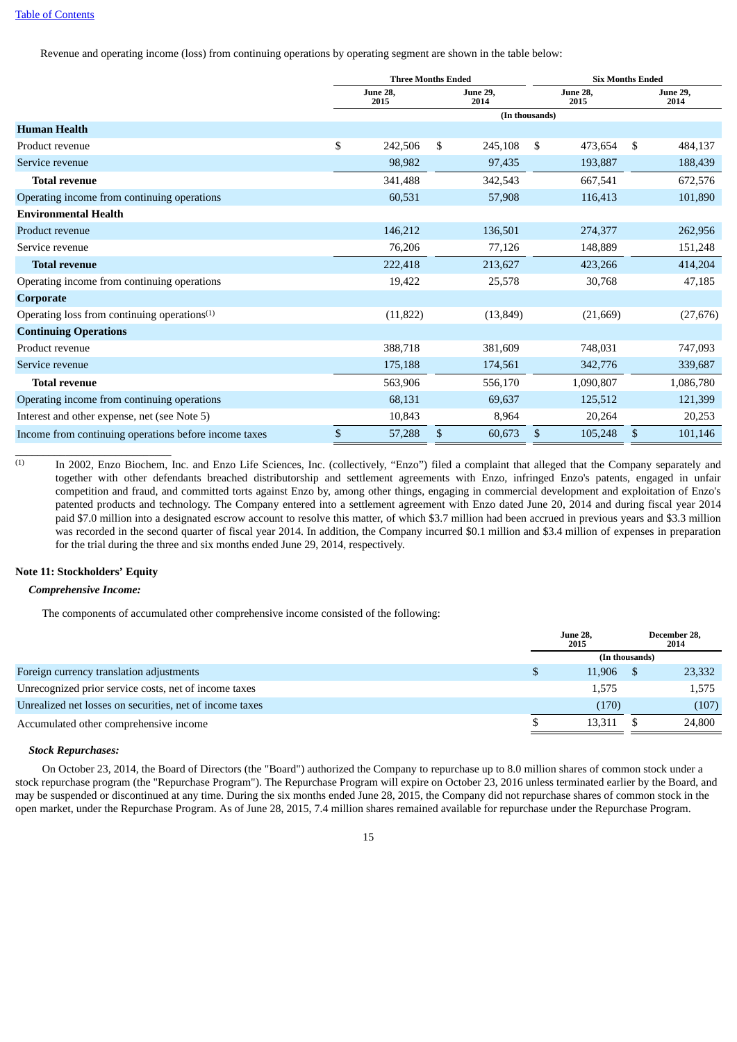Revenue and operating income (loss) from continuing operations by operating segment are shown in the table below:

| | Three Months Ended | | Six Months Ended | |
|---|---|---|---|---|
| | June 28, 2015 | June 29, 2014 | June 28, 2015 | June 29, 2014 |
| | (In thousands) | | | |
| **Human Health** | | | | |
| Product revenue | $ 242,506 | $ 245,108 | $ 473,654 | $ 484,137 |
| Service revenue | 98,982 | 97,435 | 193,887 | 188,439 |
| **Total revenue** | 341,488 | 342,543 | 667,541 | 672,576 |
| Operating income from continuing operations | 60,531 | 57,908 | 116,413 | 101,890 |
| **Environmental Health** | | | | |
| Product revenue | 146,212 | 136,501 | 274,377 | 262,956 |
| Service revenue | 76,206 | 77,126 | 148,889 | 151,248 |
| **Total revenue** | 222,418 | 213,627 | 423,266 | 414,204 |
| Operating income from continuing operations | 19,422 | 25,578 | 30,768 | 47,185 |
| **Corporate** | | | | |
| Operating loss from continuing operations[1] | (11,822) | (13,849) | (21,669) | (27,676) |
| **Continuing Operations** | | | | |
| Product revenue | 388,718 | 381,609 | 748,031 | 747,093 |
| Service revenue | 175,188 | 174,561 | 342,776 | 339,687 |
| **Total revenue** | 563,906 | 556,170 | 1,090,807 | 1,086,780 |
| Operating income from continuing operations | 68,131 | 69,637 | 125,512 | 121,399 |
| Interest and other expense, net (see Note 5) | 10,843 | 8,964 | 20,264 | 20,253 |
| Income from continuing operations before income taxes | $ 57,288 | $ 60,673 | $ 105,248 | $ 101,146 |

[1] In 2002, Enzo Biochem, Inc. and Enzo Life Sciences, Inc. (collectively, "Enzo") filed a complaint that alleged that the Company separately and together with other defendants breached distributorship and settlement agreements with Enzo, infringed Enzo's patents, engaged in unfair competition and fraud, and committed torts against Enzo by, among other things, engaging in commercial development and exploitation of Enzo's patented products and technology. The Company entered into a settlement agreement with Enzo dated June 20, 2014 and during fiscal year 2014 paid $7.0 million into a designated escrow account to resolve this matter, of which $3.7 million had been accrued in previous years and $3.3 million was recorded in the second quarter of fiscal year 2014. In addition, the Company incurred $0.1 million and $3.4 million of expenses in preparation for the trial during the three and six months ended June 29, 2014, respectively.

## Note 11: Stockholders' Equity

### *Comprehensive Income:*

The components of accumulated other comprehensive income consisted of the following:

| | June 28, 2015 | December 28, 2014 |
|---|---|---|
| | (In thousands) | |
| Foreign currency translation adjustments | $ 11,906 | $ 23,332 |
| Unrecognized prior service costs, net of income taxes | 1,575 | 1,575 |
| Unrealized net losses on securities, net of income taxes | (170) | (107) |
| Accumulated other comprehensive income | $ 13,311 | $ 24,800 |

### *Stock Repurchases:*

On October 23, 2014, the Board of Directors (the "Board") authorized the Company to repurchase up to 8.0 million shares of common stock under a stock repurchase program (the "Repurchase Program"). The Repurchase Program will expire on October 23, 2016 unless terminated earlier by the Board, and may be suspended or discontinued at any time. During the six months ended June 28, 2015, the Company did not repurchase shares of common stock in the open market, under the Repurchase Program. As of June 28, 2015, 7.4 million shares remained available for repurchase under the Repurchase Program.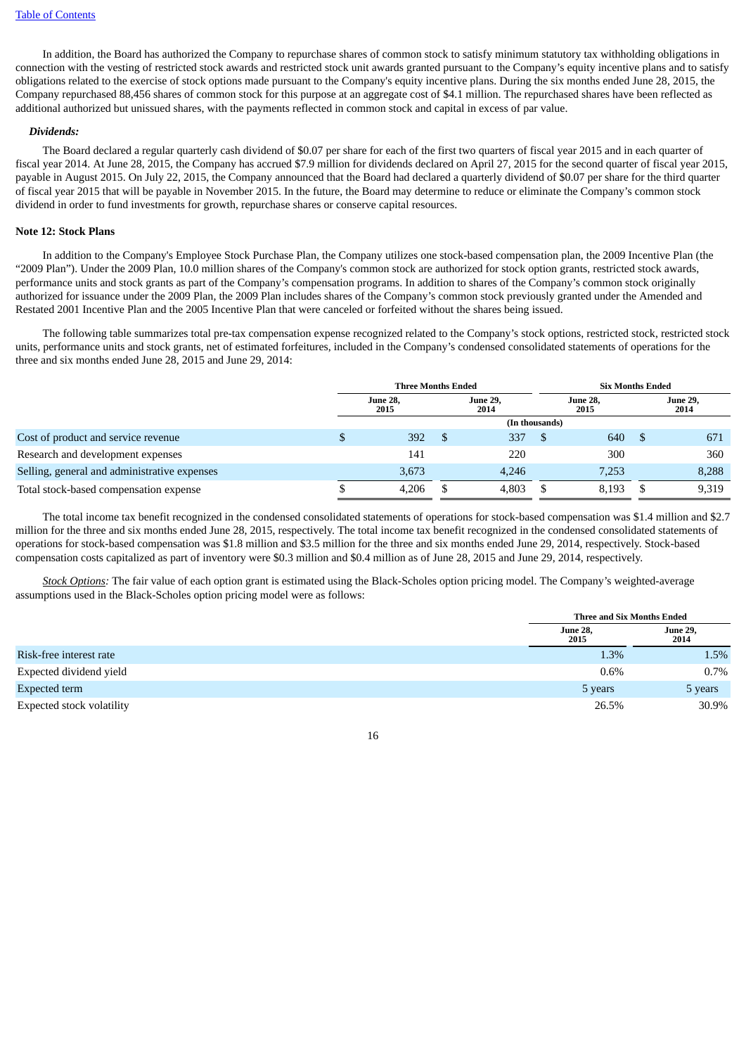In addition, the Board has authorized the Company to repurchase shares of common stock to satisfy minimum statutory tax withholding obligations in connection with the vesting of restricted stock awards and restricted stock unit awards granted pursuant to the Company's equity incentive plans and to satisfy obligations related to the exercise of stock options made pursuant to the Company's equity incentive plans. During the six months ended June 28, 2015, the Company repurchased 88,456 shares of common stock for this purpose at an aggregate cost of $4.1 million. The repurchased shares have been reflected as additional authorized but unissued shares, with the payments reflected in common stock and capital in excess of par value.

***Dividends:***

The Board declared a regular quarterly cash dividend of $0.07 per share for each of the first two quarters of fiscal year 2015 and in each quarter of fiscal year 2014. At June 28, 2015, the Company has accrued $7.9 million for dividends declared on April 27, 2015 for the second quarter of fiscal year 2015, payable in August 2015. On July 22, 2015, the Company announced that the Board had declared a quarterly dividend of $0.07 per share for the third quarter of fiscal year 2015 that will be payable in November 2015. In the future, the Board may determine to reduce or eliminate the Company's common stock dividend in order to fund investments for growth, repurchase shares or conserve capital resources.

**Note 12: Stock Plans**

In addition to the Company's Employee Stock Purchase Plan, the Company utilizes one stock-based compensation plan, the 2009 Incentive Plan (the "2009 Plan"). Under the 2009 Plan, 10.0 million shares of the Company's common stock are authorized for stock option grants, restricted stock awards, performance units and stock grants as part of the Company's compensation programs. In addition to shares of the Company's common stock originally authorized for issuance under the 2009 Plan, the 2009 Plan includes shares of the Company's common stock previously granted under the Amended and Restated 2001 Incentive Plan and the 2005 Incentive Plan that were canceled or forfeited without the shares being issued.

The following table summarizes total pre-tax compensation expense recognized related to the Company's stock options, restricted stock, restricted stock units, performance units and stock grants, net of estimated forfeitures, included in the Company's condensed consolidated statements of operations for the three and six months ended June 28, 2015 and June 29, 2014:

| | Three Months Ended | | Six Months Ended | |
|---|---|---|---|---|
| | June 28, 2015 | June 29, 2014 | June 28, 2015 | June 29, 2014 |
| | (In thousands) | | | |
| Cost of product and service revenue | $ 392 | $ 337 | $ 640 | $ 671 |
| Research and development expenses | 141 | 220 | 300 | 360 |
| Selling, general and administrative expenses | 3,673 | 4,246 | 7,253 | 8,288 |
| Total stock-based compensation expense | $ 4,206 | $ 4,803 | $ 8,193 | $ 9,319 |

The total income tax benefit recognized in the condensed consolidated statements of operations for stock-based compensation was $1.4 million and $2.7 million for the three and six months ended June 28, 2015, respectively. The total income tax benefit recognized in the condensed consolidated statements of operations for stock-based compensation was $1.8 million and $3.5 million for the three and six months ended June 29, 2014, respectively. Stock-based compensation costs capitalized as part of inventory were $0.3 million and $0.4 million as of June 28, 2015 and June 29, 2014, respectively.

*Stock Options:* The fair value of each option grant is estimated using the Black-Scholes option pricing model. The Company's weighted-average assumptions used in the Black-Scholes option pricing model were as follows:

| | Three and Six Months Ended | |
|---|---|---|
| | June 28, 2015 | June 29, 2014 |
| Risk-free interest rate | 1.3% | 1.5% |
| Expected dividend yield | 0.6% | 0.7% |
| Expected term | 5 years | 5 years |
| Expected stock volatility | 26.5% | 30.9% |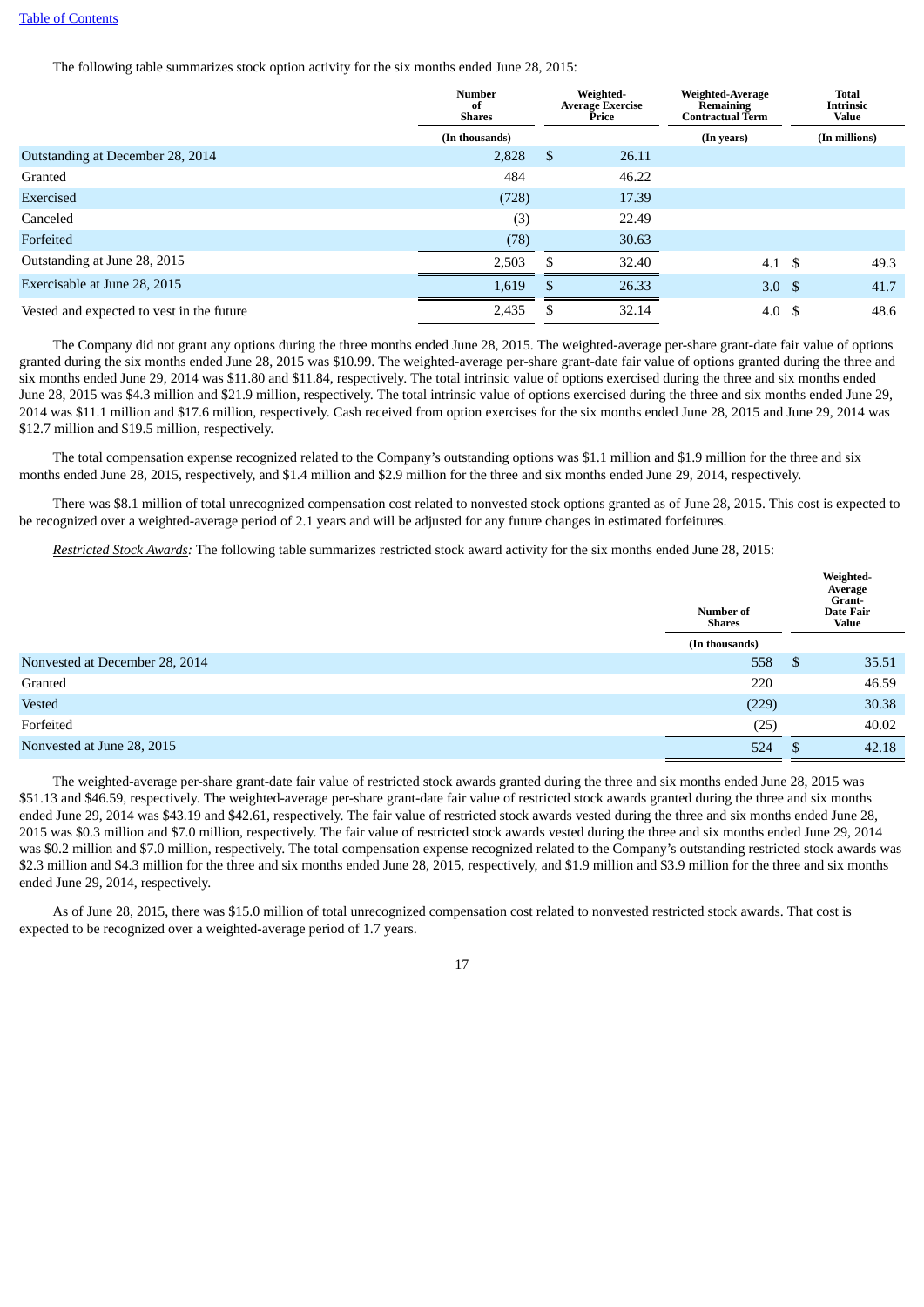[Table of Contents](#)

The following table summarizes stock option activity for the six months ended June 28, 2015:

| | Number of Shares | Weighted-Average Exercise Price | Weighted-Average Remaining Contractual Term | Total Intrinsic Value |
|---|---|---|---|---|
| | (In thousands) | | (In years) | (In millions) |
| Outstanding at December 28, 2014 | 2,828 | $ 26.11 | | |
| Granted | 484 | 46.22 | | |
| Exercised | (728) | 17.39 | | |
| Canceled | (3) | 22.49 | | |
| Forfeited | (78) | 30.63 | | |
| Outstanding at June 28, 2015 | 2,503 | $ 32.40 | 4.1 | $ 49.3 |
| Exercisable at June 28, 2015 | 1,619 | $ 26.33 | 3.0 | $ 41.7 |
| Vested and expected to vest in the future | 2,435 | $ 32.14 | 4.0 | $ 48.6 |

The Company did not grant any options during the three months ended June 28, 2015. The weighted-average per-share grant-date fair value of options granted during the six months ended June 28, 2015 was $10.99. The weighted-average per-share grant-date fair value of options granted during the three and six months ended June 29, 2014 was $11.80 and $11.84, respectively. The total intrinsic value of options exercised during the three and six months ended June 28, 2015 was $4.3 million and $21.9 million, respectively. The total intrinsic value of options exercised during the three and six months ended June 29, 2014 was $11.1 million and $17.6 million, respectively. Cash received from option exercises for the six months ended June 28, 2015 and June 29, 2014 was $12.7 million and $19.5 million, respectively.

The total compensation expense recognized related to the Company's outstanding options was $1.1 million and $1.9 million for the three and six months ended June 28, 2015, respectively, and $1.4 million and $2.9 million for the three and six months ended June 29, 2014, respectively.

There was $8.1 million of total unrecognized compensation cost related to nonvested stock options granted as of June 28, 2015. This cost is expected to be recognized over a weighted-average period of 2.1 years and will be adjusted for any future changes in estimated forfeitures.

*Restricted Stock Awards:* The following table summarizes restricted stock award activity for the six months ended June 28, 2015:

| | Number of Shares | Weighted-Average Grant-Date Fair Value |
|---|---|---|
| | (In thousands) | |
| Nonvested at December 28, 2014 | 558 | $ 35.51 |
| Granted | 220 | 46.59 |
| Vested | (229) | 30.38 |
| Forfeited | (25) | 40.02 |
| Nonvested at June 28, 2015 | 524 | $ 42.18 |

The weighted-average per-share grant-date fair value of restricted stock awards granted during the three and six months ended June 28, 2015 was $51.13 and $46.59, respectively. The weighted-average per-share grant-date fair value of restricted stock awards granted during the three and six months ended June 29, 2014 was $43.19 and $42.61, respectively. The fair value of restricted stock awards vested during the three and six months ended June 28, 2015 was $0.3 million and $7.0 million, respectively. The fair value of restricted stock awards vested during the three and six months ended June 29, 2014 was $0.2 million and $7.0 million, respectively. The total compensation expense recognized related to the Company's outstanding restricted stock awards was $2.3 million and $4.3 million for the three and six months ended June 28, 2015, respectively, and $1.9 million and $3.9 million for the three and six months ended June 29, 2014, respectively.

As of June 28, 2015, there was $15.0 million of total unrecognized compensation cost related to nonvested restricted stock awards. That cost is expected to be recognized over a weighted-average period of 1.7 years.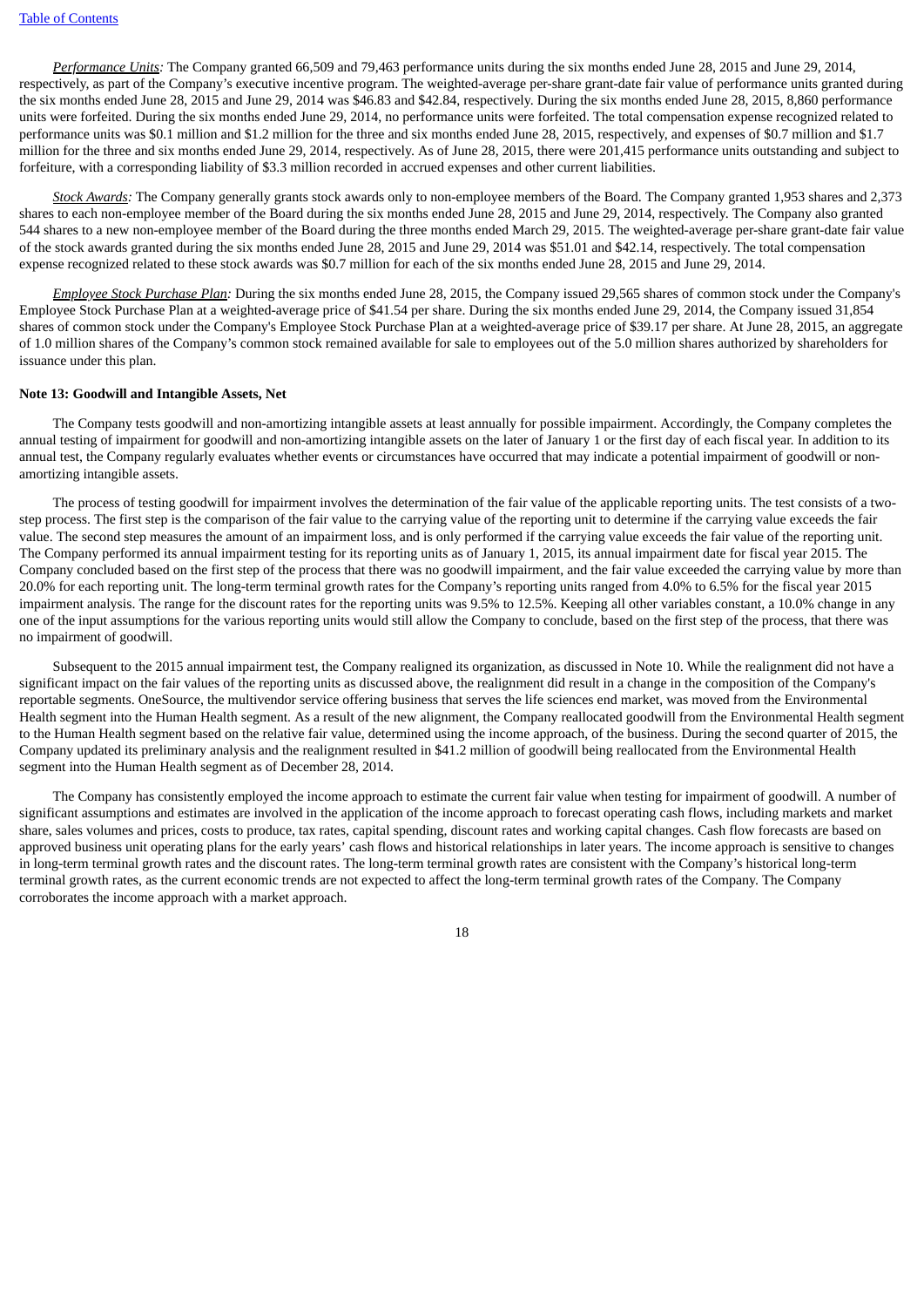*Performance Units:* The Company granted 66,509 and 79,463 performance units during the six months ended June 28, 2015 and June 29, 2014, respectively, as part of the Company's executive incentive program. The weighted-average per-share grant-date fair value of performance units granted during the six months ended June 28, 2015 and June 29, 2014 was $46.83 and $42.84, respectively. During the six months ended June 28, 2015, 8,860 performance units were forfeited. During the six months ended June 29, 2014, no performance units were forfeited. The total compensation expense recognized related to performance units was $0.1 million and $1.2 million for the three and six months ended June 28, 2015, respectively, and expenses of $0.7 million and $1.7 million for the three and six months ended June 29, 2014, respectively. As of June 28, 2015, there were 201,415 performance units outstanding and subject to forfeiture, with a corresponding liability of $3.3 million recorded in accrued expenses and other current liabilities.

*Stock Awards:* The Company generally grants stock awards only to non-employee members of the Board. The Company granted 1,953 shares and 2,373 shares to each non-employee member of the Board during the six months ended June 28, 2015 and June 29, 2014, respectively. The Company also granted 544 shares to a new non-employee member of the Board during the three months ended March 29, 2015. The weighted-average per-share grant-date fair value of the stock awards granted during the six months ended June 28, 2015 and June 29, 2014 was $51.01 and $42.14, respectively. The total compensation expense recognized related to these stock awards was $0.7 million for each of the six months ended June 28, 2015 and June 29, 2014.

*Employee Stock Purchase Plan:* During the six months ended June 28, 2015, the Company issued 29,565 shares of common stock under the Company's Employee Stock Purchase Plan at a weighted-average price of $41.54 per share. During the six months ended June 29, 2014, the Company issued 31,854 shares of common stock under the Company's Employee Stock Purchase Plan at a weighted-average price of $39.17 per share. At June 28, 2015, an aggregate of 1.0 million shares of the Company's common stock remained available for sale to employees out of the 5.0 million shares authorized by shareholders for issuance under this plan.

**Note 13: Goodwill and Intangible Assets, Net**

The Company tests goodwill and non-amortizing intangible assets at least annually for possible impairment. Accordingly, the Company completes the annual testing of impairment for goodwill and non-amortizing intangible assets on the later of January 1 or the first day of each fiscal year. In addition to its annual test, the Company regularly evaluates whether events or circumstances have occurred that may indicate a potential impairment of goodwill or non-amortizing intangible assets.

The process of testing goodwill for impairment involves the determination of the fair value of the applicable reporting units. The test consists of a two-step process. The first step is the comparison of the fair value to the carrying value of the reporting unit to determine if the carrying value exceeds the fair value. The second step measures the amount of an impairment loss, and is only performed if the carrying value exceeds the fair value of the reporting unit. The Company performed its annual impairment testing for its reporting units as of January 1, 2015, its annual impairment date for fiscal year 2015. The Company concluded based on the first step of the process that there was no goodwill impairment, and the fair value exceeded the carrying value by more than 20.0% for each reporting unit. The long-term terminal growth rates for the Company's reporting units ranged from 4.0% to 6.5% for the fiscal year 2015 impairment analysis. The range for the discount rates for the reporting units was 9.5% to 12.5%. Keeping all other variables constant, a 10.0% change in any one of the input assumptions for the various reporting units would still allow the Company to conclude, based on the first step of the process, that there was no impairment of goodwill.

Subsequent to the 2015 annual impairment test, the Company realigned its organization, as discussed in Note 10. While the realignment did not have a significant impact on the fair values of the reporting units as discussed above, the realignment did result in a change in the composition of the Company's reportable segments. OneSource, the multivendor service offering business that serves the life sciences end market, was moved from the Environmental Health segment into the Human Health segment. As a result of the new alignment, the Company reallocated goodwill from the Environmental Health segment to the Human Health segment based on the relative fair value, determined using the income approach, of the business. During the second quarter of 2015, the Company updated its preliminary analysis and the realignment resulted in $41.2 million of goodwill being reallocated from the Environmental Health segment into the Human Health segment as of December 28, 2014.

The Company has consistently employed the income approach to estimate the current fair value when testing for impairment of goodwill. A number of significant assumptions and estimates are involved in the application of the income approach to forecast operating cash flows, including markets and market share, sales volumes and prices, costs to produce, tax rates, capital spending, discount rates and working capital changes. Cash flow forecasts are based on approved business unit operating plans for the early years' cash flows and historical relationships in later years. The income approach is sensitive to changes in long-term terminal growth rates and the discount rates. The long-term terminal growth rates are consistent with the Company's historical long-term terminal growth rates, as the current economic trends are not expected to affect the long-term terminal growth rates of the Company. The Company corroborates the income approach with a market approach.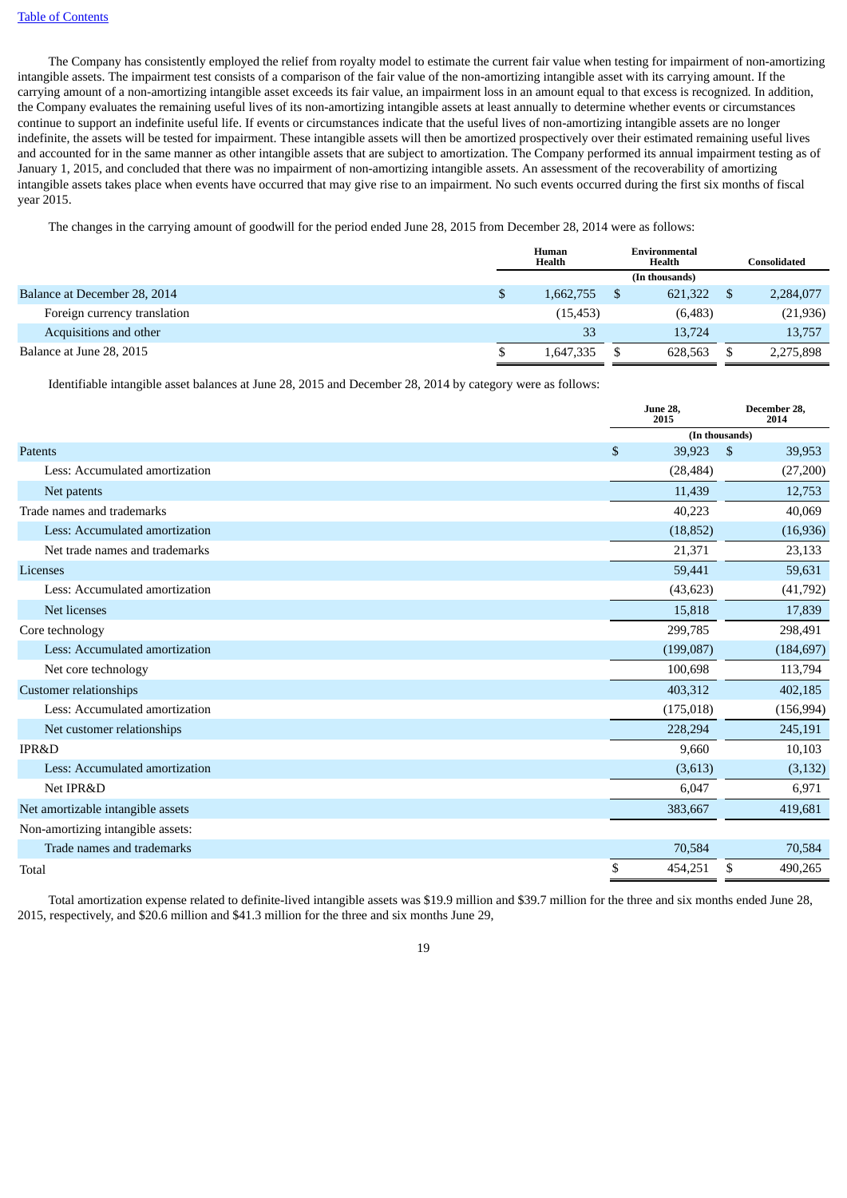The Company has consistently employed the relief from royalty model to estimate the current fair value when testing for impairment of non-amortizing intangible assets. The impairment test consists of a comparison of the fair value of the non-amortizing intangible asset with its carrying amount. If the carrying amount of a non-amortizing intangible asset exceeds its fair value, an impairment loss in an amount equal to that excess is recognized. In addition, the Company evaluates the remaining useful lives of its non-amortizing intangible assets at least annually to determine whether events or circumstances continue to support an indefinite useful life. If events or circumstances indicate that the useful lives of non-amortizing intangible assets are no longer indefinite, the assets will be tested for impairment. These intangible assets will then be amortized prospectively over their estimated remaining useful lives and accounted for in the same manner as other intangible assets that are subject to amortization. The Company performed its annual impairment testing as of January 1, 2015, and concluded that there was no impairment of non-amortizing intangible assets. An assessment of the recoverability of amortizing intangible assets takes place when events have occurred that may give rise to an impairment. No such events occurred during the first six months of fiscal year 2015.

The changes in the carrying amount of goodwill for the period ended June 28, 2015 from December 28, 2014 were as follows:

| | Human Health | Environmental Health | Consolidated |
|---|---|---|---|
| | | (In thousands) | |
| Balance at December 28, 2014 | $ 1,662,755 | $ 621,322 | $ 2,284,077 |
| Foreign currency translation | (15,453) | (6,483) | (21,936) |
| Acquisitions and other | 33 | 13,724 | 13,757 |
| Balance at June 28, 2015 | $ 1,647,335 | $ 628,563 | $ 2,275,898 |

Identifiable intangible asset balances at June 28, 2015 and December 28, 2014 by category were as follows:

| | June 28, 2015 | December 28, 2014 |
|---|---|---|
| | (In thousands) | |
| Patents | $ 39,923 | $ 39,953 |
| Less: Accumulated amortization | (28,484) | (27,200) |
| Net patents | 11,439 | 12,753 |
| Trade names and trademarks | 40,223 | 40,069 |
| Less: Accumulated amortization | (18,852) | (16,936) |
| Net trade names and trademarks | 21,371 | 23,133 |
| Licenses | 59,441 | 59,631 |
| Less: Accumulated amortization | (43,623) | (41,792) |
| Net licenses | 15,818 | 17,839 |
| Core technology | 299,785 | 298,491 |
| Less: Accumulated amortization | (199,087) | (184,697) |
| Net core technology | 100,698 | 113,794 |
| Customer relationships | 403,312 | 402,185 |
| Less: Accumulated amortization | (175,018) | (156,994) |
| Net customer relationships | 228,294 | 245,191 |
| IPR&D | 9,660 | 10,103 |
| Less: Accumulated amortization | (3,613) | (3,132) |
| Net IPR&D | 6,047 | 6,971 |
| Net amortizable intangible assets | 383,667 | 419,681 |
| Non-amortizing intangible assets: | | |
| Trade names and trademarks | 70,584 | 70,584 |
| Total | $ 454,251 | $ 490,265 |

Total amortization expense related to definite-lived intangible assets was $19.9 million and $39.7 million for the three and six months ended June 28, 2015, respectively, and $20.6 million and $41.3 million for the three and six months June 29,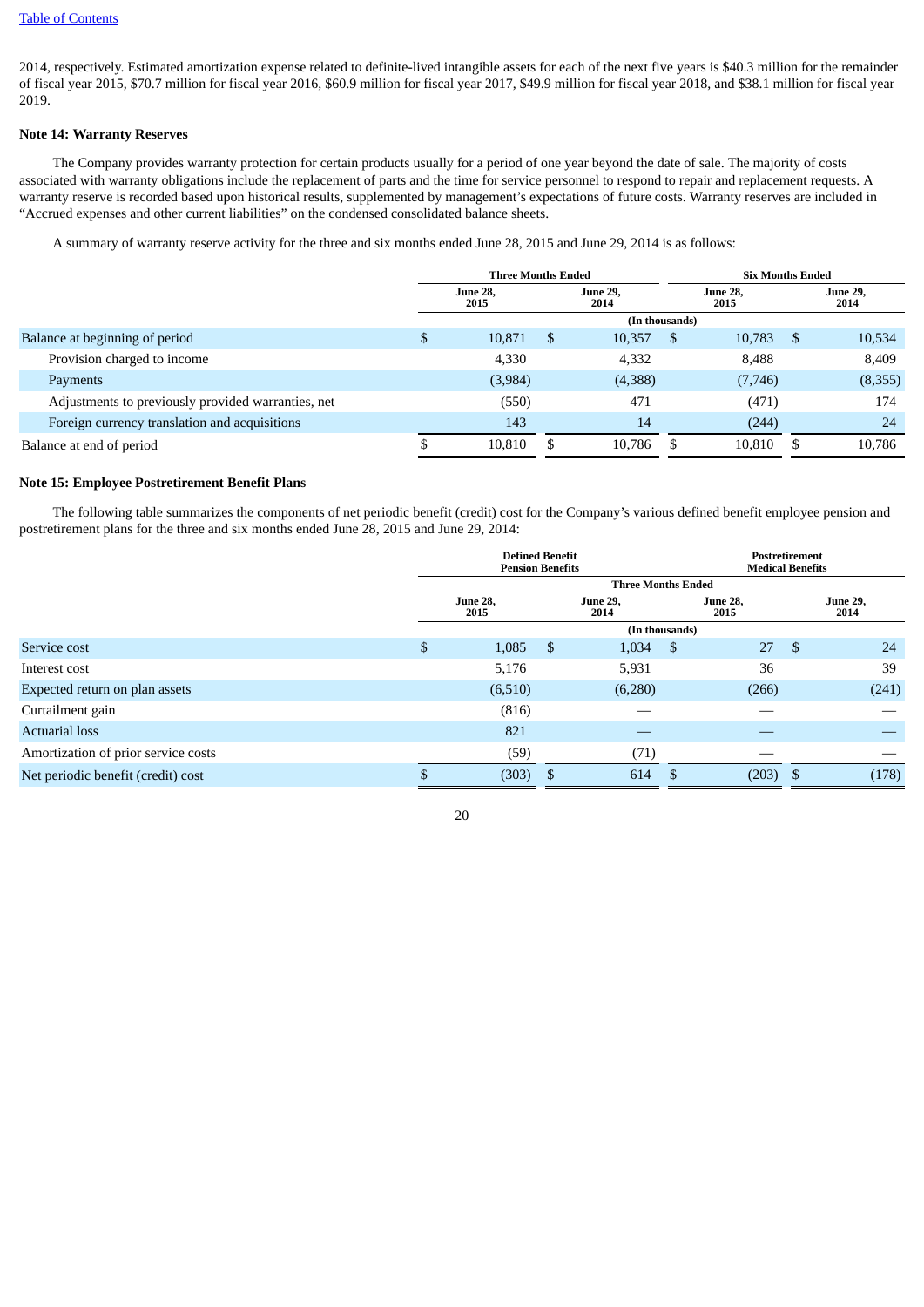2014, respectively. Estimated amortization expense related to definite-lived intangible assets for each of the next five years is $40.3 million for the remainder of fiscal year 2015, $70.7 million for fiscal year 2016, $60.9 million for fiscal year 2017, $49.9 million for fiscal year 2018, and $38.1 million for fiscal year 2019.

**Note 14: Warranty Reserves**

The Company provides warranty protection for certain products usually for a period of one year beyond the date of sale. The majority of costs associated with warranty obligations include the replacement of parts and the time for service personnel to respond to repair and replacement requests. A warranty reserve is recorded based upon historical results, supplemented by management's expectations of future costs. Warranty reserves are included in "Accrued expenses and other current liabilities" on the condensed consolidated balance sheets.

A summary of warranty reserve activity for the three and six months ended June 28, 2015 and June 29, 2014 is as follows:

| | Three Months Ended | | Six Months Ended | |
|---|---|---|---|---|
| | June 28, 2015 | June 29, 2014 | June 28, 2015 | June 29, 2014 |
| | (In thousands) | | | |
| Balance at beginning of period | $ 10,871 | $ 10,357 | $ 10,783 | $ 10,534 |
| Provision charged to income | 4,330 | 4,332 | 8,488 | 8,409 |
| Payments | (3,984) | (4,388) | (7,746) | (8,355) |
| Adjustments to previously provided warranties, net | (550) | 471 | (471) | 174 |
| Foreign currency translation and acquisitions | 143 | 14 | (244) | 24 |
| Balance at end of period | $ 10,810 | $ 10,786 | $ 10,810 | $ 10,786 |

**Note 15: Employee Postretirement Benefit Plans**

The following table summarizes the components of net periodic benefit (credit) cost for the Company's various defined benefit employee pension and postretirement plans for the three and six months ended June 28, 2015 and June 29, 2014:

| | Defined Benefit Pension Benefits | | Postretirement Medical Benefits | |
|---|---|---|---|---|
| | Three Months Ended | | | |
| | June 28, 2015 | June 29, 2014 | June 28, 2015 | June 29, 2014 |
| | (In thousands) | | | |
| Service cost | $ 1,085 | $ 1,034 | $ 27 | $ 24 |
| Interest cost | 5,176 | 5,931 | 36 | 39 |
| Expected return on plan assets | (6,510) | (6,280) | (266) | (241) |
| Curtailment gain | (816) | — | — | — |
| Actuarial loss | 821 | — | — | — |
| Amortization of prior service costs | (59) | (71) | — | — |
| Net periodic benefit (credit) cost | $ (303) | $ 614 | $ (203) | $ (178) |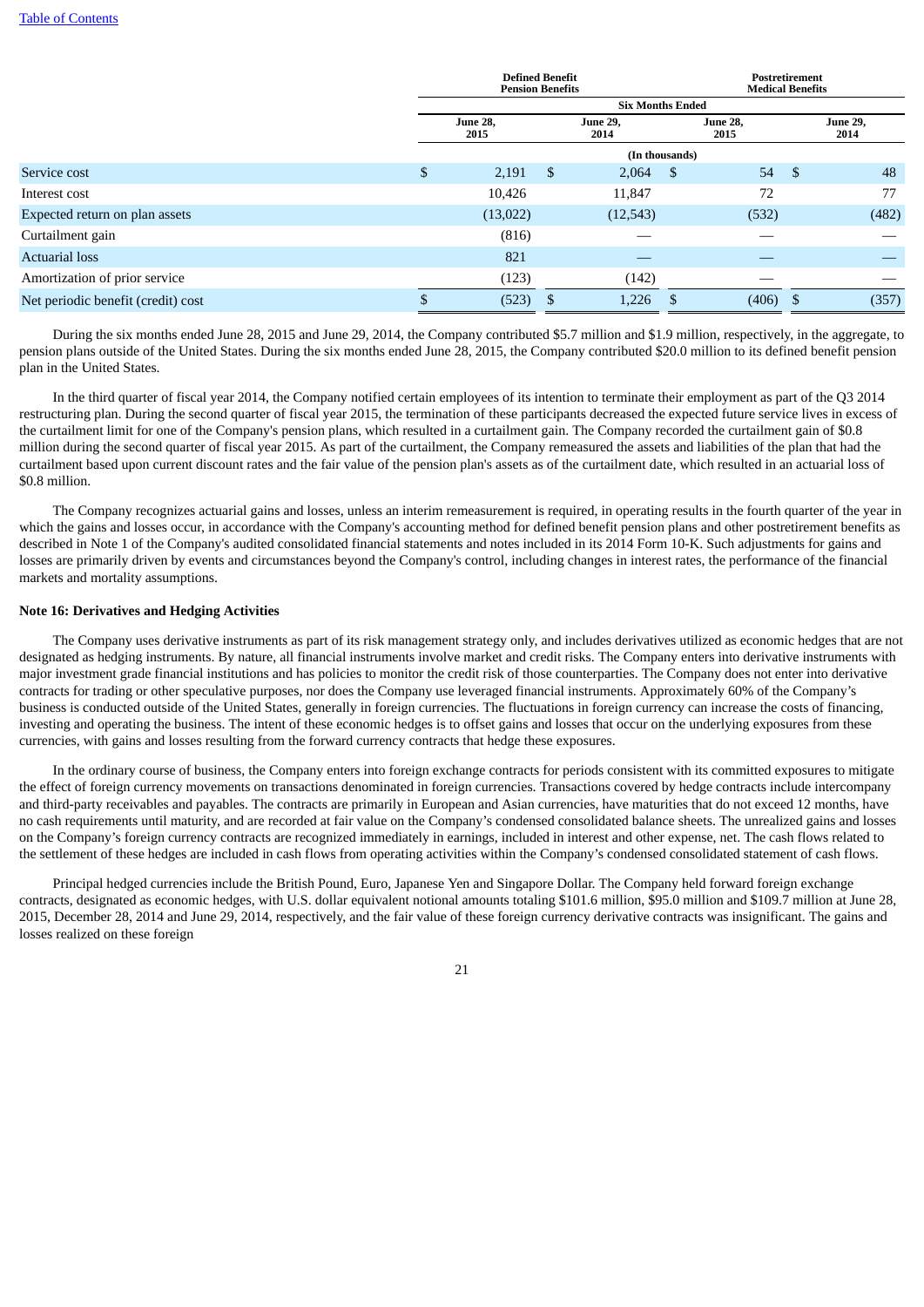Table of Contents

| | Defined Benefit Pension Benefits | | Postretirement Medical Benefits | |
|---|---|---|---|---|
| | Six Months Ended | | | |
| | June 28, 2015 | June 29, 2014 | June 28, 2015 | June 29, 2014 |
| | (In thousands) | | | |
| Service cost | $ 2,191 | $ 2,064 | $ 54 | $ 48 |
| Interest cost | 10,426 | 11,847 | 72 | 77 |
| Expected return on plan assets | (13,022) | (12,543) | (532) | (482) |
| Curtailment gain | (816) | — | — | — |
| Actuarial loss | 821 | — | — | — |
| Amortization of prior service | (123) | (142) | — | — |
| Net periodic benefit (credit) cost | $ (523) | $ 1,226 | $ (406) | $ (357) |

During the six months ended June 28, 2015 and June 29, 2014, the Company contributed $5.7 million and $1.9 million, respectively, in the aggregate, to pension plans outside of the United States. During the six months ended June 28, 2015, the Company contributed $20.0 million to its defined benefit pension plan in the United States.

In the third quarter of fiscal year 2014, the Company notified certain employees of its intention to terminate their employment as part of the Q3 2014 restructuring plan. During the second quarter of fiscal year 2015, the termination of these participants decreased the expected future service lives in excess of the curtailment limit for one of the Company's pension plans, which resulted in a curtailment gain. The Company recorded the curtailment gain of $0.8 million during the second quarter of fiscal year 2015. As part of the curtailment, the Company remeasured the assets and liabilities of the plan that had the curtailment based upon current discount rates and the fair value of the pension plan's assets as of the curtailment date, which resulted in an actuarial loss of $0.8 million.

The Company recognizes actuarial gains and losses, unless an interim remeasurement is required, in operating results in the fourth quarter of the year in which the gains and losses occur, in accordance with the Company's accounting method for defined benefit pension plans and other postretirement benefits as described in Note 1 of the Company's audited consolidated financial statements and notes included in its 2014 Form 10-K. Such adjustments for gains and losses are primarily driven by events and circumstances beyond the Company's control, including changes in interest rates, the performance of the financial markets and mortality assumptions.

**Note 16: Derivatives and Hedging Activities**

The Company uses derivative instruments as part of its risk management strategy only, and includes derivatives utilized as economic hedges that are not designated as hedging instruments. By nature, all financial instruments involve market and credit risks. The Company enters into derivative instruments with major investment grade financial institutions and has policies to monitor the credit risk of those counterparties. The Company does not enter into derivative contracts for trading or other speculative purposes, nor does the Company use leveraged financial instruments. Approximately 60% of the Company's business is conducted outside of the United States, generally in foreign currencies. The fluctuations in foreign currency can increase the costs of financing, investing and operating the business. The intent of these economic hedges is to offset gains and losses that occur on the underlying exposures from these currencies, with gains and losses resulting from the forward currency contracts that hedge these exposures.

In the ordinary course of business, the Company enters into foreign exchange contracts for periods consistent with its committed exposures to mitigate the effect of foreign currency movements on transactions denominated in foreign currencies. Transactions covered by hedge contracts include intercompany and third-party receivables and payables. The contracts are primarily in European and Asian currencies, have maturities that do not exceed 12 months, have no cash requirements until maturity, and are recorded at fair value on the Company's condensed consolidated balance sheets. The unrealized gains and losses on the Company's foreign currency contracts are recognized immediately in earnings, included in interest and other expense, net. The cash flows related to the settlement of these hedges are included in cash flows from operating activities within the Company's condensed consolidated statement of cash flows.

Principal hedged currencies include the British Pound, Euro, Japanese Yen and Singapore Dollar. The Company held forward foreign exchange contracts, designated as economic hedges, with U.S. dollar equivalent notional amounts totaling $101.6 million, $95.0 million and $109.7 million at June 28, 2015, December 28, 2014 and June 29, 2014, respectively, and the fair value of these foreign currency derivative contracts was insignificant. The gains and losses realized on these foreign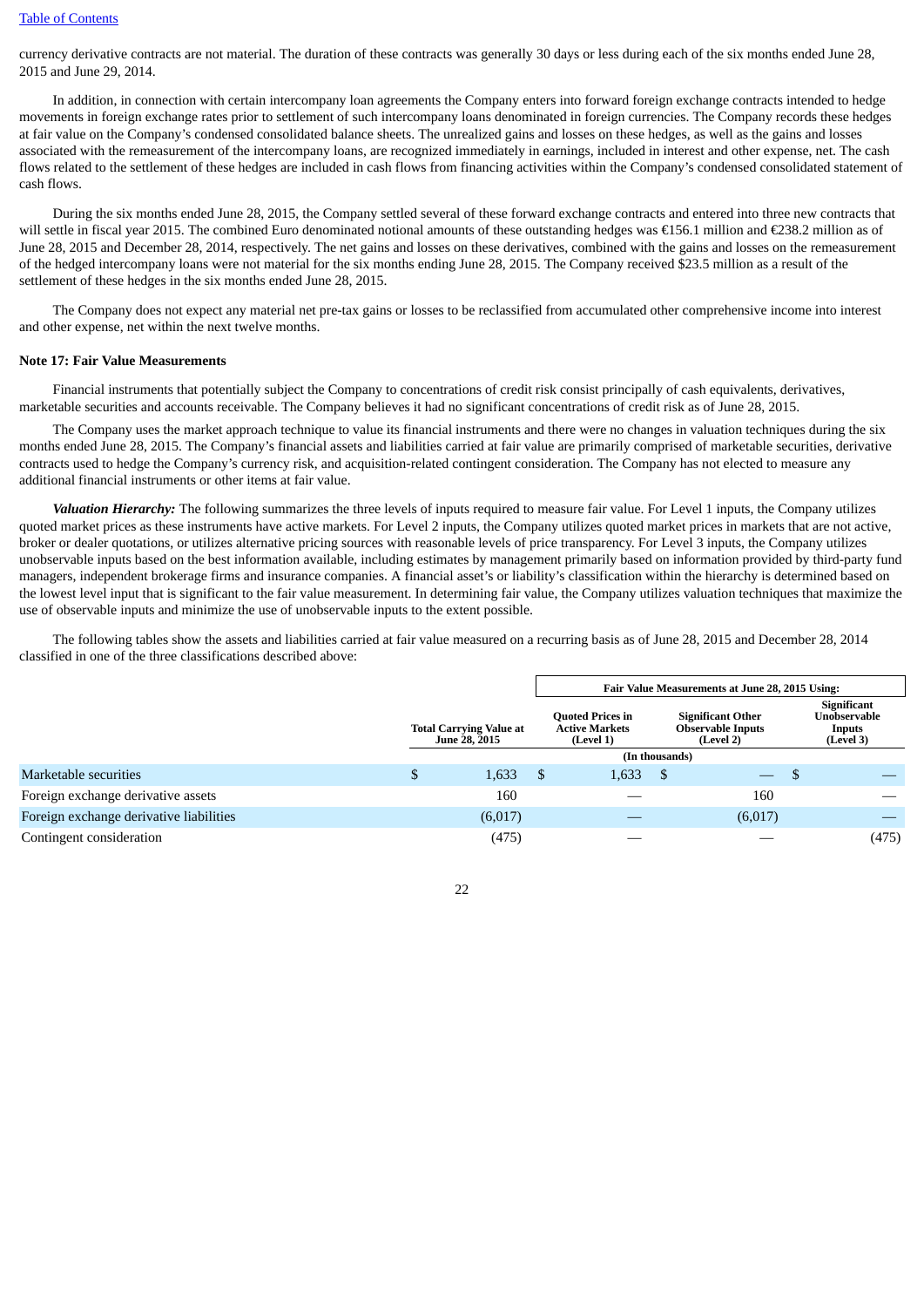currency derivative contracts are not material. The duration of these contracts was generally 30 days or less during each of the six months ended June 28, 2015 and June 29, 2014.

In addition, in connection with certain intercompany loan agreements the Company enters into forward foreign exchange contracts intended to hedge movements in foreign exchange rates prior to settlement of such intercompany loans denominated in foreign currencies. The Company records these hedges at fair value on the Company's condensed consolidated balance sheets. The unrealized gains and losses on these hedges, as well as the gains and losses associated with the remeasurement of the intercompany loans, are recognized immediately in earnings, included in interest and other expense, net. The cash flows related to the settlement of these hedges are included in cash flows from financing activities within the Company's condensed consolidated statement of cash flows.

During the six months ended June 28, 2015, the Company settled several of these forward exchange contracts and entered into three new contracts that will settle in fiscal year 2015. The combined Euro denominated notional amounts of these outstanding hedges was €156.1 million and €238.2 million as of June 28, 2015 and December 28, 2014, respectively. The net gains and losses on these derivatives, combined with the gains and losses on the remeasurement of the hedged intercompany loans were not material for the six months ending June 28, 2015. The Company received $23.5 million as a result of the settlement of these hedges in the six months ended June 28, 2015.

The Company does not expect any material net pre-tax gains or losses to be reclassified from accumulated other comprehensive income into interest and other expense, net within the next twelve months.

**Note 17: Fair Value Measurements**

Financial instruments that potentially subject the Company to concentrations of credit risk consist principally of cash equivalents, derivatives, marketable securities and accounts receivable. The Company believes it had no significant concentrations of credit risk as of June 28, 2015.

The Company uses the market approach technique to value its financial instruments and there were no changes in valuation techniques during the six months ended June 28, 2015. The Company's financial assets and liabilities carried at fair value are primarily comprised of marketable securities, derivative contracts used to hedge the Company's currency risk, and acquisition-related contingent consideration. The Company has not elected to measure any additional financial instruments or other items at fair value.

***Valuation Hierarchy:*** The following summarizes the three levels of inputs required to measure fair value. For Level 1 inputs, the Company utilizes quoted market prices as these instruments have active markets. For Level 2 inputs, the Company utilizes quoted market prices in markets that are not active, broker or dealer quotations, or utilizes alternative pricing sources with reasonable levels of price transparency. For Level 3 inputs, the Company utilizes unobservable inputs based on the best information available, including estimates by management primarily based on information provided by third-party fund managers, independent brokerage firms and insurance companies. A financial asset's or liability's classification within the hierarchy is determined based on the lowest level input that is significant to the fair value measurement. In determining fair value, the Company utilizes valuation techniques that maximize the use of observable inputs and minimize the use of unobservable inputs to the extent possible.

The following tables show the assets and liabilities carried at fair value measured on a recurring basis as of June 28, 2015 and December 28, 2014 classified in one of the three classifications described above:

| | | Fair Value Measurements at June 28, 2015 Using: | | |
|---|---|---|---|---|
| | Total Carrying Value at June 28, 2015 | Quoted Prices in Active Markets (Level 1) | Significant Other Observable Inputs (Level 2) | Significant Unobservable Inputs (Level 3) |
| | (In thousands) | | | |
| Marketable securities | $ 1,633 | $ 1,633 | $ — | $ — |
| Foreign exchange derivative assets | 160 | — | 160 | — |
| Foreign exchange derivative liabilities | (6,017) | — | (6,017) | — |
| Contingent consideration | (475) | — | — | (475) |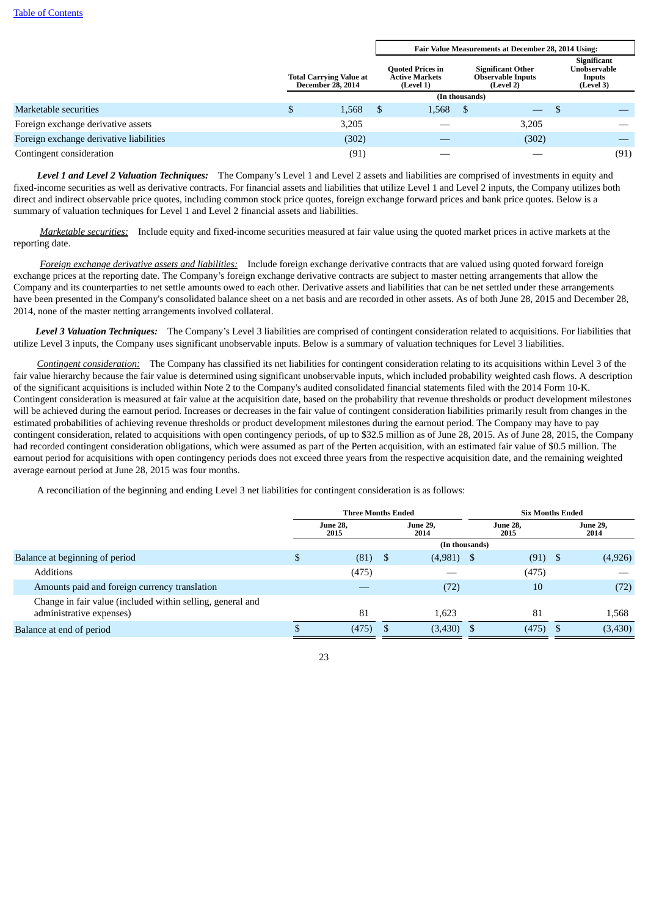Table of Contents

| | Total Carrying Value at December 28, 2014 | Fair Value Measurements at December 28, 2014 Using: | | |
|---|---|---|---|---|
| | | Quoted Prices in Active Markets (Level 1) | Significant Other Observable Inputs (Level 2) | Significant Unobservable Inputs (Level 3) |
| | (In thousands) | | | |
| Marketable securities | $ 1,568 | $ 1,568 | $ — | $ — |
| Foreign exchange derivative assets | 3,205 | — | 3,205 | — |
| Foreign exchange derivative liabilities | (302) | — | (302) | — |
| Contingent consideration | (91) | — | — | (91) |

***Level 1 and Level 2 Valuation Techniques:*** The Company's Level 1 and Level 2 assets and liabilities are comprised of investments in equity and fixed-income securities as well as derivative contracts. For financial assets and liabilities that utilize Level 1 and Level 2 inputs, the Company utilizes both direct and indirect observable price quotes, including common stock price quotes, foreign exchange forward prices and bank price quotes. Below is a summary of valuation techniques for Level 1 and Level 2 financial assets and liabilities.

*Marketable securities:* Include equity and fixed-income securities measured at fair value using the quoted market prices in active markets at the reporting date.

*Foreign exchange derivative assets and liabilities:* Include foreign exchange derivative contracts that are valued using quoted forward foreign exchange prices at the reporting date. The Company's foreign exchange derivative contracts are subject to master netting arrangements that allow the Company and its counterparties to net settle amounts owed to each other. Derivative assets and liabilities that can be net settled under these arrangements have been presented in the Company's consolidated balance sheet on a net basis and are recorded in other assets. As of both June 28, 2015 and December 28, 2014, none of the master netting arrangements involved collateral.

***Level 3 Valuation Techniques:*** The Company's Level 3 liabilities are comprised of contingent consideration related to acquisitions. For liabilities that utilize Level 3 inputs, the Company uses significant unobservable inputs. Below is a summary of valuation techniques for Level 3 liabilities.

*Contingent consideration:* The Company has classified its net liabilities for contingent consideration relating to its acquisitions within Level 3 of the fair value hierarchy because the fair value is determined using significant unobservable inputs, which included probability weighted cash flows. A description of the significant acquisitions is included within Note 2 to the Company's audited consolidated financial statements filed with the 2014 Form 10-K. Contingent consideration is measured at fair value at the acquisition date, based on the probability that revenue thresholds or product development milestones will be achieved during the earnout period. Increases or decreases in the fair value of contingent consideration liabilities primarily result from changes in the estimated probabilities of achieving revenue thresholds or product development milestones during the earnout period. The Company may have to pay contingent consideration, related to acquisitions with open contingency periods, of up to $32.5 million as of June 28, 2015. As of June 28, 2015, the Company had recorded contingent consideration obligations, which were assumed as part of the Perten acquisition, with an estimated fair value of $0.5 million. The earnout period for acquisitions with open contingency periods does not exceed three years from the respective acquisition date, and the remaining weighted average earnout period at June 28, 2015 was four months.

A reconciliation of the beginning and ending Level 3 net liabilities for contingent consideration is as follows:

| | Three Months Ended | | Six Months Ended | |
|---|---|---|---|---|
| | June 28, 2015 | June 29, 2014 | June 28, 2015 | June 29, 2014 |
| | (In thousands) | | | |
| Balance at beginning of period | $ (81) | $ (4,981) | $ (91) | $ (4,926) |
| Additions | (475) | — | (475) | — |
| Amounts paid and foreign currency translation | — | (72) | 10 | (72) |
| Change in fair value (included within selling, general and administrative expenses) | 81 | 1,623 | 81 | 1,568 |
| Balance at end of period | $ (475) | $ (3,430) | $ (475) | $ (3,430) |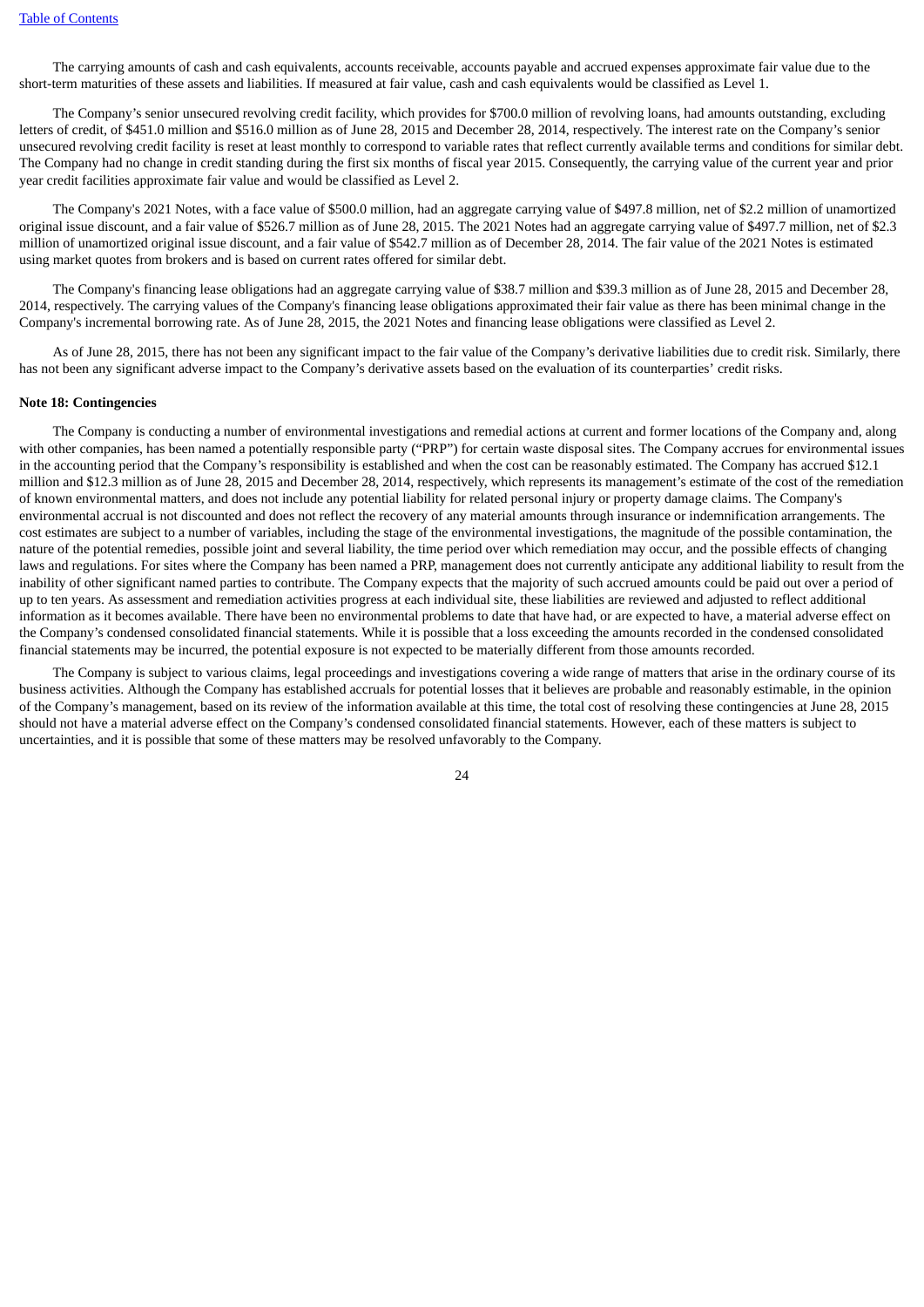The carrying amounts of cash and cash equivalents, accounts receivable, accounts payable and accrued expenses approximate fair value due to the short-term maturities of these assets and liabilities. If measured at fair value, cash and cash equivalents would be classified as Level 1.

The Company's senior unsecured revolving credit facility, which provides for $700.0 million of revolving loans, had amounts outstanding, excluding letters of credit, of $451.0 million and $516.0 million as of June 28, 2015 and December 28, 2014, respectively. The interest rate on the Company's senior unsecured revolving credit facility is reset at least monthly to correspond to variable rates that reflect currently available terms and conditions for similar debt. The Company had no change in credit standing during the first six months of fiscal year 2015. Consequently, the carrying value of the current year and prior year credit facilities approximate fair value and would be classified as Level 2.

The Company's 2021 Notes, with a face value of $500.0 million, had an aggregate carrying value of $497.8 million, net of $2.2 million of unamortized original issue discount, and a fair value of $526.7 million as of June 28, 2015. The 2021 Notes had an aggregate carrying value of $497.7 million, net of $2.3 million of unamortized original issue discount, and a fair value of $542.7 million as of December 28, 2014. The fair value of the 2021 Notes is estimated using market quotes from brokers and is based on current rates offered for similar debt.

The Company's financing lease obligations had an aggregate carrying value of $38.7 million and $39.3 million as of June 28, 2015 and December 28, 2014, respectively. The carrying values of the Company's financing lease obligations approximated their fair value as there has been minimal change in the Company's incremental borrowing rate. As of June 28, 2015, the 2021 Notes and financing lease obligations were classified as Level 2.

As of June 28, 2015, there has not been any significant impact to the fair value of the Company's derivative liabilities due to credit risk. Similarly, there has not been any significant adverse impact to the Company's derivative assets based on the evaluation of its counterparties' credit risks.

**Note 18: Contingencies**

The Company is conducting a number of environmental investigations and remedial actions at current and former locations of the Company and, along with other companies, has been named a potentially responsible party ("PRP") for certain waste disposal sites. The Company accrues for environmental issues in the accounting period that the Company's responsibility is established and when the cost can be reasonably estimated. The Company has accrued $12.1 million and $12.3 million as of June 28, 2015 and December 28, 2014, respectively, which represents its management's estimate of the cost of the remediation of known environmental matters, and does not include any potential liability for related personal injury or property damage claims. The Company's environmental accrual is not discounted and does not reflect the recovery of any material amounts through insurance or indemnification arrangements. The cost estimates are subject to a number of variables, including the stage of the environmental investigations, the magnitude of the possible contamination, the nature of the potential remedies, possible joint and several liability, the time period over which remediation may occur, and the possible effects of changing laws and regulations. For sites where the Company has been named a PRP, management does not currently anticipate any additional liability to result from the inability of other significant named parties to contribute. The Company expects that the majority of such accrued amounts could be paid out over a period of up to ten years. As assessment and remediation activities progress at each individual site, these liabilities are reviewed and adjusted to reflect additional information as it becomes available. There have been no environmental problems to date that have had, or are expected to have, a material adverse effect on the Company's condensed consolidated financial statements. While it is possible that a loss exceeding the amounts recorded in the condensed consolidated financial statements may be incurred, the potential exposure is not expected to be materially different from those amounts recorded.

The Company is subject to various claims, legal proceedings and investigations covering a wide range of matters that arise in the ordinary course of its business activities. Although the Company has established accruals for potential losses that it believes are probable and reasonably estimable, in the opinion of the Company's management, based on its review of the information available at this time, the total cost of resolving these contingencies at June 28, 2015 should not have a material adverse effect on the Company's condensed consolidated financial statements. However, each of these matters is subject to uncertainties, and it is possible that some of these matters may be resolved unfavorably to the Company.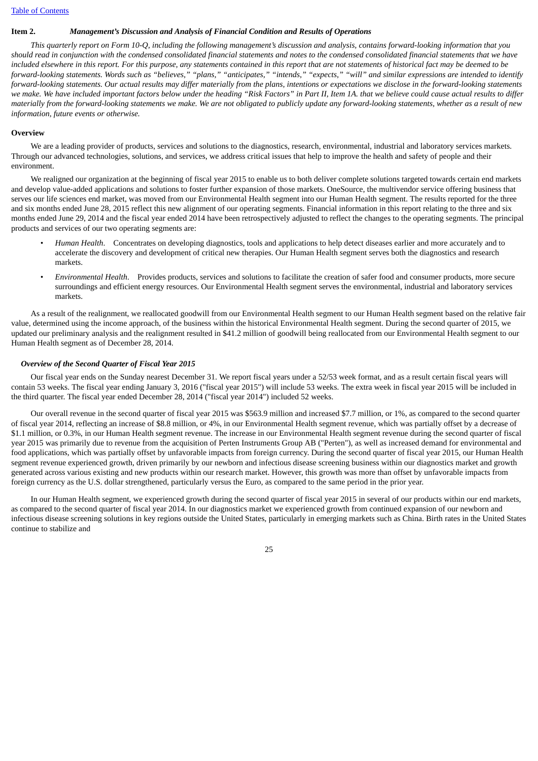## Item 2. *Management's Discussion and Analysis of Financial Condition and Results of Operations*

*This quarterly report on Form 10-Q, including the following management's discussion and analysis, contains forward-looking information that you should read in conjunction with the condensed consolidated financial statements and notes to the condensed consolidated financial statements that we have included elsewhere in this report. For this purpose, any statements contained in this report that are not statements of historical fact may be deemed to be forward-looking statements. Words such as "believes," "plans," "anticipates," "intends," "expects," "will" and similar expressions are intended to identify forward-looking statements. Our actual results may differ materially from the plans, intentions or expectations we disclose in the forward-looking statements we make. We have included important factors below under the heading "Risk Factors" in Part II, Item 1A. that we believe could cause actual results to differ materially from the forward-looking statements we make. We are not obligated to publicly update any forward-looking statements, whether as a result of new information, future events or otherwise.*

### Overview

We are a leading provider of products, services and solutions to the diagnostics, research, environmental, industrial and laboratory services markets. Through our advanced technologies, solutions, and services, we address critical issues that help to improve the health and safety of people and their environment.

We realigned our organization at the beginning of fiscal year 2015 to enable us to both deliver complete solutions targeted towards certain end markets and develop value-added applications and solutions to foster further expansion of those markets. OneSource, the multivendor service offering business that serves our life sciences end market, was moved from our Environmental Health segment into our Human Health segment. The results reported for the three and six months ended June 28, 2015 reflect this new alignment of our operating segments. Financial information in this report relating to the three and six months ended June 29, 2014 and the fiscal year ended 2014 have been retrospectively adjusted to reflect the changes to the operating segments. The principal products and services of our two operating segments are:

- *Human Health*. Concentrates on developing diagnostics, tools and applications to help detect diseases earlier and more accurately and to accelerate the discovery and development of critical new therapies. Our Human Health segment serves both the diagnostics and research markets.
- *Environmental Health*. Provides products, services and solutions to facilitate the creation of safer food and consumer products, more secure surroundings and efficient energy resources. Our Environmental Health segment serves the environmental, industrial and laboratory services markets.

As a result of the realignment, we reallocated goodwill from our Environmental Health segment to our Human Health segment based on the relative fair value, determined using the income approach, of the business within the historical Environmental Health segment. During the second quarter of 2015, we updated our preliminary analysis and the realignment resulted in $41.2 million of goodwill being reallocated from our Environmental Health segment to our Human Health segment as of December 28, 2014.

#### *Overview of the Second Quarter of Fiscal Year 2015*

Our fiscal year ends on the Sunday nearest December 31. We report fiscal years under a 52/53 week format, and as a result certain fiscal years will contain 53 weeks. The fiscal year ending January 3, 2016 ("fiscal year 2015") will include 53 weeks. The extra week in fiscal year 2015 will be included in the third quarter. The fiscal year ended December 28, 2014 ("fiscal year 2014") included 52 weeks.

Our overall revenue in the second quarter of fiscal year 2015 was $563.9 million and increased $7.7 million, or 1%, as compared to the second quarter of fiscal year 2014, reflecting an increase of $8.8 million, or 4%, in our Environmental Health segment revenue, which was partially offset by a decrease of $1.1 million, or 0.3%, in our Human Health segment revenue. The increase in our Environmental Health segment revenue during the second quarter of fiscal year 2015 was primarily due to revenue from the acquisition of Perten Instruments Group AB ("Perten"), as well as increased demand for environmental and food applications, which was partially offset by unfavorable impacts from foreign currency. During the second quarter of fiscal year 2015, our Human Health segment revenue experienced growth, driven primarily by our newborn and infectious disease screening business within our diagnostics market and growth generated across various existing and new products within our research market. However, this growth was more than offset by unfavorable impacts from foreign currency as the U.S. dollar strengthened, particularly versus the Euro, as compared to the same period in the prior year.

In our Human Health segment, we experienced growth during the second quarter of fiscal year 2015 in several of our products within our end markets, as compared to the second quarter of fiscal year 2014. In our diagnostics market we experienced growth from continued expansion of our newborn and infectious disease screening solutions in key regions outside the United States, particularly in emerging markets such as China. Birth rates in the United States continue to stabilize and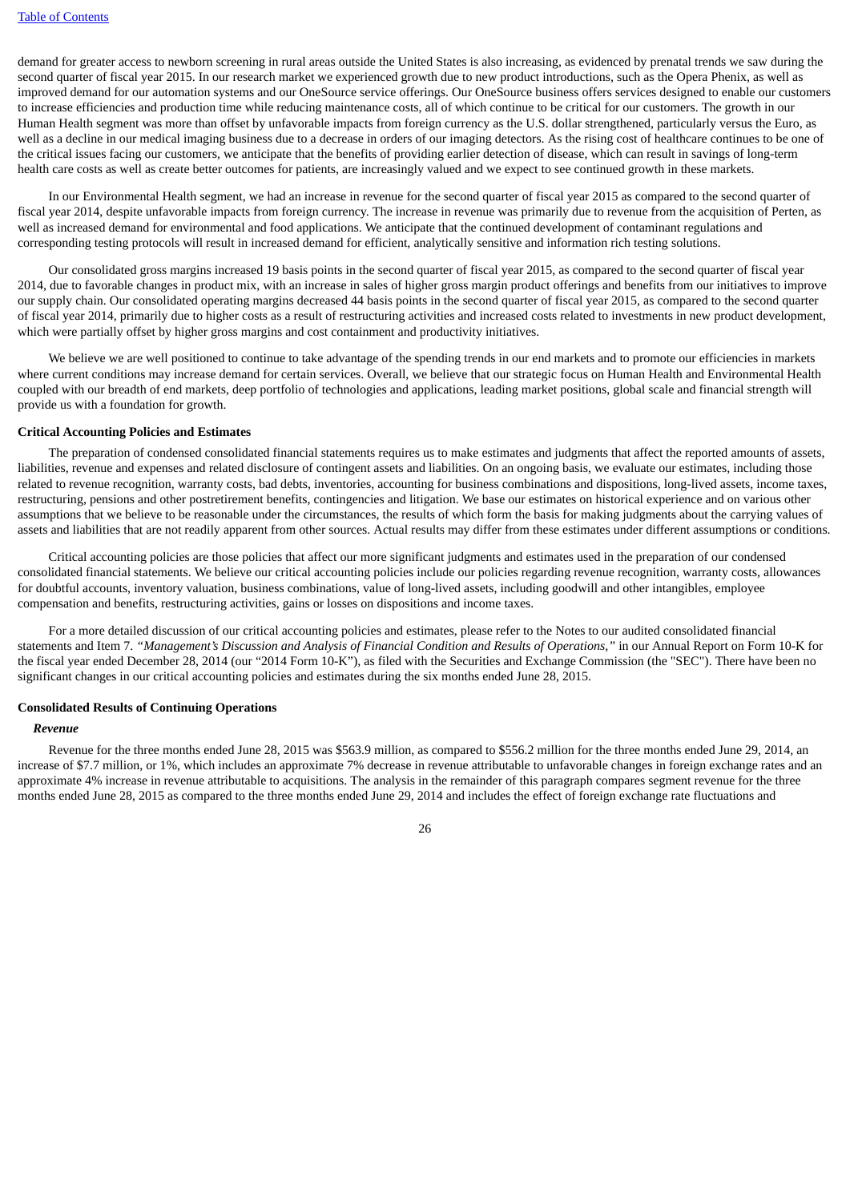demand for greater access to newborn screening in rural areas outside the United States is also increasing, as evidenced by prenatal trends we saw during the second quarter of fiscal year 2015. In our research market we experienced growth due to new product introductions, such as the Opera Phenix, as well as improved demand for our automation systems and our OneSource service offerings. Our OneSource business offers services designed to enable our customers to increase efficiencies and production time while reducing maintenance costs, all of which continue to be critical for our customers. The growth in our Human Health segment was more than offset by unfavorable impacts from foreign currency as the U.S. dollar strengthened, particularly versus the Euro, as well as a decline in our medical imaging business due to a decrease in orders of our imaging detectors. As the rising cost of healthcare continues to be one of the critical issues facing our customers, we anticipate that the benefits of providing earlier detection of disease, which can result in savings of long-term health care costs as well as create better outcomes for patients, are increasingly valued and we expect to see continued growth in these markets.

In our Environmental Health segment, we had an increase in revenue for the second quarter of fiscal year 2015 as compared to the second quarter of fiscal year 2014, despite unfavorable impacts from foreign currency. The increase in revenue was primarily due to revenue from the acquisition of Perten, as well as increased demand for environmental and food applications. We anticipate that the continued development of contaminant regulations and corresponding testing protocols will result in increased demand for efficient, analytically sensitive and information rich testing solutions.

Our consolidated gross margins increased 19 basis points in the second quarter of fiscal year 2015, as compared to the second quarter of fiscal year 2014, due to favorable changes in product mix, with an increase in sales of higher gross margin product offerings and benefits from our initiatives to improve our supply chain. Our consolidated operating margins decreased 44 basis points in the second quarter of fiscal year 2015, as compared to the second quarter of fiscal year 2014, primarily due to higher costs as a result of restructuring activities and increased costs related to investments in new product development, which were partially offset by higher gross margins and cost containment and productivity initiatives.

We believe we are well positioned to continue to take advantage of the spending trends in our end markets and to promote our efficiencies in markets where current conditions may increase demand for certain services. Overall, we believe that our strategic focus on Human Health and Environmental Health coupled with our breadth of end markets, deep portfolio of technologies and applications, leading market positions, global scale and financial strength will provide us with a foundation for growth.

**Critical Accounting Policies and Estimates**

The preparation of condensed consolidated financial statements requires us to make estimates and judgments that affect the reported amounts of assets, liabilities, revenue and expenses and related disclosure of contingent assets and liabilities. On an ongoing basis, we evaluate our estimates, including those related to revenue recognition, warranty costs, bad debts, inventories, accounting for business combinations and dispositions, long-lived assets, income taxes, restructuring, pensions and other postretirement benefits, contingencies and litigation. We base our estimates on historical experience and on various other assumptions that we believe to be reasonable under the circumstances, the results of which form the basis for making judgments about the carrying values of assets and liabilities that are not readily apparent from other sources. Actual results may differ from these estimates under different assumptions or conditions.

Critical accounting policies are those policies that affect our more significant judgments and estimates used in the preparation of our condensed consolidated financial statements. We believe our critical accounting policies include our policies regarding revenue recognition, warranty costs, allowances for doubtful accounts, inventory valuation, business combinations, value of long-lived assets, including goodwill and other intangibles, employee compensation and benefits, restructuring activities, gains or losses on dispositions and income taxes.

For a more detailed discussion of our critical accounting policies and estimates, please refer to the Notes to our audited consolidated financial statements and Item 7. *"Management's Discussion and Analysis of Financial Condition and Results of Operations,"* in our Annual Report on Form 10-K for the fiscal year ended December 28, 2014 (our "2014 Form 10-K"), as filed with the Securities and Exchange Commission (the "SEC"). There have been no significant changes in our critical accounting policies and estimates during the six months ended June 28, 2015.

**Consolidated Results of Continuing Operations**

***Revenue***

Revenue for the three months ended June 28, 2015 was $563.9 million, as compared to $556.2 million for the three months ended June 29, 2014, an increase of $7.7 million, or 1%, which includes an approximate 7% decrease in revenue attributable to unfavorable changes in foreign exchange rates and an approximate 4% increase in revenue attributable to acquisitions. The analysis in the remainder of this paragraph compares segment revenue for the three months ended June 28, 2015 as compared to the three months ended June 29, 2014 and includes the effect of foreign exchange rate fluctuations and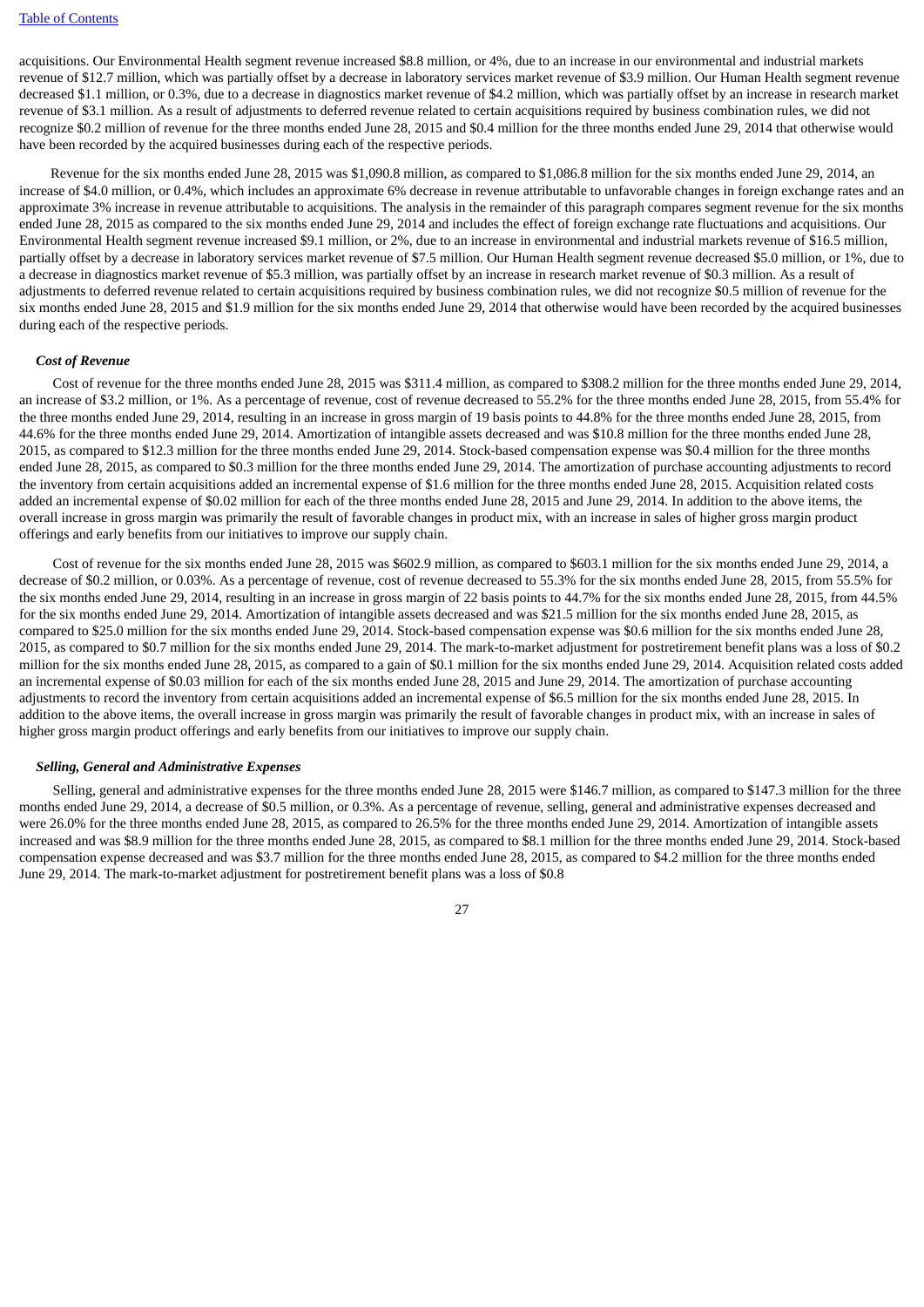acquisitions. Our Environmental Health segment revenue increased $8.8 million, or 4%, due to an increase in our environmental and industrial markets revenue of $12.7 million, which was partially offset by a decrease in laboratory services market revenue of $3.9 million. Our Human Health segment revenue decreased $1.1 million, or 0.3%, due to a decrease in diagnostics market revenue of $4.2 million, which was partially offset by an increase in research market revenue of $3.1 million. As a result of adjustments to deferred revenue related to certain acquisitions required by business combination rules, we did not recognize $0.2 million of revenue for the three months ended June 28, 2015 and $0.4 million for the three months ended June 29, 2014 that otherwise would have been recorded by the acquired businesses during each of the respective periods.

Revenue for the six months ended June 28, 2015 was $1,090.8 million, as compared to $1,086.8 million for the six months ended June 29, 2014, an increase of $4.0 million, or 0.4%, which includes an approximate 6% decrease in revenue attributable to unfavorable changes in foreign exchange rates and an approximate 3% increase in revenue attributable to acquisitions. The analysis in the remainder of this paragraph compares segment revenue for the six months ended June 28, 2015 as compared to the six months ended June 29, 2014 and includes the effect of foreign exchange rate fluctuations and acquisitions. Our Environmental Health segment revenue increased $9.1 million, or 2%, due to an increase in environmental and industrial markets revenue of $16.5 million, partially offset by a decrease in laboratory services market revenue of $7.5 million. Our Human Health segment revenue decreased $5.0 million, or 1%, due to a decrease in diagnostics market revenue of $5.3 million, was partially offset by an increase in research market revenue of $0.3 million. As a result of adjustments to deferred revenue related to certain acquisitions required by business combination rules, we did not recognize $0.5 million of revenue for the six months ended June 28, 2015 and $1.9 million for the six months ended June 29, 2014 that otherwise would have been recorded by the acquired businesses during each of the respective periods.

***Cost of Revenue***

Cost of revenue for the three months ended June 28, 2015 was $311.4 million, as compared to $308.2 million for the three months ended June 29, 2014, an increase of $3.2 million, or 1%. As a percentage of revenue, cost of revenue decreased to 55.2% for the three months ended June 28, 2015, from 55.4% for the three months ended June 29, 2014, resulting in an increase in gross margin of 19 basis points to 44.8% for the three months ended June 28, 2015, from 44.6% for the three months ended June 29, 2014. Amortization of intangible assets decreased and was $10.8 million for the three months ended June 28, 2015, as compared to $12.3 million for the three months ended June 29, 2014. Stock-based compensation expense was $0.4 million for the three months ended June 28, 2015, as compared to $0.3 million for the three months ended June 29, 2014. The amortization of purchase accounting adjustments to record the inventory from certain acquisitions added an incremental expense of $1.6 million for the three months ended June 28, 2015. Acquisition related costs added an incremental expense of $0.02 million for each of the three months ended June 28, 2015 and June 29, 2014. In addition to the above items, the overall increase in gross margin was primarily the result of favorable changes in product mix, with an increase in sales of higher gross margin product offerings and early benefits from our initiatives to improve our supply chain.

Cost of revenue for the six months ended June 28, 2015 was $602.9 million, as compared to $603.1 million for the six months ended June 29, 2014, a decrease of $0.2 million, or 0.03%. As a percentage of revenue, cost of revenue decreased to 55.3% for the six months ended June 28, 2015, from 55.5% for the six months ended June 29, 2014, resulting in an increase in gross margin of 22 basis points to 44.7% for the six months ended June 28, 2015, from 44.5% for the six months ended June 29, 2014. Amortization of intangible assets decreased and was $21.5 million for the six months ended June 28, 2015, as compared to $25.0 million for the six months ended June 29, 2014. Stock-based compensation expense was $0.6 million for the six months ended June 28, 2015, as compared to $0.7 million for the six months ended June 29, 2014. The mark-to-market adjustment for postretirement benefit plans was a loss of $0.2 million for the six months ended June 28, 2015, as compared to a gain of $0.1 million for the six months ended June 29, 2014. Acquisition related costs added an incremental expense of $0.03 million for each of the six months ended June 28, 2015 and June 29, 2014. The amortization of purchase accounting adjustments to record the inventory from certain acquisitions added an incremental expense of $6.5 million for the six months ended June 28, 2015. In addition to the above items, the overall increase in gross margin was primarily the result of favorable changes in product mix, with an increase in sales of higher gross margin product offerings and early benefits from our initiatives to improve our supply chain.

***Selling, General and Administrative Expenses***

Selling, general and administrative expenses for the three months ended June 28, 2015 were $146.7 million, as compared to $147.3 million for the three months ended June 29, 2014, a decrease of $0.5 million, or 0.3%. As a percentage of revenue, selling, general and administrative expenses decreased and were 26.0% for the three months ended June 28, 2015, as compared to 26.5% for the three months ended June 29, 2014. Amortization of intangible assets increased and was $8.9 million for the three months ended June 28, 2015, as compared to $8.1 million for the three months ended June 29, 2014. Stock-based compensation expense decreased and was $3.7 million for the three months ended June 28, 2015, as compared to $4.2 million for the three months ended June 29, 2014. The mark-to-market adjustment for postretirement benefit plans was a loss of $0.8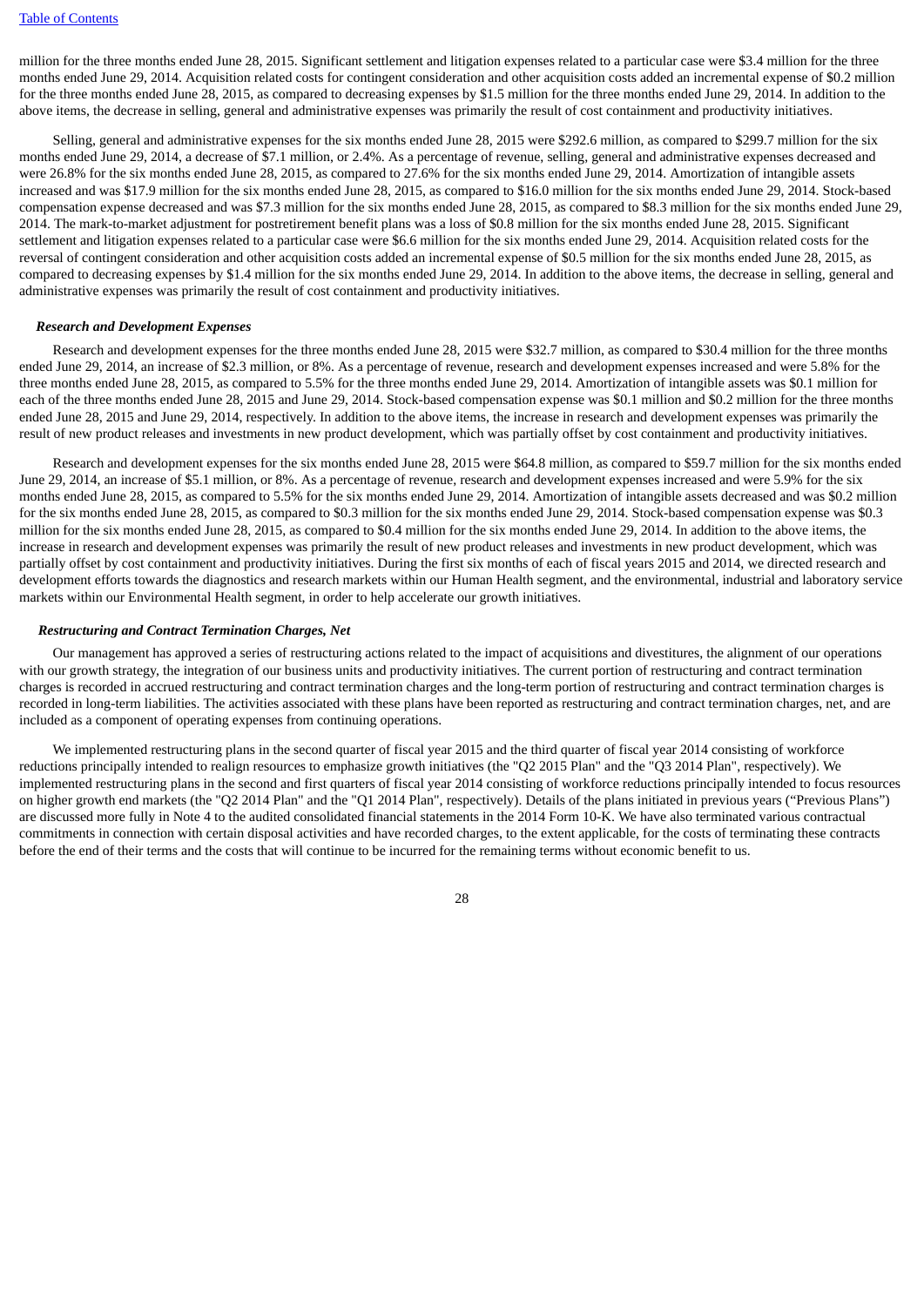million for the three months ended June 28, 2015. Significant settlement and litigation expenses related to a particular case were $3.4 million for the three months ended June 29, 2014. Acquisition related costs for contingent consideration and other acquisition costs added an incremental expense of $0.2 million for the three months ended June 28, 2015, as compared to decreasing expenses by $1.5 million for the three months ended June 29, 2014. In addition to the above items, the decrease in selling, general and administrative expenses was primarily the result of cost containment and productivity initiatives.

Selling, general and administrative expenses for the six months ended June 28, 2015 were $292.6 million, as compared to $299.7 million for the six months ended June 29, 2014, a decrease of $7.1 million, or 2.4%. As a percentage of revenue, selling, general and administrative expenses decreased and were 26.8% for the six months ended June 28, 2015, as compared to 27.6% for the six months ended June 29, 2014. Amortization of intangible assets increased and was $17.9 million for the six months ended June 28, 2015, as compared to $16.0 million for the six months ended June 29, 2014. Stock-based compensation expense decreased and was $7.3 million for the six months ended June 28, 2015, as compared to $8.3 million for the six months ended June 29, 2014. The mark-to-market adjustment for postretirement benefit plans was a loss of $0.8 million for the six months ended June 28, 2015. Significant settlement and litigation expenses related to a particular case were $6.6 million for the six months ended June 29, 2014. Acquisition related costs for the reversal of contingent consideration and other acquisition costs added an incremental expense of $0.5 million for the six months ended June 28, 2015, as compared to decreasing expenses by $1.4 million for the six months ended June 29, 2014. In addition to the above items, the decrease in selling, general and administrative expenses was primarily the result of cost containment and productivity initiatives.

***Research and Development Expenses***

Research and development expenses for the three months ended June 28, 2015 were $32.7 million, as compared to $30.4 million for the three months ended June 29, 2014, an increase of $2.3 million, or 8%. As a percentage of revenue, research and development expenses increased and were 5.8% for the three months ended June 28, 2015, as compared to 5.5% for the three months ended June 29, 2014. Amortization of intangible assets was $0.1 million for each of the three months ended June 28, 2015 and June 29, 2014. Stock-based compensation expense was $0.1 million and $0.2 million for the three months ended June 28, 2015 and June 29, 2014, respectively. In addition to the above items, the increase in research and development expenses was primarily the result of new product releases and investments in new product development, which was partially offset by cost containment and productivity initiatives.

Research and development expenses for the six months ended June 28, 2015 were $64.8 million, as compared to $59.7 million for the six months ended June 29, 2014, an increase of $5.1 million, or 8%. As a percentage of revenue, research and development expenses increased and were 5.9% for the six months ended June 28, 2015, as compared to 5.5% for the six months ended June 29, 2014. Amortization of intangible assets decreased and was $0.2 million for the six months ended June 28, 2015, as compared to $0.3 million for the six months ended June 29, 2014. Stock-based compensation expense was $0.3 million for the six months ended June 28, 2015, as compared to $0.4 million for the six months ended June 29, 2014. In addition to the above items, the increase in research and development expenses was primarily the result of new product releases and investments in new product development, which was partially offset by cost containment and productivity initiatives. During the first six months of each of fiscal years 2015 and 2014, we directed research and development efforts towards the diagnostics and research markets within our Human Health segment, and the environmental, industrial and laboratory service markets within our Environmental Health segment, in order to help accelerate our growth initiatives.

***Restructuring and Contract Termination Charges, Net***

Our management has approved a series of restructuring actions related to the impact of acquisitions and divestitures, the alignment of our operations with our growth strategy, the integration of our business units and productivity initiatives. The current portion of restructuring and contract termination charges is recorded in accrued restructuring and contract termination charges and the long-term portion of restructuring and contract termination charges is recorded in long-term liabilities. The activities associated with these plans have been reported as restructuring and contract termination charges, net, and are included as a component of operating expenses from continuing operations.

We implemented restructuring plans in the second quarter of fiscal year 2015 and the third quarter of fiscal year 2014 consisting of workforce reductions principally intended to realign resources to emphasize growth initiatives (the "Q2 2015 Plan" and the "Q3 2014 Plan", respectively). We implemented restructuring plans in the second and first quarters of fiscal year 2014 consisting of workforce reductions principally intended to focus resources on higher growth end markets (the "Q2 2014 Plan" and the "Q1 2014 Plan", respectively). Details of the plans initiated in previous years ("Previous Plans") are discussed more fully in Note 4 to the audited consolidated financial statements in the 2014 Form 10-K. We have also terminated various contractual commitments in connection with certain disposal activities and have recorded charges, to the extent applicable, for the costs of terminating these contracts before the end of their terms and the costs that will continue to be incurred for the remaining terms without economic benefit to us.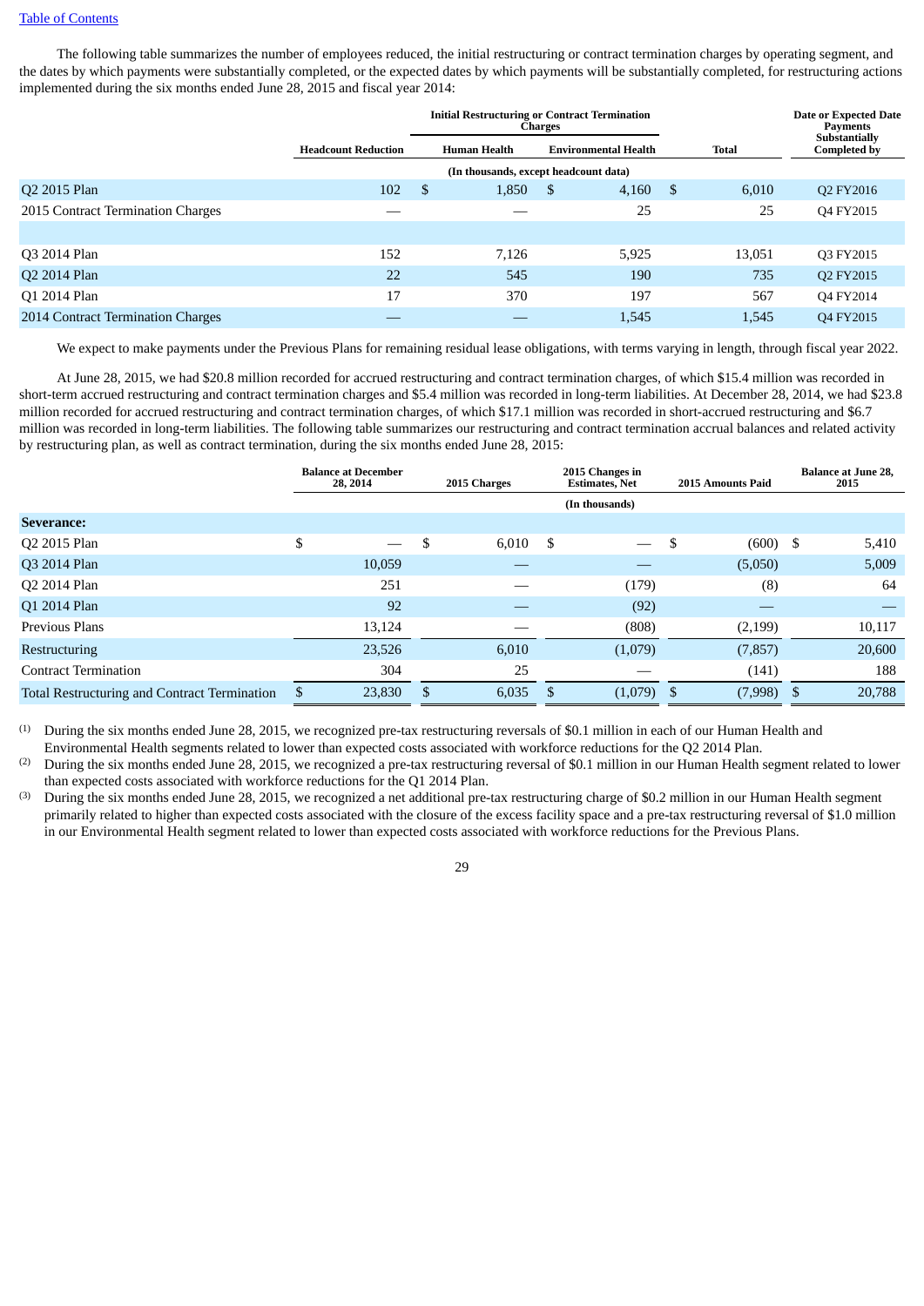[Table of Contents](#)

The following table summarizes the number of employees reduced, the initial restructuring or contract termination charges by operating segment, and the dates by which payments were substantially completed, or the expected dates by which payments will be substantially completed, for restructuring actions implemented during the six months ended June 28, 2015 and fiscal year 2014:

| | Headcount Reduction | Initial Restructuring or Contract Termination Charges | | | Date or Expected Date Payments Substantially Completed by |
|---|---|---|---|---|---|
| | | Human Health | Environmental Health | Total | |
| | (In thousands, except headcount data) | | | | |
| Q2 2015 Plan | 102 | $ 1,850 | $ 4,160 | $ 6,010 | Q2 FY2016 |
| 2015 Contract Termination Charges | — | — | 25 | 25 | Q4 FY2015 |
| | | | | | |
| Q3 2014 Plan | 152 | 7,126 | 5,925 | 13,051 | Q3 FY2015 |
| Q2 2014 Plan | 22 | 545 | 190 | 735 | Q2 FY2015 |
| Q1 2014 Plan | 17 | 370 | 197 | 567 | Q4 FY2014 |
| 2014 Contract Termination Charges | — | — | 1,545 | 1,545 | Q4 FY2015 |

We expect to make payments under the Previous Plans for remaining residual lease obligations, with terms varying in length, through fiscal year 2022.

At June 28, 2015, we had $20.8 million recorded for accrued restructuring and contract termination charges, of which $15.4 million was recorded in short-term accrued restructuring and contract termination charges and $5.4 million was recorded in long-term liabilities. At December 28, 2014, we had $23.8 million recorded for accrued restructuring and contract termination charges, of which $17.1 million was recorded in short-accrued restructuring and $6.7 million was recorded in long-term liabilities. The following table summarizes our restructuring and contract termination accrual balances and related activity by restructuring plan, as well as contract termination, during the six months ended June 28, 2015:

| | Balance at December 28, 2014 | 2015 Charges | 2015 Changes in Estimates, Net | 2015 Amounts Paid | Balance at June 28, 2015 |
|---|---|---|---|---|---|
| | | | (In thousands) | | |
| **Severance:** | | | | | |
| Q2 2015 Plan | $ — | $ 6,010 | $ — | $ (600) | $ 5,410 |
| Q3 2014 Plan | 10,059 | — | — | (5,050) | 5,009 |
| Q2 2014 Plan | 251 | — | (179) | (8) | 64 |
| Q1 2014 Plan | 92 | — | (92) | — | — |
| Previous Plans | 13,124 | — | (808) | (2,199) | 10,117 |
| Restructuring | 23,526 | 6,010 | (1,079) | (7,857) | 20,600 |
| Contract Termination | 304 | 25 | — | (141) | 188 |
| Total Restructuring and Contract Termination | $ 23,830 | $ 6,035 | $ (1,079) | $ (7,998) | $ 20,788 |

(1) During the six months ended June 28, 2015, we recognized pre-tax restructuring reversals of $0.1 million in each of our Human Health and Environmental Health segments related to lower than expected costs associated with workforce reductions for the Q2 2014 Plan.

(2) During the six months ended June 28, 2015, we recognized a pre-tax restructuring reversal of $0.1 million in our Human Health segment related to lower than expected costs associated with workforce reductions for the Q1 2014 Plan.

(3) During the six months ended June 28, 2015, we recognized a net additional pre-tax restructuring charge of $0.2 million in our Human Health segment primarily related to higher than expected costs associated with the closure of the excess facility space and a pre-tax restructuring reversal of $1.0 million in our Environmental Health segment related to lower than expected costs associated with workforce reductions for the Previous Plans.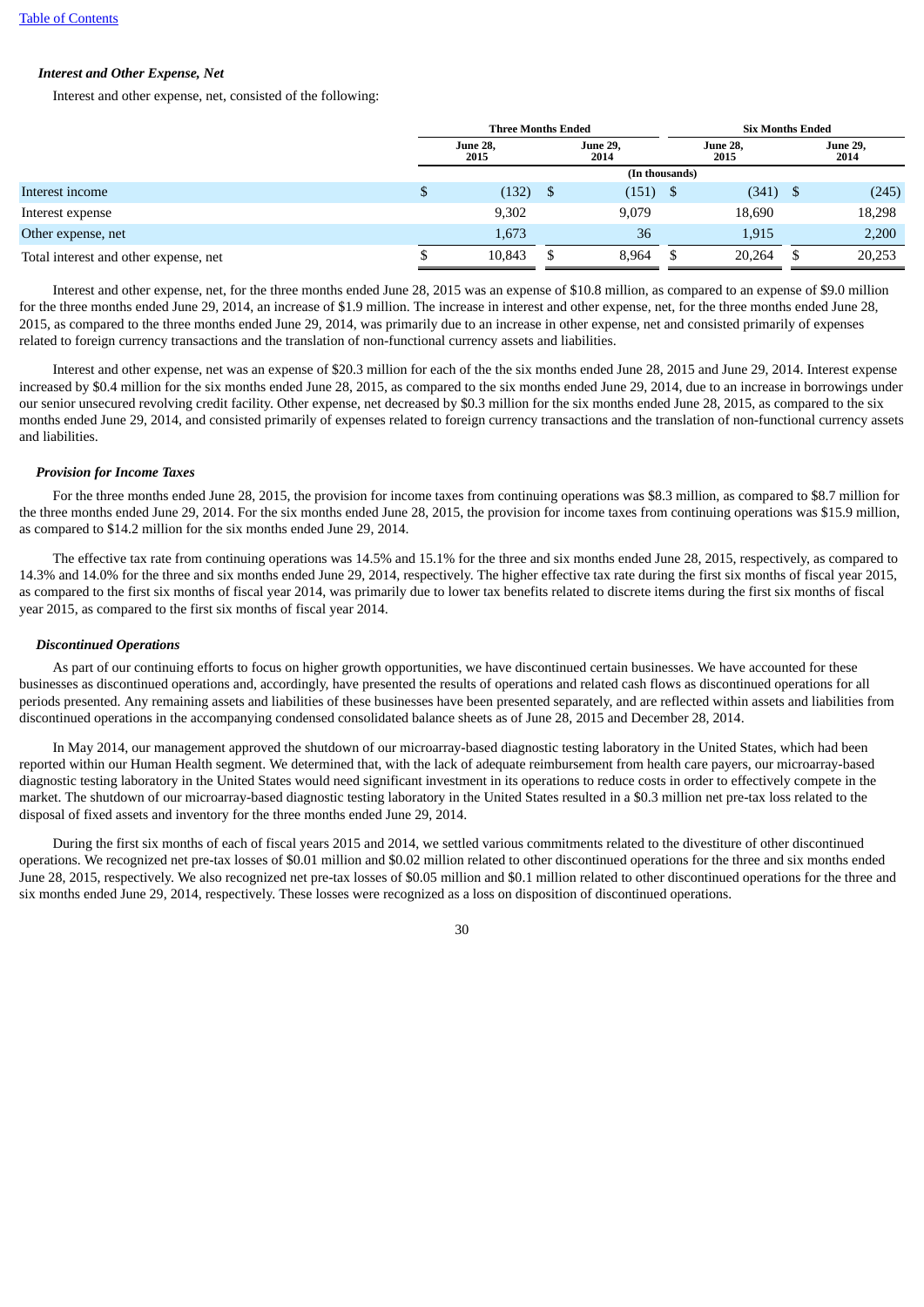*Interest and Other Expense, Net*

Interest and other expense, net, consisted of the following:

| | Three Months Ended | | Six Months Ended | |
|---|---|---|---|---|
| | June 28, 2015 | June 29, 2014 | June 28, 2015 | June 29, 2014 |
| | (In thousands) | | | |
| Interest income | $ (132) | $ (151) | $ (341) | $ (245) |
| Interest expense | 9,302 | 9,079 | 18,690 | 18,298 |
| Other expense, net | 1,673 | 36 | 1,915 | 2,200 |
| Total interest and other expense, net | $ 10,843 | $ 8,964 | $ 20,264 | $ 20,253 |

Interest and other expense, net, for the three months ended June 28, 2015 was an expense of $10.8 million, as compared to an expense of $9.0 million for the three months ended June 29, 2014, an increase of $1.9 million. The increase in interest and other expense, net, for the three months ended June 28, 2015, as compared to the three months ended June 29, 2014, was primarily due to an increase in other expense, net and consisted primarily of expenses related to foreign currency transactions and the translation of non-functional currency assets and liabilities.

Interest and other expense, net was an expense of $20.3 million for each of the the six months ended June 28, 2015 and June 29, 2014. Interest expense increased by $0.4 million for the six months ended June 28, 2015, as compared to the six months ended June 29, 2014, due to an increase in borrowings under our senior unsecured revolving credit facility. Other expense, net decreased by $0.3 million for the six months ended June 28, 2015, as compared to the six months ended June 29, 2014, and consisted primarily of expenses related to foreign currency transactions and the translation of non-functional currency assets and liabilities.

*Provision for Income Taxes*

For the three months ended June 28, 2015, the provision for income taxes from continuing operations was $8.3 million, as compared to $8.7 million for the three months ended June 29, 2014. For the six months ended June 28, 2015, the provision for income taxes from continuing operations was $15.9 million, as compared to $14.2 million for the six months ended June 29, 2014.

The effective tax rate from continuing operations was 14.5% and 15.1% for the three and six months ended June 28, 2015, respectively, as compared to 14.3% and 14.0% for the three and six months ended June 29, 2014, respectively. The higher effective tax rate during the first six months of fiscal year 2015, as compared to the first six months of fiscal year 2014, was primarily due to lower tax benefits related to discrete items during the first six months of fiscal year 2015, as compared to the first six months of fiscal year 2014.

*Discontinued Operations*

As part of our continuing efforts to focus on higher growth opportunities, we have discontinued certain businesses. We have accounted for these businesses as discontinued operations and, accordingly, have presented the results of operations and related cash flows as discontinued operations for all periods presented. Any remaining assets and liabilities of these businesses have been presented separately, and are reflected within assets and liabilities from discontinued operations in the accompanying condensed consolidated balance sheets as of June 28, 2015 and December 28, 2014.

In May 2014, our management approved the shutdown of our microarray-based diagnostic testing laboratory in the United States, which had been reported within our Human Health segment. We determined that, with the lack of adequate reimbursement from health care payers, our microarray-based diagnostic testing laboratory in the United States would need significant investment in its operations to reduce costs in order to effectively compete in the market. The shutdown of our microarray-based diagnostic testing laboratory in the United States resulted in a $0.3 million net pre-tax loss related to the disposal of fixed assets and inventory for the three months ended June 29, 2014.

During the first six months of each of fiscal years 2015 and 2014, we settled various commitments related to the divestiture of other discontinued operations. We recognized net pre-tax losses of $0.01 million and $0.02 million related to other discontinued operations for the three and six months ended June 28, 2015, respectively. We also recognized net pre-tax losses of $0.05 million and $0.1 million related to other discontinued operations for the three and six months ended June 29, 2014, respectively. These losses were recognized as a loss on disposition of discontinued operations.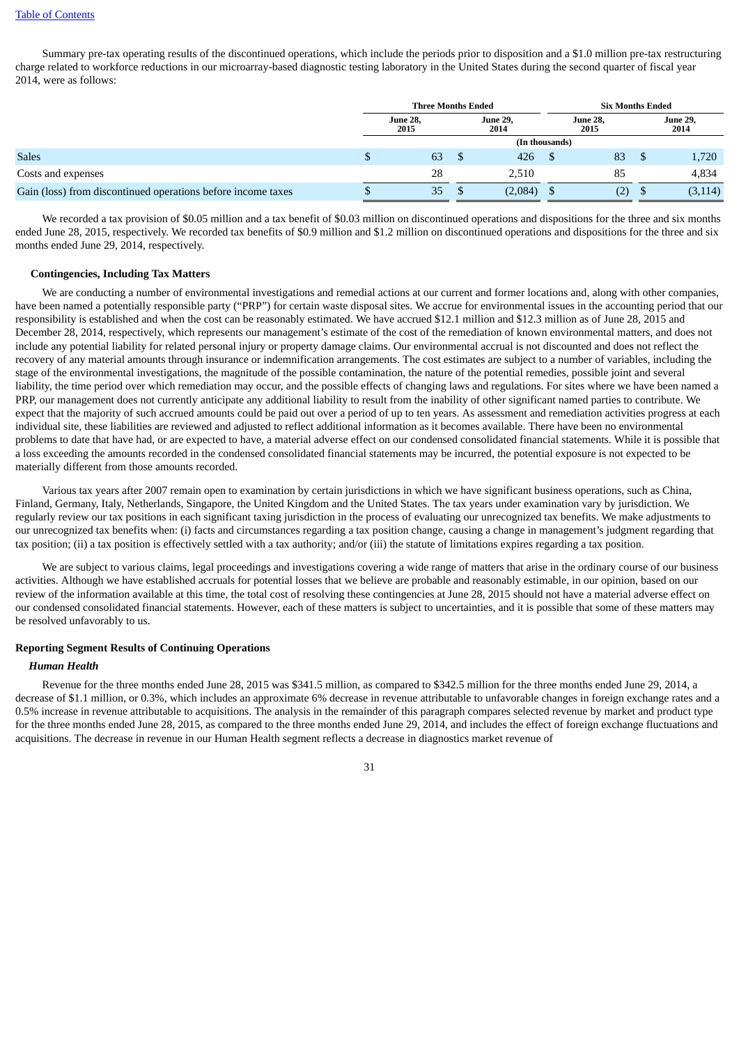Summary pre-tax operating results of the discontinued operations, which include the periods prior to disposition and a $1.0 million pre-tax restructuring charge related to workforce reductions in our microarray-based diagnostic testing laboratory in the United States during the second quarter of fiscal year 2014, were as follows:

| | Three Months Ended | | Six Months Ended | |
|---|---|---|---|---|
| | June 28, 2015 | June 29, 2014 | June 28, 2015 | June 29, 2014 |
| | (In thousands) | | | |
| Sales | $ 63 | $ 426 | $ 83 | $ 1,720 |
| Costs and expenses | 28 | 2,510 | 85 | 4,834 |
| Gain (loss) from discontinued operations before income taxes | $ 35 | $ (2,084) | $ (2) | $ (3,114) |

We recorded a tax provision of $0.05 million and a tax benefit of $0.03 million on discontinued operations and dispositions for the three and six months ended June 28, 2015, respectively. We recorded tax benefits of $0.9 million and $1.2 million on discontinued operations and dispositions for the three and six months ended June 29, 2014, respectively.

**Contingencies, Including Tax Matters**

We are conducting a number of environmental investigations and remedial actions at our current and former locations and, along with other companies, have been named a potentially responsible party ("PRP") for certain waste disposal sites. We accrue for environmental issues in the accounting period that our responsibility is established and when the cost can be reasonably estimated. We have accrued $12.1 million and $12.3 million as of June 28, 2015 and December 28, 2014, respectively, which represents our management's estimate of the cost of the remediation of known environmental matters, and does not include any potential liability for related personal injury or property damage claims. Our environmental accrual is not discounted and does not reflect the recovery of any material amounts through insurance or indemnification arrangements. The cost estimates are subject to a number of variables, including the stage of the environmental investigations, the magnitude of the possible contamination, the nature of the potential remedies, possible joint and several liability, the time period over which remediation may occur, and the possible effects of changing laws and regulations. For sites where we have been named a PRP, our management does not currently anticipate any additional liability to result from the inability of other significant named parties to contribute. We expect that the majority of such accrued amounts could be paid out over a period of up to ten years. As assessment and remediation activities progress at each individual site, these liabilities are reviewed and adjusted to reflect additional information as it becomes available. There have been no environmental problems to date that have had, or are expected to have, a material adverse effect on our condensed consolidated financial statements. While it is possible that a loss exceeding the amounts recorded in the condensed consolidated financial statements may be incurred, the potential exposure is not expected to be materially different from those amounts recorded.

Various tax years after 2007 remain open to examination by certain jurisdictions in which we have significant business operations, such as China, Finland, Germany, Italy, Netherlands, Singapore, the United Kingdom and the United States. The tax years under examination vary by jurisdiction. We regularly review our tax positions in each significant taxing jurisdiction in the process of evaluating our unrecognized tax benefits. We make adjustments to our unrecognized tax benefits when: (i) facts and circumstances regarding a tax position change, causing a change in management's judgment regarding that tax position; (ii) a tax position is effectively settled with a tax authority; and/or (iii) the statute of limitations expires regarding a tax position.

We are subject to various claims, legal proceedings and investigations covering a wide range of matters that arise in the ordinary course of our business activities. Although we have established accruals for potential losses that we believe are probable and reasonably estimable, in our opinion, based on our review of the information available at this time, the total cost of resolving these contingencies at June 28, 2015 should not have a material adverse effect on our condensed consolidated financial statements. However, each of these matters is subject to uncertainties, and it is possible that some of these matters may be resolved unfavorably to us.

**Reporting Segment Results of Continuing Operations**

***Human Health***

Revenue for the three months ended June 28, 2015 was $341.5 million, as compared to $342.5 million for the three months ended June 29, 2014, a decrease of $1.1 million, or 0.3%, which includes an approximate 6% decrease in revenue attributable to unfavorable changes in foreign exchange rates and a 0.5% increase in revenue attributable to acquisitions. The analysis in the remainder of this paragraph compares selected revenue by market and product type for the three months ended June 28, 2015, as compared to the three months ended June 29, 2014, and includes the effect of foreign exchange fluctuations and acquisitions. The decrease in revenue in our Human Health segment reflects a decrease in diagnostics market revenue of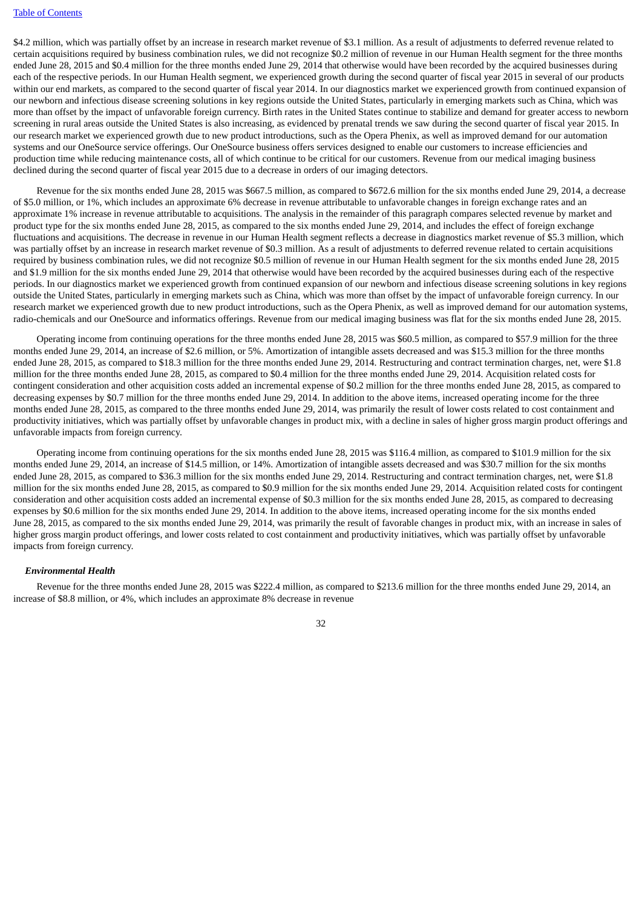$4.2 million, which was partially offset by an increase in research market revenue of $3.1 million. As a result of adjustments to deferred revenue related to certain acquisitions required by business combination rules, we did not recognize $0.2 million of revenue in our Human Health segment for the three months ended June 28, 2015 and $0.4 million for the three months ended June 29, 2014 that otherwise would have been recorded by the acquired businesses during each of the respective periods. In our Human Health segment, we experienced growth during the second quarter of fiscal year 2015 in several of our products within our end markets, as compared to the second quarter of fiscal year 2014. In our diagnostics market we experienced growth from continued expansion of our newborn and infectious disease screening solutions in key regions outside the United States, particularly in emerging markets such as China, which was more than offset by the impact of unfavorable foreign currency. Birth rates in the United States continue to stabilize and demand for greater access to newborn screening in rural areas outside the United States is also increasing, as evidenced by prenatal trends we saw during the second quarter of fiscal year 2015. In our research market we experienced growth due to new product introductions, such as the Opera Phenix, as well as improved demand for our automation systems and our OneSource service offerings. Our OneSource business offers services designed to enable our customers to increase efficiencies and production time while reducing maintenance costs, all of which continue to be critical for our customers. Revenue from our medical imaging business declined during the second quarter of fiscal year 2015 due to a decrease in orders of our imaging detectors.

Revenue for the six months ended June 28, 2015 was $667.5 million, as compared to $672.6 million for the six months ended June 29, 2014, a decrease of $5.0 million, or 1%, which includes an approximate 6% decrease in revenue attributable to unfavorable changes in foreign exchange rates and an approximate 1% increase in revenue attributable to acquisitions. The analysis in the remainder of this paragraph compares selected revenue by market and product type for the six months ended June 28, 2015, as compared to the six months ended June 29, 2014, and includes the effect of foreign exchange fluctuations and acquisitions. The decrease in revenue in our Human Health segment reflects a decrease in diagnostics market revenue of $5.3 million, which was partially offset by an increase in research market revenue of $0.3 million. As a result of adjustments to deferred revenue related to certain acquisitions required by business combination rules, we did not recognize $0.5 million of revenue in our Human Health segment for the six months ended June 28, 2015 and $1.9 million for the six months ended June 29, 2014 that otherwise would have been recorded by the acquired businesses during each of the respective periods. In our diagnostics market we experienced growth from continued expansion of our newborn and infectious disease screening solutions in key regions outside the United States, particularly in emerging markets such as China, which was more than offset by the impact of unfavorable foreign currency. In our research market we experienced growth due to new product introductions, such as the Opera Phenix, as well as improved demand for our automation systems, radio-chemicals and our OneSource and informatics offerings. Revenue from our medical imaging business was flat for the six months ended June 28, 2015.

Operating income from continuing operations for the three months ended June 28, 2015 was $60.5 million, as compared to $57.9 million for the three months ended June 29, 2014, an increase of $2.6 million, or 5%. Amortization of intangible assets decreased and was $15.3 million for the three months ended June 28, 2015, as compared to $18.3 million for the three months ended June 29, 2014. Restructuring and contract termination charges, net, were $1.8 million for the three months ended June 28, 2015, as compared to $0.4 million for the three months ended June 29, 2014. Acquisition related costs for contingent consideration and other acquisition costs added an incremental expense of $0.2 million for the three months ended June 28, 2015, as compared to decreasing expenses by $0.7 million for the three months ended June 29, 2014. In addition to the above items, increased operating income for the three months ended June 28, 2015, as compared to the three months ended June 29, 2014, was primarily the result of lower costs related to cost containment and productivity initiatives, which was partially offset by unfavorable changes in product mix, with a decline in sales of higher gross margin product offerings and unfavorable impacts from foreign currency.

Operating income from continuing operations for the six months ended June 28, 2015 was $116.4 million, as compared to $101.9 million for the six months ended June 29, 2014, an increase of $14.5 million, or 14%. Amortization of intangible assets decreased and was $30.7 million for the six months ended June 28, 2015, as compared to $36.3 million for the six months ended June 29, 2014. Restructuring and contract termination charges, net, were $1.8 million for the six months ended June 28, 2015, as compared to $0.9 million for the six months ended June 29, 2014. Acquisition related costs for contingent consideration and other acquisition costs added an incremental expense of $0.3 million for the six months ended June 28, 2015, as compared to decreasing expenses by $0.6 million for the six months ended June 29, 2014. In addition to the above items, increased operating income for the six months ended June 28, 2015, as compared to the six months ended June 29, 2014, was primarily the result of favorable changes in product mix, with an increase in sales of higher gross margin product offerings, and lower costs related to cost containment and productivity initiatives, which was partially offset by unfavorable impacts from foreign currency.

### *Environmental Health*

Revenue for the three months ended June 28, 2015 was $222.4 million, as compared to $213.6 million for the three months ended June 29, 2014, an increase of $8.8 million, or 4%, which includes an approximate 8% decrease in revenue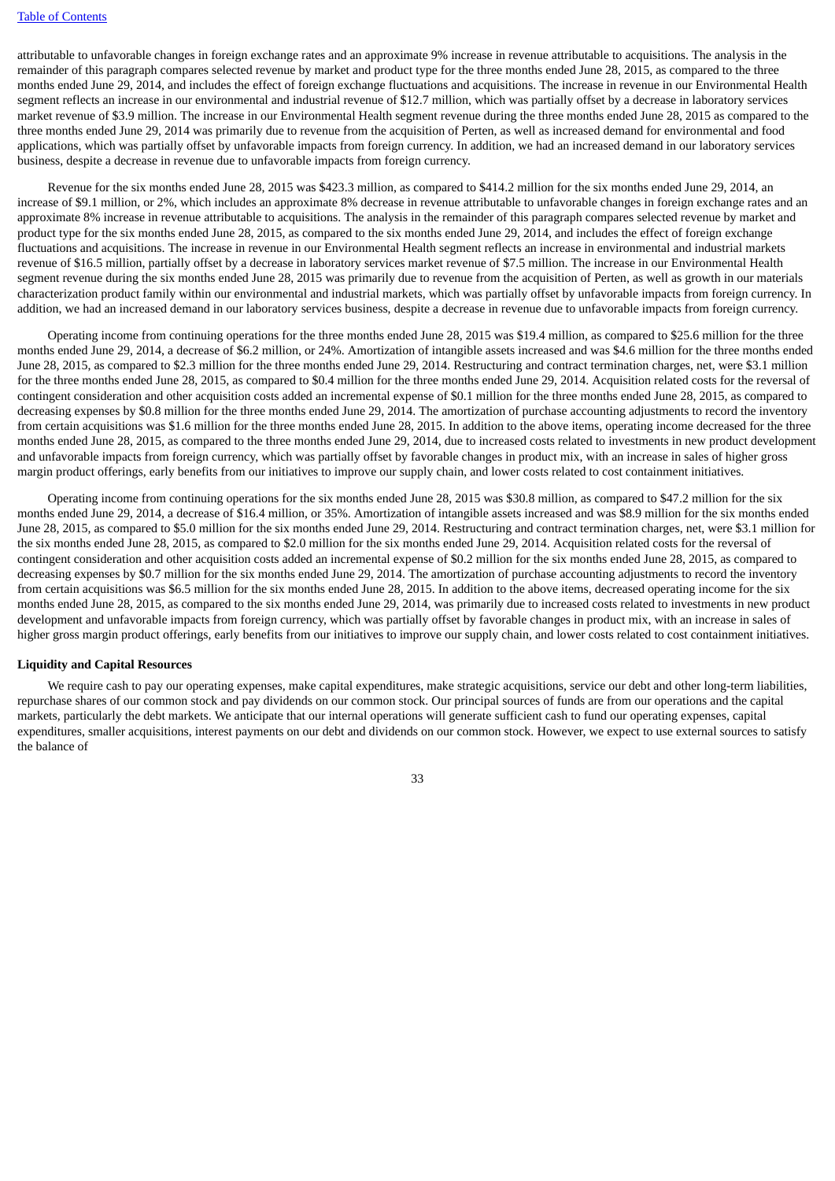attributable to unfavorable changes in foreign exchange rates and an approximate 9% increase in revenue attributable to acquisitions. The analysis in the remainder of this paragraph compares selected revenue by market and product type for the three months ended June 28, 2015, as compared to the three months ended June 29, 2014, and includes the effect of foreign exchange fluctuations and acquisitions. The increase in revenue in our Environmental Health segment reflects an increase in our environmental and industrial revenue of $12.7 million, which was partially offset by a decrease in laboratory services market revenue of $3.9 million. The increase in our Environmental Health segment revenue during the three months ended June 28, 2015 as compared to the three months ended June 29, 2014 was primarily due to revenue from the acquisition of Perten, as well as increased demand for environmental and food applications, which was partially offset by unfavorable impacts from foreign currency. In addition, we had an increased demand in our laboratory services business, despite a decrease in revenue due to unfavorable impacts from foreign currency.

Revenue for the six months ended June 28, 2015 was $423.3 million, as compared to $414.2 million for the six months ended June 29, 2014, an increase of $9.1 million, or 2%, which includes an approximate 8% decrease in revenue attributable to unfavorable changes in foreign exchange rates and an approximate 8% increase in revenue attributable to acquisitions. The analysis in the remainder of this paragraph compares selected revenue by market and product type for the six months ended June 28, 2015, as compared to the six months ended June 29, 2014, and includes the effect of foreign exchange fluctuations and acquisitions. The increase in revenue in our Environmental Health segment reflects an increase in environmental and industrial markets revenue of $16.5 million, partially offset by a decrease in laboratory services market revenue of $7.5 million. The increase in our Environmental Health segment revenue during the six months ended June 28, 2015 was primarily due to revenue from the acquisition of Perten, as well as growth in our materials characterization product family within our environmental and industrial markets, which was partially offset by unfavorable impacts from foreign currency. In addition, we had an increased demand in our laboratory services business, despite a decrease in revenue due to unfavorable impacts from foreign currency.

Operating income from continuing operations for the three months ended June 28, 2015 was $19.4 million, as compared to $25.6 million for the three months ended June 29, 2014, a decrease of $6.2 million, or 24%. Amortization of intangible assets increased and was $4.6 million for the three months ended June 28, 2015, as compared to $2.3 million for the three months ended June 29, 2014. Restructuring and contract termination charges, net, were $3.1 million for the three months ended June 28, 2015, as compared to $0.4 million for the three months ended June 29, 2014. Acquisition related costs for the reversal of contingent consideration and other acquisition costs added an incremental expense of $0.1 million for the three months ended June 28, 2015, as compared to decreasing expenses by $0.8 million for the three months ended June 29, 2014. The amortization of purchase accounting adjustments to record the inventory from certain acquisitions was $1.6 million for the three months ended June 28, 2015. In addition to the above items, operating income decreased for the three months ended June 28, 2015, as compared to the three months ended June 29, 2014, due to increased costs related to investments in new product development and unfavorable impacts from foreign currency, which was partially offset by favorable changes in product mix, with an increase in sales of higher gross margin product offerings, early benefits from our initiatives to improve our supply chain, and lower costs related to cost containment initiatives.

Operating income from continuing operations for the six months ended June 28, 2015 was $30.8 million, as compared to $47.2 million for the six months ended June 29, 2014, a decrease of $16.4 million, or 35%. Amortization of intangible assets increased and was $8.9 million for the six months ended June 28, 2015, as compared to $5.0 million for the six months ended June 29, 2014. Restructuring and contract termination charges, net, were $3.1 million for the six months ended June 28, 2015, as compared to $2.0 million for the six months ended June 29, 2014. Acquisition related costs for the reversal of contingent consideration and other acquisition costs added an incremental expense of $0.2 million for the six months ended June 28, 2015, as compared to decreasing expenses by $0.7 million for the six months ended June 29, 2014. The amortization of purchase accounting adjustments to record the inventory from certain acquisitions was $6.5 million for the six months ended June 28, 2015. In addition to the above items, decreased operating income for the six months ended June 28, 2015, as compared to the six months ended June 29, 2014, was primarily due to increased costs related to investments in new product development and unfavorable impacts from foreign currency, which was partially offset by favorable changes in product mix, with an increase in sales of higher gross margin product offerings, early benefits from our initiatives to improve our supply chain, and lower costs related to cost containment initiatives.

**Liquidity and Capital Resources**

We require cash to pay our operating expenses, make capital expenditures, make strategic acquisitions, service our debt and other long-term liabilities, repurchase shares of our common stock and pay dividends on our common stock. Our principal sources of funds are from our operations and the capital markets, particularly the debt markets. We anticipate that our internal operations will generate sufficient cash to fund our operating expenses, capital expenditures, smaller acquisitions, interest payments on our debt and dividends on our common stock. However, we expect to use external sources to satisfy the balance of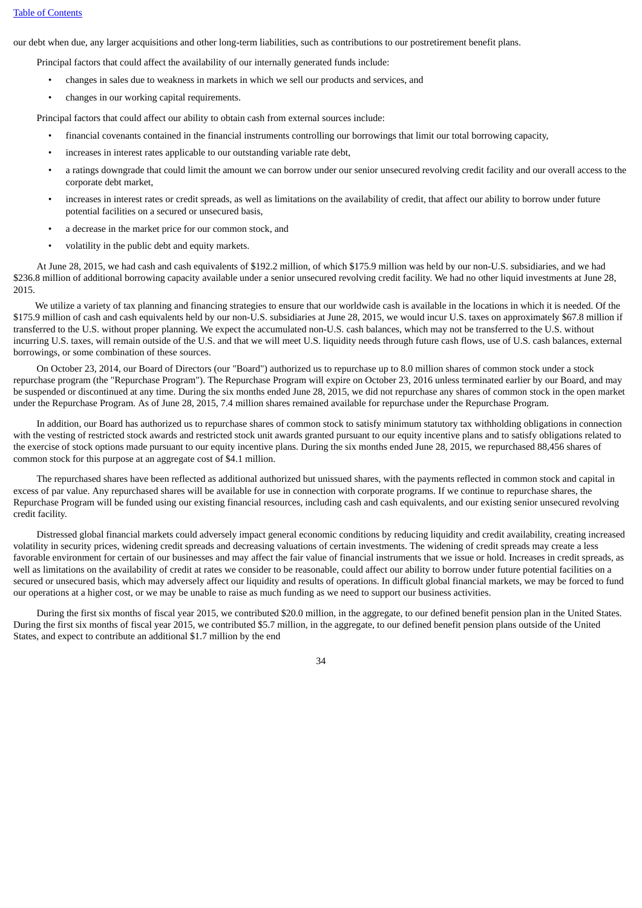our debt when due, any larger acquisitions and other long-term liabilities, such as contributions to our postretirement benefit plans.

Principal factors that could affect the availability of our internally generated funds include:

- changes in sales due to weakness in markets in which we sell our products and services, and
- changes in our working capital requirements.

Principal factors that could affect our ability to obtain cash from external sources include:

- financial covenants contained in the financial instruments controlling our borrowings that limit our total borrowing capacity,
- increases in interest rates applicable to our outstanding variable rate debt,
- a ratings downgrade that could limit the amount we can borrow under our senior unsecured revolving credit facility and our overall access to the corporate debt market,
- increases in interest rates or credit spreads, as well as limitations on the availability of credit, that affect our ability to borrow under future potential facilities on a secured or unsecured basis,
- a decrease in the market price for our common stock, and
- volatility in the public debt and equity markets.

At June 28, 2015, we had cash and cash equivalents of $192.2 million, of which $175.9 million was held by our non-U.S. subsidiaries, and we had $236.8 million of additional borrowing capacity available under a senior unsecured revolving credit facility. We had no other liquid investments at June 28, 2015.

We utilize a variety of tax planning and financing strategies to ensure that our worldwide cash is available in the locations in which it is needed. Of the $175.9 million of cash and cash equivalents held by our non-U.S. subsidiaries at June 28, 2015, we would incur U.S. taxes on approximately $67.8 million if transferred to the U.S. without proper planning. We expect the accumulated non-U.S. cash balances, which may not be transferred to the U.S. without incurring U.S. taxes, will remain outside of the U.S. and that we will meet U.S. liquidity needs through future cash flows, use of U.S. cash balances, external borrowings, or some combination of these sources.

On October 23, 2014, our Board of Directors (our "Board") authorized us to repurchase up to 8.0 million shares of common stock under a stock repurchase program (the "Repurchase Program"). The Repurchase Program will expire on October 23, 2016 unless terminated earlier by our Board, and may be suspended or discontinued at any time. During the six months ended June 28, 2015, we did not repurchase any shares of common stock in the open market under the Repurchase Program. As of June 28, 2015, 7.4 million shares remained available for repurchase under the Repurchase Program.

In addition, our Board has authorized us to repurchase shares of common stock to satisfy minimum statutory tax withholding obligations in connection with the vesting of restricted stock awards and restricted stock unit awards granted pursuant to our equity incentive plans and to satisfy obligations related to the exercise of stock options made pursuant to our equity incentive plans. During the six months ended June 28, 2015, we repurchased 88,456 shares of common stock for this purpose at an aggregate cost of $4.1 million.

The repurchased shares have been reflected as additional authorized but unissued shares, with the payments reflected in common stock and capital in excess of par value. Any repurchased shares will be available for use in connection with corporate programs. If we continue to repurchase shares, the Repurchase Program will be funded using our existing financial resources, including cash and cash equivalents, and our existing senior unsecured revolving credit facility.

Distressed global financial markets could adversely impact general economic conditions by reducing liquidity and credit availability, creating increased volatility in security prices, widening credit spreads and decreasing valuations of certain investments. The widening of credit spreads may create a less favorable environment for certain of our businesses and may affect the fair value of financial instruments that we issue or hold. Increases in credit spreads, as well as limitations on the availability of credit at rates we consider to be reasonable, could affect our ability to borrow under future potential facilities on a secured or unsecured basis, which may adversely affect our liquidity and results of operations. In difficult global financial markets, we may be forced to fund our operations at a higher cost, or we may be unable to raise as much funding as we need to support our business activities.

During the first six months of fiscal year 2015, we contributed $20.0 million, in the aggregate, to our defined benefit pension plan in the United States. During the first six months of fiscal year 2015, we contributed $5.7 million, in the aggregate, to our defined benefit pension plans outside of the United States, and expect to contribute an additional $1.7 million by the end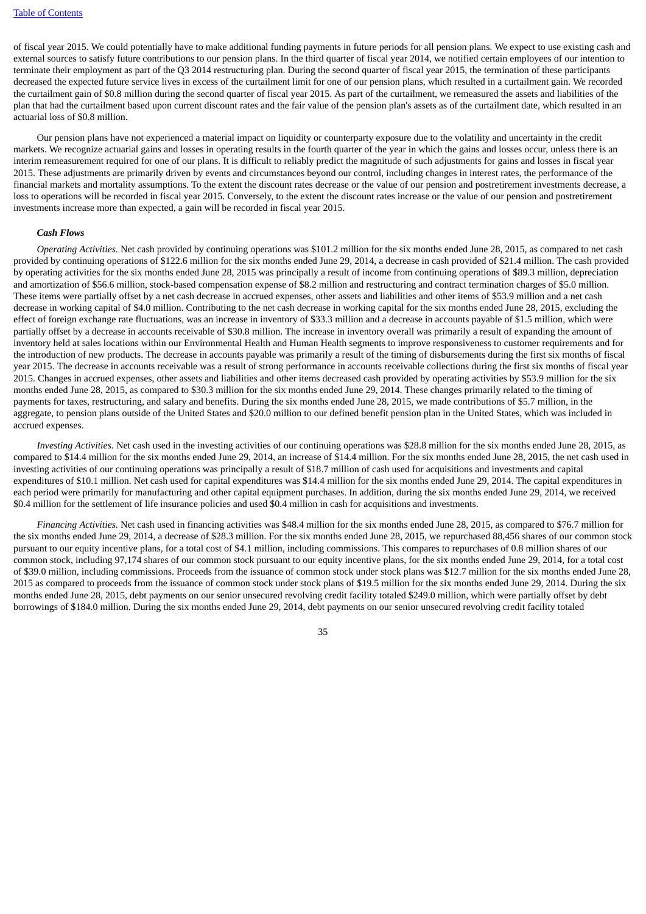of fiscal year 2015. We could potentially have to make additional funding payments in future periods for all pension plans. We expect to use existing cash and external sources to satisfy future contributions to our pension plans. In the third quarter of fiscal year 2014, we notified certain employees of our intention to terminate their employment as part of the Q3 2014 restructuring plan. During the second quarter of fiscal year 2015, the termination of these participants decreased the expected future service lives in excess of the curtailment limit for one of our pension plans, which resulted in a curtailment gain. We recorded the curtailment gain of $0.8 million during the second quarter of fiscal year 2015. As part of the curtailment, we remeasured the assets and liabilities of the plan that had the curtailment based upon current discount rates and the fair value of the pension plan's assets as of the curtailment date, which resulted in an actuarial loss of $0.8 million.

Our pension plans have not experienced a material impact on liquidity or counterparty exposure due to the volatility and uncertainty in the credit markets. We recognize actuarial gains and losses in operating results in the fourth quarter of the year in which the gains and losses occur, unless there is an interim remeasurement required for one of our plans. It is difficult to reliably predict the magnitude of such adjustments for gains and losses in fiscal year 2015. These adjustments are primarily driven by events and circumstances beyond our control, including changes in interest rates, the performance of the financial markets and mortality assumptions. To the extent the discount rates decrease or the value of our pension and postretirement investments decrease, a loss to operations will be recorded in fiscal year 2015. Conversely, to the extent the discount rates increase or the value of our pension and postretirement investments increase more than expected, a gain will be recorded in fiscal year 2015.

### *Cash Flows*

*Operating Activities.* Net cash provided by continuing operations was $101.2 million for the six months ended June 28, 2015, as compared to net cash provided by continuing operations of $122.6 million for the six months ended June 29, 2014, a decrease in cash provided of $21.4 million. The cash provided by operating activities for the six months ended June 28, 2015 was principally a result of income from continuing operations of $89.3 million, depreciation and amortization of $56.6 million, stock-based compensation expense of $8.2 million and restructuring and contract termination charges of $5.0 million. These items were partially offset by a net cash decrease in accrued expenses, other assets and liabilities and other items of $53.9 million and a net cash decrease in working capital of $4.0 million. Contributing to the net cash decrease in working capital for the six months ended June 28, 2015, excluding the effect of foreign exchange rate fluctuations, was an increase in inventory of $33.3 million and a decrease in accounts payable of $1.5 million, which were partially offset by a decrease in accounts receivable of $30.8 million. The increase in inventory overall was primarily a result of expanding the amount of inventory held at sales locations within our Environmental Health and Human Health segments to improve responsiveness to customer requirements and for the introduction of new products. The decrease in accounts payable was primarily a result of the timing of disbursements during the first six months of fiscal year 2015. The decrease in accounts receivable was a result of strong performance in accounts receivable collections during the first six months of fiscal year 2015. Changes in accrued expenses, other assets and liabilities and other items decreased cash provided by operating activities by $53.9 million for the six months ended June 28, 2015, as compared to $30.3 million for the six months ended June 29, 2014. These changes primarily related to the timing of payments for taxes, restructuring, and salary and benefits. During the six months ended June 28, 2015, we made contributions of $5.7 million, in the aggregate, to pension plans outside of the United States and $20.0 million to our defined benefit pension plan in the United States, which was included in accrued expenses.

*Investing Activities.* Net cash used in the investing activities of our continuing operations was $28.8 million for the six months ended June 28, 2015, as compared to $14.4 million for the six months ended June 29, 2014, an increase of $14.4 million. For the six months ended June 28, 2015, the net cash used in investing activities of our continuing operations was principally a result of $18.7 million of cash used for acquisitions and investments and capital expenditures of $10.1 million. Net cash used for capital expenditures was $14.4 million for the six months ended June 29, 2014. The capital expenditures in each period were primarily for manufacturing and other capital equipment purchases. In addition, during the six months ended June 29, 2014, we received $0.4 million for the settlement of life insurance policies and used $0.4 million in cash for acquisitions and investments.

*Financing Activities.* Net cash used in financing activities was $48.4 million for the six months ended June 28, 2015, as compared to $76.7 million for the six months ended June 29, 2014, a decrease of $28.3 million. For the six months ended June 28, 2015, we repurchased 88,456 shares of our common stock pursuant to our equity incentive plans, for a total cost of $4.1 million, including commissions. This compares to repurchases of 0.8 million shares of our common stock, including 97,174 shares of our common stock pursuant to our equity incentive plans, for the six months ended June 29, 2014, for a total cost of $39.0 million, including commissions. Proceeds from the issuance of common stock under stock plans was $12.7 million for the six months ended June 28, 2015 as compared to proceeds from the issuance of common stock under stock plans of $19.5 million for the six months ended June 29, 2014. During the six months ended June 28, 2015, debt payments on our senior unsecured revolving credit facility totaled $249.0 million, which were partially offset by debt borrowings of $184.0 million. During the six months ended June 29, 2014, debt payments on our senior unsecured revolving credit facility totaled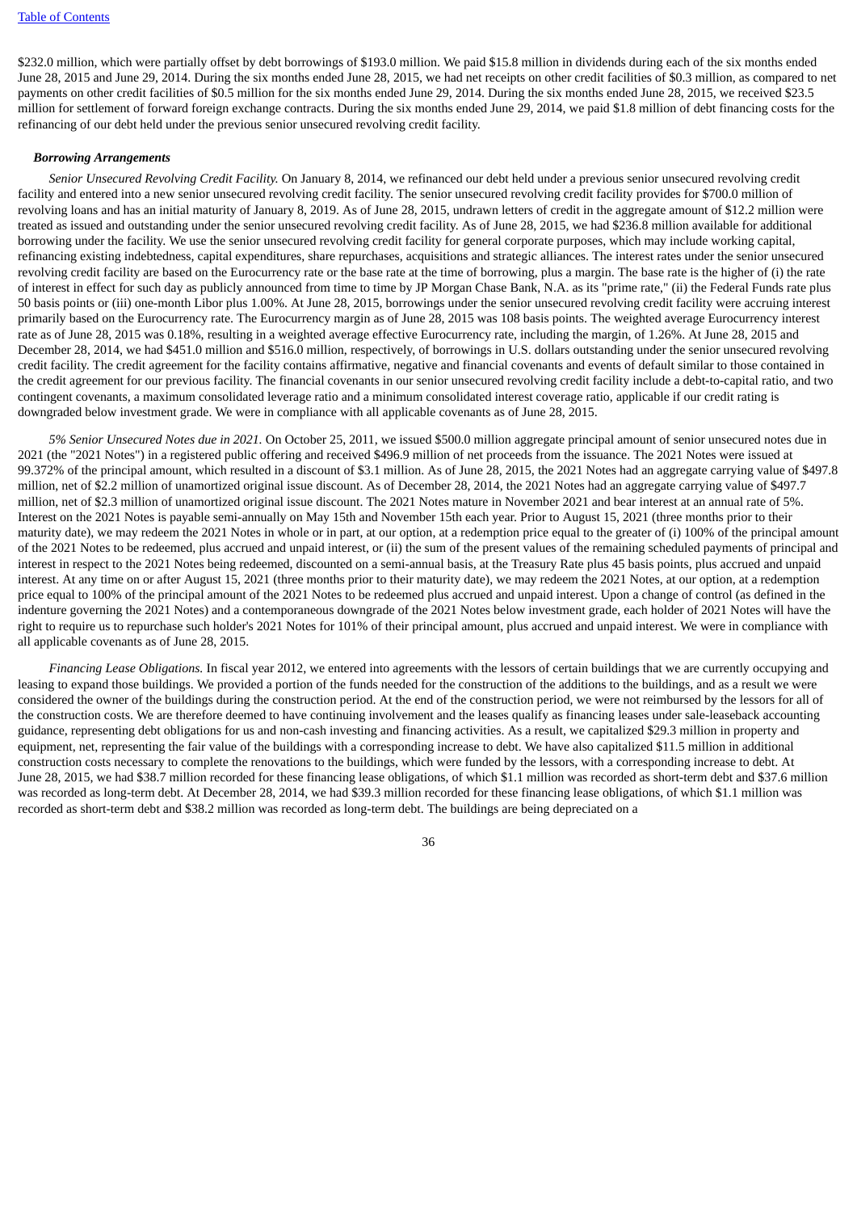$232.0 million, which were partially offset by debt borrowings of $193.0 million. We paid $15.8 million in dividends during each of the six months ended June 28, 2015 and June 29, 2014. During the six months ended June 28, 2015, we had net receipts on other credit facilities of $0.3 million, as compared to net payments on other credit facilities of $0.5 million for the six months ended June 29, 2014. During the six months ended June 28, 2015, we received $23.5 million for settlement of forward foreign exchange contracts. During the six months ended June 29, 2014, we paid $1.8 million of debt financing costs for the refinancing of our debt held under the previous senior unsecured revolving credit facility.

***Borrowing Arrangements***

*Senior Unsecured Revolving Credit Facility.* On January 8, 2014, we refinanced our debt held under a previous senior unsecured revolving credit facility and entered into a new senior unsecured revolving credit facility. The senior unsecured revolving credit facility provides for $700.0 million of revolving loans and has an initial maturity of January 8, 2019. As of June 28, 2015, undrawn letters of credit in the aggregate amount of $12.2 million were treated as issued and outstanding under the senior unsecured revolving credit facility. As of June 28, 2015, we had $236.8 million available for additional borrowing under the facility. We use the senior unsecured revolving credit facility for general corporate purposes, which may include working capital, refinancing existing indebtedness, capital expenditures, share repurchases, acquisitions and strategic alliances. The interest rates under the senior unsecured revolving credit facility are based on the Eurocurrency rate or the base rate at the time of borrowing, plus a margin. The base rate is the higher of (i) the rate of interest in effect for such day as publicly announced from time to time by JP Morgan Chase Bank, N.A. as its "prime rate," (ii) the Federal Funds rate plus 50 basis points or (iii) one-month Libor plus 1.00%. At June 28, 2015, borrowings under the senior unsecured revolving credit facility were accruing interest primarily based on the Eurocurrency rate. The Eurocurrency margin as of June 28, 2015 was 108 basis points. The weighted average Eurocurrency interest rate as of June 28, 2015 was 0.18%, resulting in a weighted average effective Eurocurrency rate, including the margin, of 1.26%. At June 28, 2015 and December 28, 2014, we had $451.0 million and $516.0 million, respectively, of borrowings in U.S. dollars outstanding under the senior unsecured revolving credit facility. The credit agreement for the facility contains affirmative, negative and financial covenants and events of default similar to those contained in the credit agreement for our previous facility. The financial covenants in our senior unsecured revolving credit facility include a debt-to-capital ratio, and two contingent covenants, a maximum consolidated leverage ratio and a minimum consolidated interest coverage ratio, applicable if our credit rating is downgraded below investment grade. We were in compliance with all applicable covenants as of June 28, 2015.

*5% Senior Unsecured Notes due in 2021.* On October 25, 2011, we issued $500.0 million aggregate principal amount of senior unsecured notes due in 2021 (the "2021 Notes") in a registered public offering and received $496.9 million of net proceeds from the issuance. The 2021 Notes were issued at 99.372% of the principal amount, which resulted in a discount of $3.1 million. As of June 28, 2015, the 2021 Notes had an aggregate carrying value of $497.8 million, net of $2.2 million of unamortized original issue discount. As of December 28, 2014, the 2021 Notes had an aggregate carrying value of $497.7 million, net of $2.3 million of unamortized original issue discount. The 2021 Notes mature in November 2021 and bear interest at an annual rate of 5%. Interest on the 2021 Notes is payable semi-annually on May 15th and November 15th each year. Prior to August 15, 2021 (three months prior to their maturity date), we may redeem the 2021 Notes in whole or in part, at our option, at a redemption price equal to the greater of (i) 100% of the principal amount of the 2021 Notes to be redeemed, plus accrued and unpaid interest, or (ii) the sum of the present values of the remaining scheduled payments of principal and interest in respect to the 2021 Notes being redeemed, discounted on a semi-annual basis, at the Treasury Rate plus 45 basis points, plus accrued and unpaid interest. At any time on or after August 15, 2021 (three months prior to their maturity date), we may redeem the 2021 Notes, at our option, at a redemption price equal to 100% of the principal amount of the 2021 Notes to be redeemed plus accrued and unpaid interest. Upon a change of control (as defined in the indenture governing the 2021 Notes) and a contemporaneous downgrade of the 2021 Notes below investment grade, each holder of 2021 Notes will have the right to require us to repurchase such holder's 2021 Notes for 101% of their principal amount, plus accrued and unpaid interest. We were in compliance with all applicable covenants as of June 28, 2015.

*Financing Lease Obligations.* In fiscal year 2012, we entered into agreements with the lessors of certain buildings that we are currently occupying and leasing to expand those buildings. We provided a portion of the funds needed for the construction of the additions to the buildings, and as a result we were considered the owner of the buildings during the construction period. At the end of the construction period, we were not reimbursed by the lessors for all of the construction costs. We are therefore deemed to have continuing involvement and the leases qualify as financing leases under sale-leaseback accounting guidance, representing debt obligations for us and non-cash investing and financing activities. As a result, we capitalized $29.3 million in property and equipment, net, representing the fair value of the buildings with a corresponding increase to debt. We have also capitalized $11.5 million in additional construction costs necessary to complete the renovations to the buildings, which were funded by the lessors, with a corresponding increase to debt. At June 28, 2015, we had $38.7 million recorded for these financing lease obligations, of which $1.1 million was recorded as short-term debt and $37.6 million was recorded as long-term debt. At December 28, 2014, we had $39.3 million recorded for these financing lease obligations, of which $1.1 million was recorded as short-term debt and $38.2 million was recorded as long-term debt. The buildings are being depreciated on a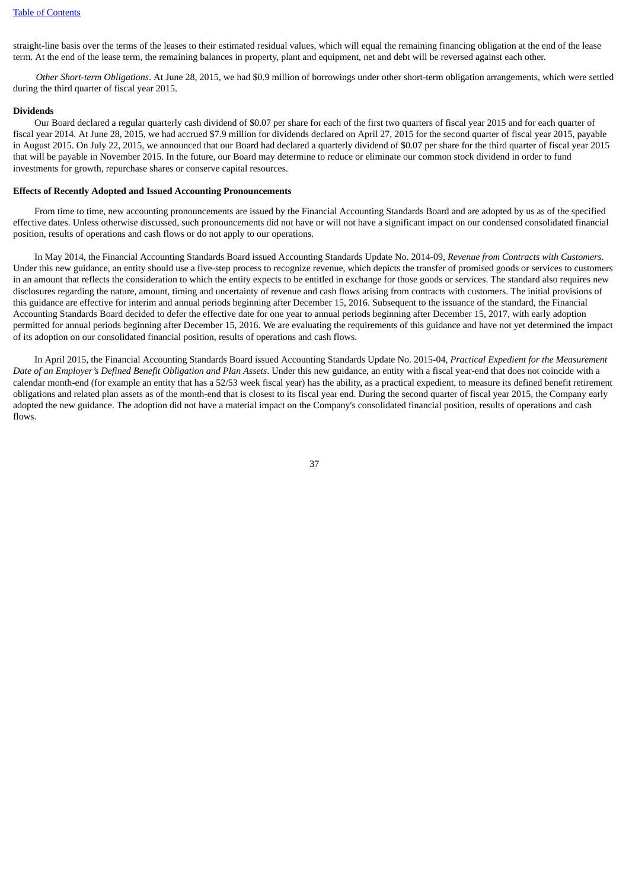straight-line basis over the terms of the leases to their estimated residual values, which will equal the remaining financing obligation at the end of the lease term. At the end of the lease term, the remaining balances in property, plant and equipment, net and debt will be reversed against each other.

*Other Short-term Obligations*. At June 28, 2015, we had $0.9 million of borrowings under other short-term obligation arrangements, which were settled during the third quarter of fiscal year 2015.

**Dividends**

Our Board declared a regular quarterly cash dividend of $0.07 per share for each of the first two quarters of fiscal year 2015 and for each quarter of fiscal year 2014. At June 28, 2015, we had accrued $7.9 million for dividends declared on April 27, 2015 for the second quarter of fiscal year 2015, payable in August 2015. On July 22, 2015, we announced that our Board had declared a quarterly dividend of $0.07 per share for the third quarter of fiscal year 2015 that will be payable in November 2015. In the future, our Board may determine to reduce or eliminate our common stock dividend in order to fund investments for growth, repurchase shares or conserve capital resources.

**Effects of Recently Adopted and Issued Accounting Pronouncements**

From time to time, new accounting pronouncements are issued by the Financial Accounting Standards Board and are adopted by us as of the specified effective dates. Unless otherwise discussed, such pronouncements did not have or will not have a significant impact on our condensed consolidated financial position, results of operations and cash flows or do not apply to our operations.

In May 2014, the Financial Accounting Standards Board issued Accounting Standards Update No. 2014-09, *Revenue from Contracts with Customers*. Under this new guidance, an entity should use a five-step process to recognize revenue, which depicts the transfer of promised goods or services to customers in an amount that reflects the consideration to which the entity expects to be entitled in exchange for those goods or services. The standard also requires new disclosures regarding the nature, amount, timing and uncertainty of revenue and cash flows arising from contracts with customers. The initial provisions of this guidance are effective for interim and annual periods beginning after December 15, 2016. Subsequent to the issuance of the standard, the Financial Accounting Standards Board decided to defer the effective date for one year to annual periods beginning after December 15, 2017, with early adoption permitted for annual periods beginning after December 15, 2016. We are evaluating the requirements of this guidance and have not yet determined the impact of its adoption on our consolidated financial position, results of operations and cash flows.

In April 2015, the Financial Accounting Standards Board issued Accounting Standards Update No. 2015-04, *Practical Expedient for the Measurement Date of an Employer's Defined Benefit Obligation and Plan Assets*. Under this new guidance, an entity with a fiscal year-end that does not coincide with a calendar month-end (for example an entity that has a 52/53 week fiscal year) has the ability, as a practical expedient, to measure its defined benefit retirement obligations and related plan assets as of the month-end that is closest to its fiscal year end. During the second quarter of fiscal year 2015, the Company early adopted the new guidance. The adoption did not have a material impact on the Company's consolidated financial position, results of operations and cash flows.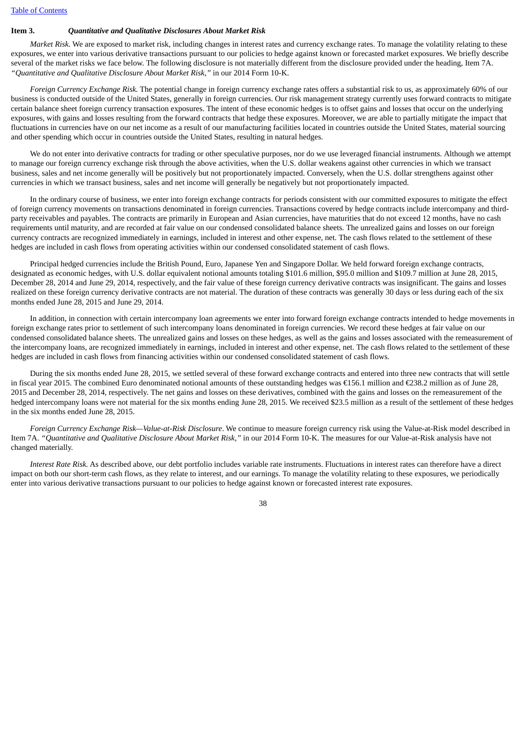## Item 3. *Quantitative and Qualitative Disclosures About Market Risk*

*Market Risk*. We are exposed to market risk, including changes in interest rates and currency exchange rates. To manage the volatility relating to these exposures, we enter into various derivative transactions pursuant to our policies to hedge against known or forecasted market exposures. We briefly describe several of the market risks we face below. The following disclosure is not materially different from the disclosure provided under the heading, Item 7A. *"Quantitative and Qualitative Disclosure About Market Risk,"* in our 2014 Form 10-K.

*Foreign Currency Exchange Risk.* The potential change in foreign currency exchange rates offers a substantial risk to us, as approximately 60% of our business is conducted outside of the United States, generally in foreign currencies. Our risk management strategy currently uses forward contracts to mitigate certain balance sheet foreign currency transaction exposures. The intent of these economic hedges is to offset gains and losses that occur on the underlying exposures, with gains and losses resulting from the forward contracts that hedge these exposures. Moreover, we are able to partially mitigate the impact that fluctuations in currencies have on our net income as a result of our manufacturing facilities located in countries outside the United States, material sourcing and other spending which occur in countries outside the United States, resulting in natural hedges.

We do not enter into derivative contracts for trading or other speculative purposes, nor do we use leveraged financial instruments. Although we attempt to manage our foreign currency exchange risk through the above activities, when the U.S. dollar weakens against other currencies in which we transact business, sales and net income generally will be positively but not proportionately impacted. Conversely, when the U.S. dollar strengthens against other currencies in which we transact business, sales and net income will generally be negatively but not proportionately impacted.

In the ordinary course of business, we enter into foreign exchange contracts for periods consistent with our committed exposures to mitigate the effect of foreign currency movements on transactions denominated in foreign currencies. Transactions covered by hedge contracts include intercompany and third-party receivables and payables. The contracts are primarily in European and Asian currencies, have maturities that do not exceed 12 months, have no cash requirements until maturity, and are recorded at fair value on our condensed consolidated balance sheets. The unrealized gains and losses on our foreign currency contracts are recognized immediately in earnings, included in interest and other expense, net. The cash flows related to the settlement of these hedges are included in cash flows from operating activities within our condensed consolidated statement of cash flows.

Principal hedged currencies include the British Pound, Euro, Japanese Yen and Singapore Dollar. We held forward foreign exchange contracts, designated as economic hedges, with U.S. dollar equivalent notional amounts totaling $101.6 million, $95.0 million and $109.7 million at June 28, 2015, December 28, 2014 and June 29, 2014, respectively, and the fair value of these foreign currency derivative contracts was insignificant. The gains and losses realized on these foreign currency derivative contracts are not material. The duration of these contracts was generally 30 days or less during each of the six months ended June 28, 2015 and June 29, 2014.

In addition, in connection with certain intercompany loan agreements we enter into forward foreign exchange contracts intended to hedge movements in foreign exchange rates prior to settlement of such intercompany loans denominated in foreign currencies. We record these hedges at fair value on our condensed consolidated balance sheets. The unrealized gains and losses on these hedges, as well as the gains and losses associated with the remeasurement of the intercompany loans, are recognized immediately in earnings, included in interest and other expense, net. The cash flows related to the settlement of these hedges are included in cash flows from financing activities within our condensed consolidated statement of cash flows.

During the six months ended June 28, 2015, we settled several of these forward exchange contracts and entered into three new contracts that will settle in fiscal year 2015. The combined Euro denominated notional amounts of these outstanding hedges was €156.1 million and €238.2 million as of June 28, 2015 and December 28, 2014, respectively. The net gains and losses on these derivatives, combined with the gains and losses on the remeasurement of the hedged intercompany loans were not material for the six months ending June 28, 2015. We received $23.5 million as a result of the settlement of these hedges in the six months ended June 28, 2015.

*Foreign Currency Exchange Risk—Value-at-Risk Disclosure*. We continue to measure foreign currency risk using the Value-at-Risk model described in Item 7A. *"Quantitative and Qualitative Disclosure About Market Risk,"* in our 2014 Form 10-K. The measures for our Value-at-Risk analysis have not changed materially.

*Interest Rate Risk.* As described above, our debt portfolio includes variable rate instruments. Fluctuations in interest rates can therefore have a direct impact on both our short-term cash flows, as they relate to interest, and our earnings. To manage the volatility relating to these exposures, we periodically enter into various derivative transactions pursuant to our policies to hedge against known or forecasted interest rate exposures.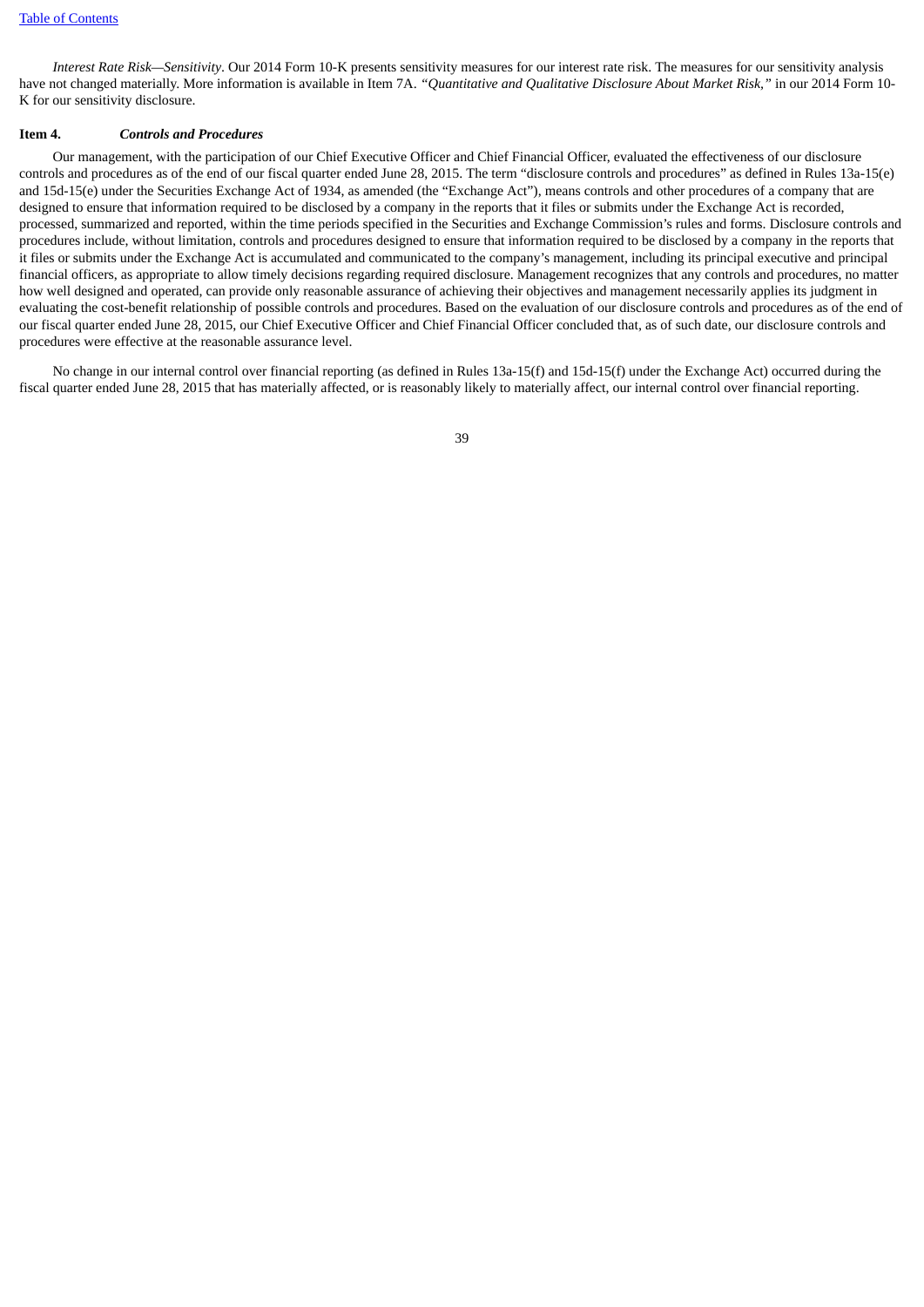*Interest Rate Risk—Sensitivity*. Our 2014 Form 10-K presents sensitivity measures for our interest rate risk. The measures for our sensitivity analysis have not changed materially. More information is available in Item 7A. *"Quantitative and Qualitative Disclosure About Market Risk,"* in our 2014 Form 10-K for our sensitivity disclosure.

**Item 4.** ***Controls and Procedures***

Our management, with the participation of our Chief Executive Officer and Chief Financial Officer, evaluated the effectiveness of our disclosure controls and procedures as of the end of our fiscal quarter ended June 28, 2015. The term "disclosure controls and procedures" as defined in Rules 13a-15(e) and 15d-15(e) under the Securities Exchange Act of 1934, as amended (the "Exchange Act"), means controls and other procedures of a company that are designed to ensure that information required to be disclosed by a company in the reports that it files or submits under the Exchange Act is recorded, processed, summarized and reported, within the time periods specified in the Securities and Exchange Commission's rules and forms. Disclosure controls and procedures include, without limitation, controls and procedures designed to ensure that information required to be disclosed by a company in the reports that it files or submits under the Exchange Act is accumulated and communicated to the company's management, including its principal executive and principal financial officers, as appropriate to allow timely decisions regarding required disclosure. Management recognizes that any controls and procedures, no matter how well designed and operated, can provide only reasonable assurance of achieving their objectives and management necessarily applies its judgment in evaluating the cost-benefit relationship of possible controls and procedures. Based on the evaluation of our disclosure controls and procedures as of the end of our fiscal quarter ended June 28, 2015, our Chief Executive Officer and Chief Financial Officer concluded that, as of such date, our disclosure controls and procedures were effective at the reasonable assurance level.

No change in our internal control over financial reporting (as defined in Rules 13a-15(f) and 15d-15(f) under the Exchange Act) occurred during the fiscal quarter ended June 28, 2015 that has materially affected, or is reasonably likely to materially affect, our internal control over financial reporting.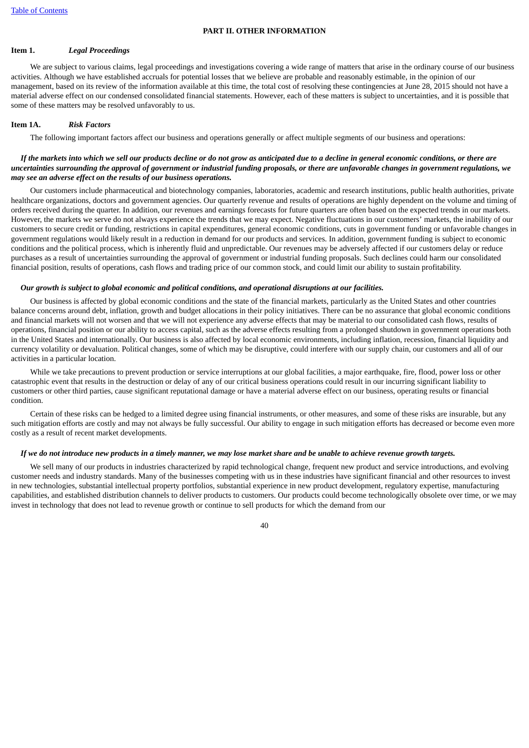## PART II. OTHER INFORMATION

### Item 1. *Legal Proceedings*

We are subject to various claims, legal proceedings and investigations covering a wide range of matters that arise in the ordinary course of our business activities. Although we have established accruals for potential losses that we believe are probable and reasonably estimable, in the opinion of our management, based on its review of the information available at this time, the total cost of resolving these contingencies at June 28, 2015 should not have a material adverse effect on our condensed consolidated financial statements. However, each of these matters is subject to uncertainties, and it is possible that some of these matters may be resolved unfavorably to us.

### Item 1A. *Risk Factors*

The following important factors affect our business and operations generally or affect multiple segments of our business and operations:

***If the markets into which we sell our products decline or do not grow as anticipated due to a decline in general economic conditions, or there are uncertainties surrounding the approval of government or industrial funding proposals, or there are unfavorable changes in government regulations, we may see an adverse effect on the results of our business operations.***

Our customers include pharmaceutical and biotechnology companies, laboratories, academic and research institutions, public health authorities, private healthcare organizations, doctors and government agencies. Our quarterly revenue and results of operations are highly dependent on the volume and timing of orders received during the quarter. In addition, our revenues and earnings forecasts for future quarters are often based on the expected trends in our markets. However, the markets we serve do not always experience the trends that we may expect. Negative fluctuations in our customers' markets, the inability of our customers to secure credit or funding, restrictions in capital expenditures, general economic conditions, cuts in government funding or unfavorable changes in government regulations would likely result in a reduction in demand for our products and services. In addition, government funding is subject to economic conditions and the political process, which is inherently fluid and unpredictable. Our revenues may be adversely affected if our customers delay or reduce purchases as a result of uncertainties surrounding the approval of government or industrial funding proposals. Such declines could harm our consolidated financial position, results of operations, cash flows and trading price of our common stock, and could limit our ability to sustain profitability.

***Our growth is subject to global economic and political conditions, and operational disruptions at our facilities.***

Our business is affected by global economic conditions and the state of the financial markets, particularly as the United States and other countries balance concerns around debt, inflation, growth and budget allocations in their policy initiatives. There can be no assurance that global economic conditions and financial markets will not worsen and that we will not experience any adverse effects that may be material to our consolidated cash flows, results of operations, financial position or our ability to access capital, such as the adverse effects resulting from a prolonged shutdown in government operations both in the United States and internationally. Our business is also affected by local economic environments, including inflation, recession, financial liquidity and currency volatility or devaluation. Political changes, some of which may be disruptive, could interfere with our supply chain, our customers and all of our activities in a particular location.

While we take precautions to prevent production or service interruptions at our global facilities, a major earthquake, fire, flood, power loss or other catastrophic event that results in the destruction or delay of any of our critical business operations could result in our incurring significant liability to customers or other third parties, cause significant reputational damage or have a material adverse effect on our business, operating results or financial condition.

Certain of these risks can be hedged to a limited degree using financial instruments, or other measures, and some of these risks are insurable, but any such mitigation efforts are costly and may not always be fully successful. Our ability to engage in such mitigation efforts has decreased or become even more costly as a result of recent market developments.

***If we do not introduce new products in a timely manner, we may lose market share and be unable to achieve revenue growth targets.***

We sell many of our products in industries characterized by rapid technological change, frequent new product and service introductions, and evolving customer needs and industry standards. Many of the businesses competing with us in these industries have significant financial and other resources to invest in new technologies, substantial intellectual property portfolios, substantial experience in new product development, regulatory expertise, manufacturing capabilities, and established distribution channels to deliver products to customers. Our products could become technologically obsolete over time, or we may invest in technology that does not lead to revenue growth or continue to sell products for which the demand from our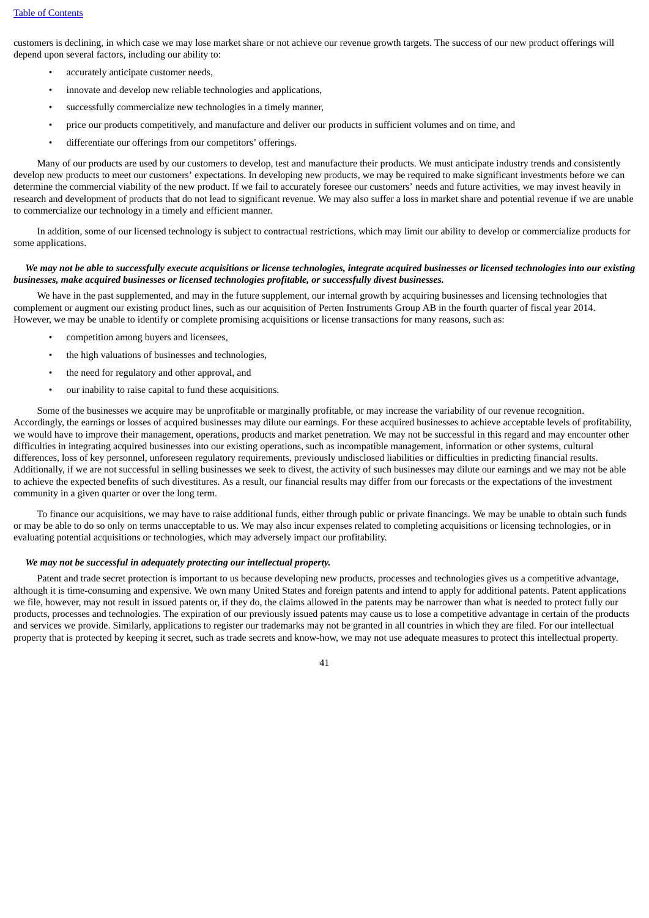customers is declining, in which case we may lose market share or not achieve our revenue growth targets. The success of our new product offerings will depend upon several factors, including our ability to:

- accurately anticipate customer needs,
- innovate and develop new reliable technologies and applications,
- successfully commercialize new technologies in a timely manner,
- price our products competitively, and manufacture and deliver our products in sufficient volumes and on time, and
- differentiate our offerings from our competitors' offerings.

Many of our products are used by our customers to develop, test and manufacture their products. We must anticipate industry trends and consistently develop new products to meet our customers' expectations. In developing new products, we may be required to make significant investments before we can determine the commercial viability of the new product. If we fail to accurately foresee our customers' needs and future activities, we may invest heavily in research and development of products that do not lead to significant revenue. We may also suffer a loss in market share and potential revenue if we are unable to commercialize our technology in a timely and efficient manner.

In addition, some of our licensed technology is subject to contractual restrictions, which may limit our ability to develop or commercialize products for some applications.

***We may not be able to successfully execute acquisitions or license technologies, integrate acquired businesses or licensed technologies into our existing businesses, make acquired businesses or licensed technologies profitable, or successfully divest businesses.***

We have in the past supplemented, and may in the future supplement, our internal growth by acquiring businesses and licensing technologies that complement or augment our existing product lines, such as our acquisition of Perten Instruments Group AB in the fourth quarter of fiscal year 2014. However, we may be unable to identify or complete promising acquisitions or license transactions for many reasons, such as:

- competition among buyers and licensees,
- the high valuations of businesses and technologies,
- the need for regulatory and other approval, and
- our inability to raise capital to fund these acquisitions.

Some of the businesses we acquire may be unprofitable or marginally profitable, or may increase the variability of our revenue recognition. Accordingly, the earnings or losses of acquired businesses may dilute our earnings. For these acquired businesses to achieve acceptable levels of profitability, we would have to improve their management, operations, products and market penetration. We may not be successful in this regard and may encounter other difficulties in integrating acquired businesses into our existing operations, such as incompatible management, information or other systems, cultural differences, loss of key personnel, unforeseen regulatory requirements, previously undisclosed liabilities or difficulties in predicting financial results. Additionally, if we are not successful in selling businesses we seek to divest, the activity of such businesses may dilute our earnings and we may not be able to achieve the expected benefits of such divestitures. As a result, our financial results may differ from our forecasts or the expectations of the investment community in a given quarter or over the long term.

To finance our acquisitions, we may have to raise additional funds, either through public or private financings. We may be unable to obtain such funds or may be able to do so only on terms unacceptable to us. We may also incur expenses related to completing acquisitions or licensing technologies, or in evaluating potential acquisitions or technologies, which may adversely impact our profitability.

***We may not be successful in adequately protecting our intellectual property.***

Patent and trade secret protection is important to us because developing new products, processes and technologies gives us a competitive advantage, although it is time-consuming and expensive. We own many United States and foreign patents and intend to apply for additional patents. Patent applications we file, however, may not result in issued patents or, if they do, the claims allowed in the patents may be narrower than what is needed to protect fully our products, processes and technologies. The expiration of our previously issued patents may cause us to lose a competitive advantage in certain of the products and services we provide. Similarly, applications to register our trademarks may not be granted in all countries in which they are filed. For our intellectual property that is protected by keeping it secret, such as trade secrets and know-how, we may not use adequate measures to protect this intellectual property.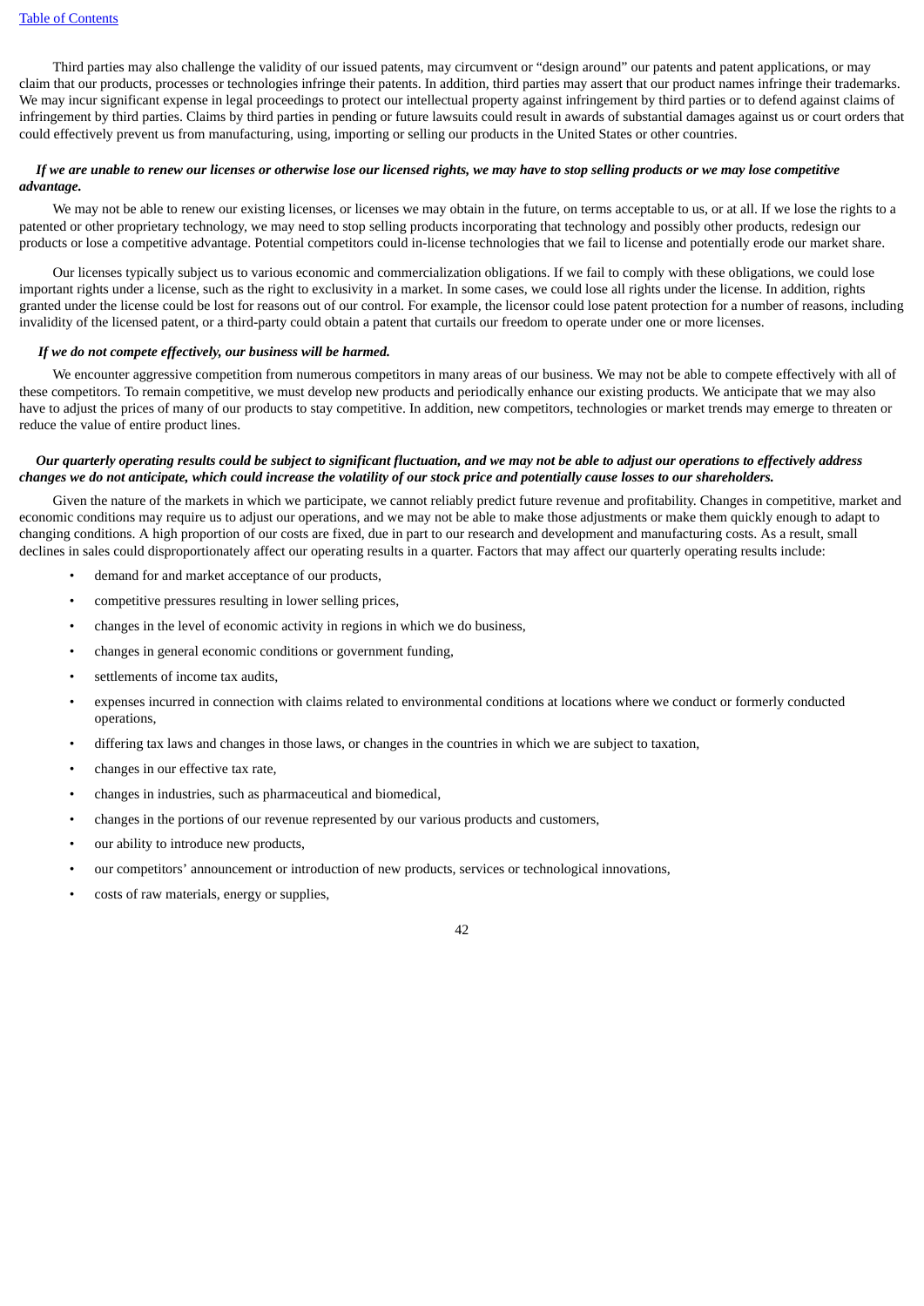Third parties may also challenge the validity of our issued patents, may circumvent or "design around" our patents and patent applications, or may claim that our products, processes or technologies infringe their patents. In addition, third parties may assert that our product names infringe their trademarks. We may incur significant expense in legal proceedings to protect our intellectual property against infringement by third parties or to defend against claims of infringement by third parties. Claims by third parties in pending or future lawsuits could result in awards of substantial damages against us or court orders that could effectively prevent us from manufacturing, using, importing or selling our products in the United States or other countries.

***If we are unable to renew our licenses or otherwise lose our licensed rights, we may have to stop selling products or we may lose competitive advantage.***

We may not be able to renew our existing licenses, or licenses we may obtain in the future, on terms acceptable to us, or at all. If we lose the rights to a patented or other proprietary technology, we may need to stop selling products incorporating that technology and possibly other products, redesign our products or lose a competitive advantage. Potential competitors could in-license technologies that we fail to license and potentially erode our market share.

Our licenses typically subject us to various economic and commercialization obligations. If we fail to comply with these obligations, we could lose important rights under a license, such as the right to exclusivity in a market. In some cases, we could lose all rights under the license. In addition, rights granted under the license could be lost for reasons out of our control. For example, the licensor could lose patent protection for a number of reasons, including invalidity of the licensed patent, or a third-party could obtain a patent that curtails our freedom to operate under one or more licenses.

***If we do not compete effectively, our business will be harmed.***

We encounter aggressive competition from numerous competitors in many areas of our business. We may not be able to compete effectively with all of these competitors. To remain competitive, we must develop new products and periodically enhance our existing products. We anticipate that we may also have to adjust the prices of many of our products to stay competitive. In addition, new competitors, technologies or market trends may emerge to threaten or reduce the value of entire product lines.

***Our quarterly operating results could be subject to significant fluctuation, and we may not be able to adjust our operations to effectively address changes we do not anticipate, which could increase the volatility of our stock price and potentially cause losses to our shareholders.***

Given the nature of the markets in which we participate, we cannot reliably predict future revenue and profitability. Changes in competitive, market and economic conditions may require us to adjust our operations, and we may not be able to make those adjustments or make them quickly enough to adapt to changing conditions. A high proportion of our costs are fixed, due in part to our research and development and manufacturing costs. As a result, small declines in sales could disproportionately affect our operating results in a quarter. Factors that may affect our quarterly operating results include:

- demand for and market acceptance of our products,
- competitive pressures resulting in lower selling prices,
- changes in the level of economic activity in regions in which we do business,
- changes in general economic conditions or government funding,
- settlements of income tax audits,
- expenses incurred in connection with claims related to environmental conditions at locations where we conduct or formerly conducted operations,
- differing tax laws and changes in those laws, or changes in the countries in which we are subject to taxation,
- changes in our effective tax rate,
- changes in industries, such as pharmaceutical and biomedical,
- changes in the portions of our revenue represented by our various products and customers,
- our ability to introduce new products,
- our competitors' announcement or introduction of new products, services or technological innovations,
- costs of raw materials, energy or supplies,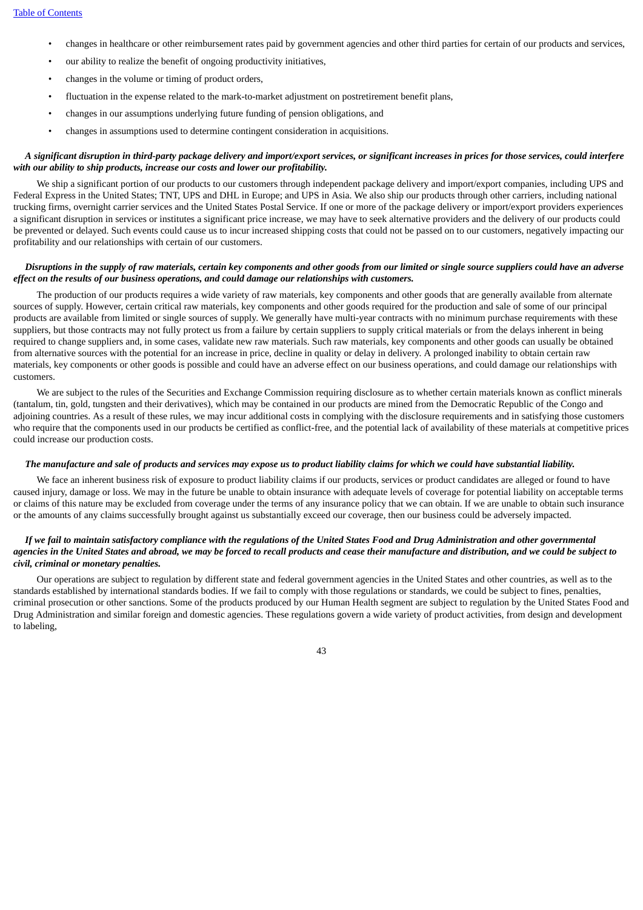- changes in healthcare or other reimbursement rates paid by government agencies and other third parties for certain of our products and services,
- our ability to realize the benefit of ongoing productivity initiatives,
- changes in the volume or timing of product orders,
- fluctuation in the expense related to the mark-to-market adjustment on postretirement benefit plans,
- changes in our assumptions underlying future funding of pension obligations, and
- changes in assumptions used to determine contingent consideration in acquisitions.

***A significant disruption in third-party package delivery and import/export services, or significant increases in prices for those services, could interfere with our ability to ship products, increase our costs and lower our profitability.***

We ship a significant portion of our products to our customers through independent package delivery and import/export companies, including UPS and Federal Express in the United States; TNT, UPS and DHL in Europe; and UPS in Asia. We also ship our products through other carriers, including national trucking firms, overnight carrier services and the United States Postal Service. If one or more of the package delivery or import/export providers experiences a significant disruption in services or institutes a significant price increase, we may have to seek alternative providers and the delivery of our products could be prevented or delayed. Such events could cause us to incur increased shipping costs that could not be passed on to our customers, negatively impacting our profitability and our relationships with certain of our customers.

***Disruptions in the supply of raw materials, certain key components and other goods from our limited or single source suppliers could have an adverse effect on the results of our business operations, and could damage our relationships with customers.***

The production of our products requires a wide variety of raw materials, key components and other goods that are generally available from alternate sources of supply. However, certain critical raw materials, key components and other goods required for the production and sale of some of our principal products are available from limited or single sources of supply. We generally have multi-year contracts with no minimum purchase requirements with these suppliers, but those contracts may not fully protect us from a failure by certain suppliers to supply critical materials or from the delays inherent in being required to change suppliers and, in some cases, validate new raw materials. Such raw materials, key components and other goods can usually be obtained from alternative sources with the potential for an increase in price, decline in quality or delay in delivery. A prolonged inability to obtain certain raw materials, key components or other goods is possible and could have an adverse effect on our business operations, and could damage our relationships with customers.

We are subject to the rules of the Securities and Exchange Commission requiring disclosure as to whether certain materials known as conflict minerals (tantalum, tin, gold, tungsten and their derivatives), which may be contained in our products are mined from the Democratic Republic of the Congo and adjoining countries. As a result of these rules, we may incur additional costs in complying with the disclosure requirements and in satisfying those customers who require that the components used in our products be certified as conflict-free, and the potential lack of availability of these materials at competitive prices could increase our production costs.

***The manufacture and sale of products and services may expose us to product liability claims for which we could have substantial liability.***

We face an inherent business risk of exposure to product liability claims if our products, services or product candidates are alleged or found to have caused injury, damage or loss. We may in the future be unable to obtain insurance with adequate levels of coverage for potential liability on acceptable terms or claims of this nature may be excluded from coverage under the terms of any insurance policy that we can obtain. If we are unable to obtain such insurance or the amounts of any claims successfully brought against us substantially exceed our coverage, then our business could be adversely impacted.

***If we fail to maintain satisfactory compliance with the regulations of the United States Food and Drug Administration and other governmental agencies in the United States and abroad, we may be forced to recall products and cease their manufacture and distribution, and we could be subject to civil, criminal or monetary penalties.***

Our operations are subject to regulation by different state and federal government agencies in the United States and other countries, as well as to the standards established by international standards bodies. If we fail to comply with those regulations or standards, we could be subject to fines, penalties, criminal prosecution or other sanctions. Some of the products produced by our Human Health segment are subject to regulation by the United States Food and Drug Administration and similar foreign and domestic agencies. These regulations govern a wide variety of product activities, from design and development to labeling,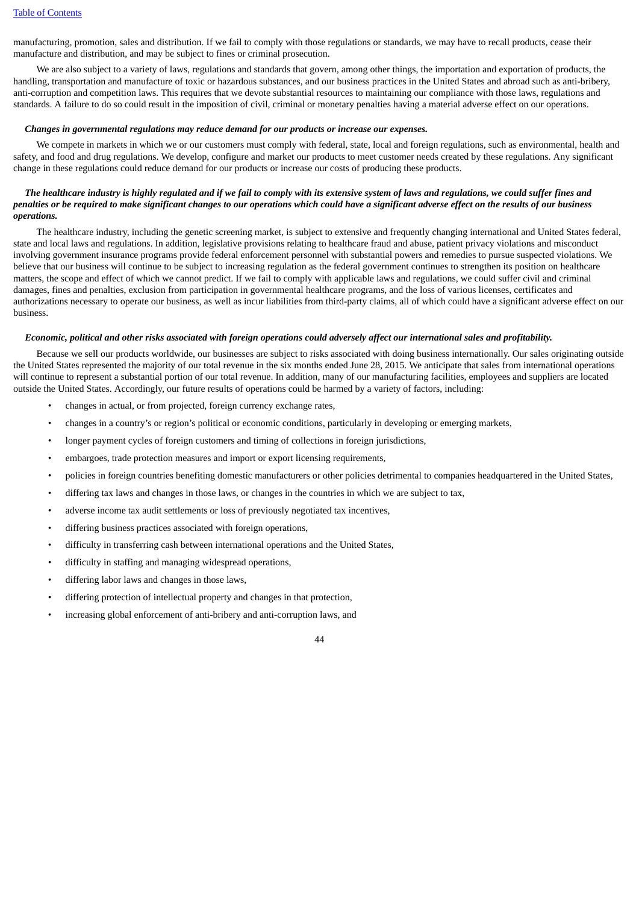manufacturing, promotion, sales and distribution. If we fail to comply with those regulations or standards, we may have to recall products, cease their manufacture and distribution, and may be subject to fines or criminal prosecution.

We are also subject to a variety of laws, regulations and standards that govern, among other things, the importation and exportation of products, the handling, transportation and manufacture of toxic or hazardous substances, and our business practices in the United States and abroad such as anti-bribery, anti-corruption and competition laws. This requires that we devote substantial resources to maintaining our compliance with those laws, regulations and standards. A failure to do so could result in the imposition of civil, criminal or monetary penalties having a material adverse effect on our operations.

***Changes in governmental regulations may reduce demand for our products or increase our expenses.***

We compete in markets in which we or our customers must comply with federal, state, local and foreign regulations, such as environmental, health and safety, and food and drug regulations. We develop, configure and market our products to meet customer needs created by these regulations. Any significant change in these regulations could reduce demand for our products or increase our costs of producing these products.

***The healthcare industry is highly regulated and if we fail to comply with its extensive system of laws and regulations, we could suffer fines and penalties or be required to make significant changes to our operations which could have a significant adverse effect on the results of our business operations.***

The healthcare industry, including the genetic screening market, is subject to extensive and frequently changing international and United States federal, state and local laws and regulations. In addition, legislative provisions relating to healthcare fraud and abuse, patient privacy violations and misconduct involving government insurance programs provide federal enforcement personnel with substantial powers and remedies to pursue suspected violations. We believe that our business will continue to be subject to increasing regulation as the federal government continues to strengthen its position on healthcare matters, the scope and effect of which we cannot predict. If we fail to comply with applicable laws and regulations, we could suffer civil and criminal damages, fines and penalties, exclusion from participation in governmental healthcare programs, and the loss of various licenses, certificates and authorizations necessary to operate our business, as well as incur liabilities from third-party claims, all of which could have a significant adverse effect on our business.

***Economic, political and other risks associated with foreign operations could adversely affect our international sales and profitability.***

Because we sell our products worldwide, our businesses are subject to risks associated with doing business internationally. Our sales originating outside the United States represented the majority of our total revenue in the six months ended June 28, 2015. We anticipate that sales from international operations will continue to represent a substantial portion of our total revenue. In addition, many of our manufacturing facilities, employees and suppliers are located outside the United States. Accordingly, our future results of operations could be harmed by a variety of factors, including:

- changes in actual, or from projected, foreign currency exchange rates,
- changes in a country's or region's political or economic conditions, particularly in developing or emerging markets,
- longer payment cycles of foreign customers and timing of collections in foreign jurisdictions,
- embargoes, trade protection measures and import or export licensing requirements,
- policies in foreign countries benefiting domestic manufacturers or other policies detrimental to companies headquartered in the United States,
- differing tax laws and changes in those laws, or changes in the countries in which we are subject to tax,
- adverse income tax audit settlements or loss of previously negotiated tax incentives,
- differing business practices associated with foreign operations,
- difficulty in transferring cash between international operations and the United States,
- difficulty in staffing and managing widespread operations,
- differing labor laws and changes in those laws,
- differing protection of intellectual property and changes in that protection,
- increasing global enforcement of anti-bribery and anti-corruption laws, and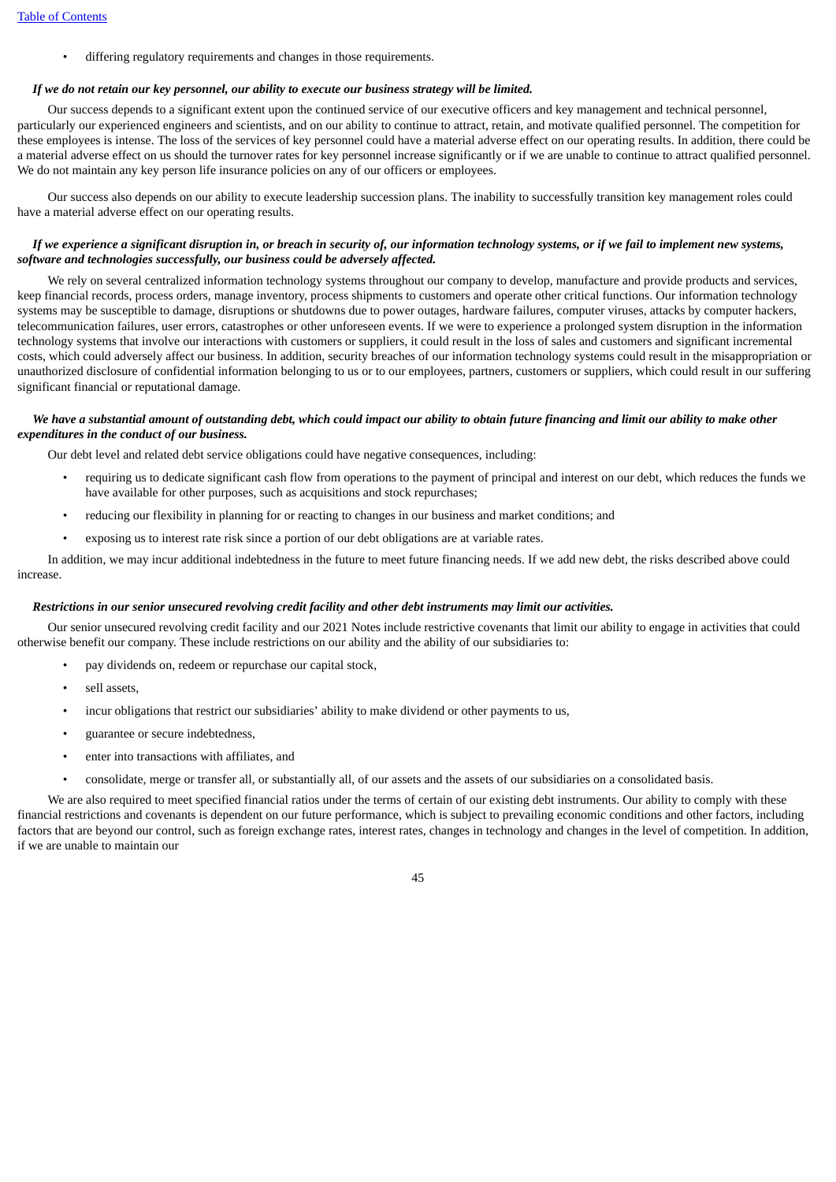- differing regulatory requirements and changes in those requirements.

***If we do not retain our key personnel, our ability to execute our business strategy will be limited.***

Our success depends to a significant extent upon the continued service of our executive officers and key management and technical personnel, particularly our experienced engineers and scientists, and on our ability to continue to attract, retain, and motivate qualified personnel. The competition for these employees is intense. The loss of the services of key personnel could have a material adverse effect on our operating results. In addition, there could be a material adverse effect on us should the turnover rates for key personnel increase significantly or if we are unable to continue to attract qualified personnel. We do not maintain any key person life insurance policies on any of our officers or employees.

Our success also depends on our ability to execute leadership succession plans. The inability to successfully transition key management roles could have a material adverse effect on our operating results.

***If we experience a significant disruption in, or breach in security of, our information technology systems, or if we fail to implement new systems, software and technologies successfully, our business could be adversely affected.***

We rely on several centralized information technology systems throughout our company to develop, manufacture and provide products and services, keep financial records, process orders, manage inventory, process shipments to customers and operate other critical functions. Our information technology systems may be susceptible to damage, disruptions or shutdowns due to power outages, hardware failures, computer viruses, attacks by computer hackers, telecommunication failures, user errors, catastrophes or other unforeseen events. If we were to experience a prolonged system disruption in the information technology systems that involve our interactions with customers or suppliers, it could result in the loss of sales and customers and significant incremental costs, which could adversely affect our business. In addition, security breaches of our information technology systems could result in the misappropriation or unauthorized disclosure of confidential information belonging to us or to our employees, partners, customers or suppliers, which could result in our suffering significant financial or reputational damage.

***We have a substantial amount of outstanding debt, which could impact our ability to obtain future financing and limit our ability to make other expenditures in the conduct of our business.***

Our debt level and related debt service obligations could have negative consequences, including:

- requiring us to dedicate significant cash flow from operations to the payment of principal and interest on our debt, which reduces the funds we have available for other purposes, such as acquisitions and stock repurchases;
- reducing our flexibility in planning for or reacting to changes in our business and market conditions; and
- exposing us to interest rate risk since a portion of our debt obligations are at variable rates.

In addition, we may incur additional indebtedness in the future to meet future financing needs. If we add new debt, the risks described above could increase.

***Restrictions in our senior unsecured revolving credit facility and other debt instruments may limit our activities.***

Our senior unsecured revolving credit facility and our 2021 Notes include restrictive covenants that limit our ability to engage in activities that could otherwise benefit our company. These include restrictions on our ability and the ability of our subsidiaries to:

- pay dividends on, redeem or repurchase our capital stock,
- sell assets,
- incur obligations that restrict our subsidiaries' ability to make dividend or other payments to us,
- guarantee or secure indebtedness,
- enter into transactions with affiliates, and
- consolidate, merge or transfer all, or substantially all, of our assets and the assets of our subsidiaries on a consolidated basis.

We are also required to meet specified financial ratios under the terms of certain of our existing debt instruments. Our ability to comply with these financial restrictions and covenants is dependent on our future performance, which is subject to prevailing economic conditions and other factors, including factors that are beyond our control, such as foreign exchange rates, interest rates, changes in technology and changes in the level of competition. In addition, if we are unable to maintain our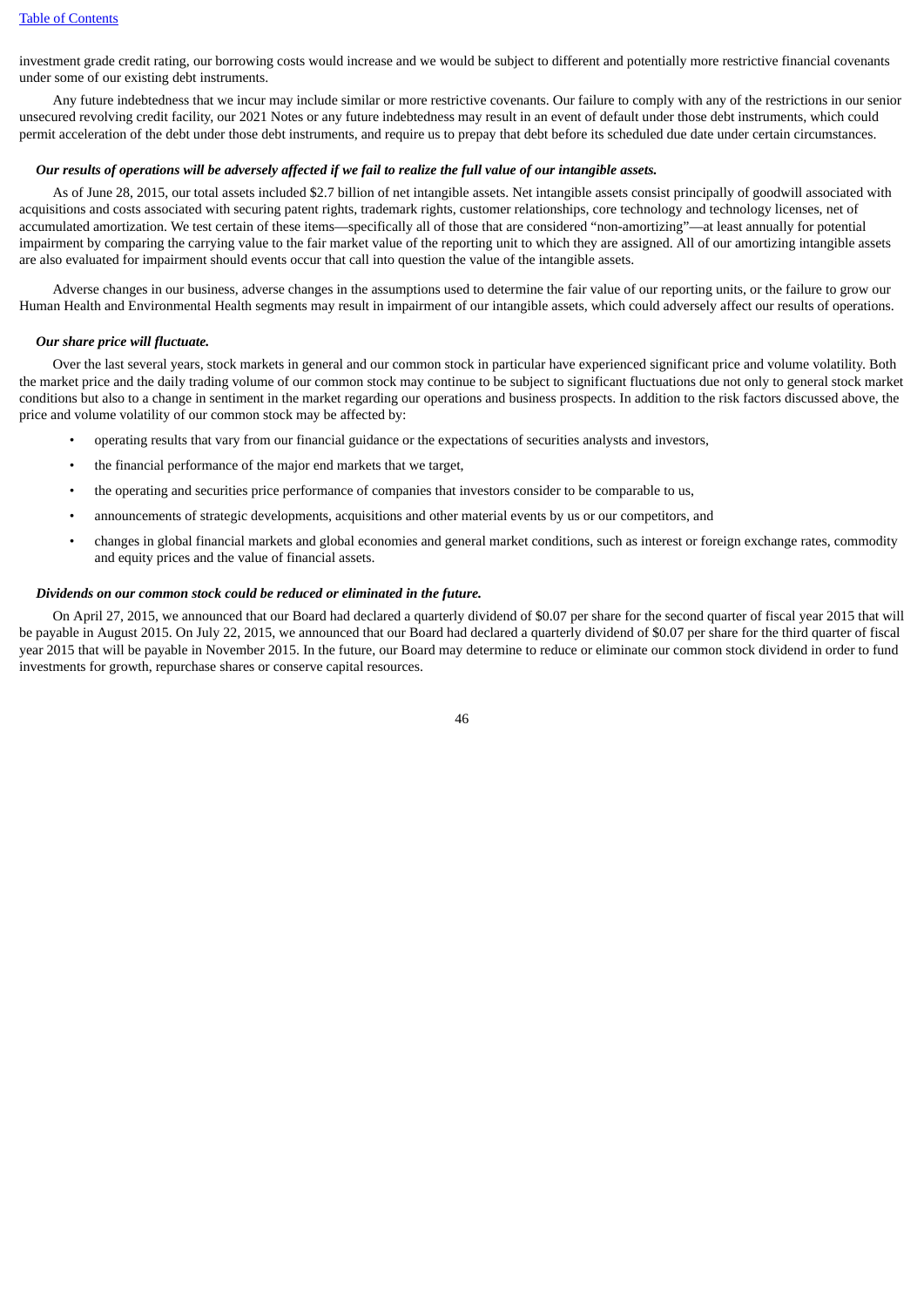investment grade credit rating, our borrowing costs would increase and we would be subject to different and potentially more restrictive financial covenants under some of our existing debt instruments.

Any future indebtedness that we incur may include similar or more restrictive covenants. Our failure to comply with any of the restrictions in our senior unsecured revolving credit facility, our 2021 Notes or any future indebtedness may result in an event of default under those debt instruments, which could permit acceleration of the debt under those debt instruments, and require us to prepay that debt before its scheduled due date under certain circumstances.

***Our results of operations will be adversely affected if we fail to realize the full value of our intangible assets.***

As of June 28, 2015, our total assets included $2.7 billion of net intangible assets. Net intangible assets consist principally of goodwill associated with acquisitions and costs associated with securing patent rights, trademark rights, customer relationships, core technology and technology licenses, net of accumulated amortization. We test certain of these items—specifically all of those that are considered "non-amortizing"—at least annually for potential impairment by comparing the carrying value to the fair market value of the reporting unit to which they are assigned. All of our amortizing intangible assets are also evaluated for impairment should events occur that call into question the value of the intangible assets.

Adverse changes in our business, adverse changes in the assumptions used to determine the fair value of our reporting units, or the failure to grow our Human Health and Environmental Health segments may result in impairment of our intangible assets, which could adversely affect our results of operations.

***Our share price will fluctuate.***

Over the last several years, stock markets in general and our common stock in particular have experienced significant price and volume volatility. Both the market price and the daily trading volume of our common stock may continue to be subject to significant fluctuations due not only to general stock market conditions but also to a change in sentiment in the market regarding our operations and business prospects. In addition to the risk factors discussed above, the price and volume volatility of our common stock may be affected by:

- operating results that vary from our financial guidance or the expectations of securities analysts and investors,
- the financial performance of the major end markets that we target,
- the operating and securities price performance of companies that investors consider to be comparable to us,
- announcements of strategic developments, acquisitions and other material events by us or our competitors, and
- changes in global financial markets and global economies and general market conditions, such as interest or foreign exchange rates, commodity and equity prices and the value of financial assets.

***Dividends on our common stock could be reduced or eliminated in the future.***

On April 27, 2015, we announced that our Board had declared a quarterly dividend of $0.07 per share for the second quarter of fiscal year 2015 that will be payable in August 2015. On July 22, 2015, we announced that our Board had declared a quarterly dividend of $0.07 per share for the third quarter of fiscal year 2015 that will be payable in November 2015. In the future, our Board may determine to reduce or eliminate our common stock dividend in order to fund investments for growth, repurchase shares or conserve capital resources.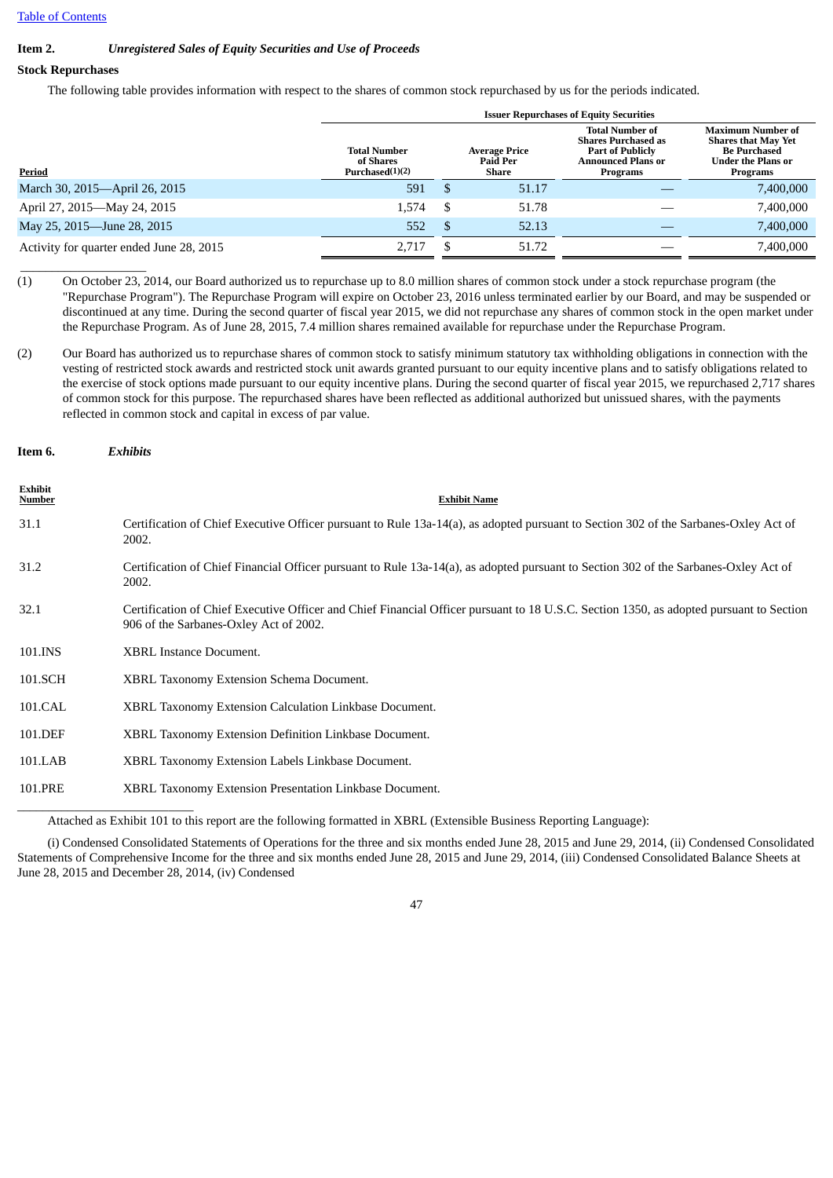Table of Contents

**Item 2.** ***Unregistered Sales of Equity Securities and Use of Proceeds***

**Stock Repurchases**

The following table provides information with respect to the shares of common stock repurchased by us for the periods indicated.

| | Issuer Repurchases of Equity Securities | | | |
|---|---|---|---|---|
| Period | Total Number of Shares Purchased(1)(2) | Average Price Paid Per Share | Total Number of Shares Purchased as Part of Publicly Announced Plans or Programs | Maximum Number of Shares that May Yet Be Purchased Under the Plans or Programs |
| March 30, 2015—April 26, 2015 | 591 | $ 51.17 | — | 7,400,000 |
| April 27, 2015—May 24, 2015 | 1,574 | $ 51.78 | — | 7,400,000 |
| May 25, 2015—June 28, 2015 | 552 | $ 52.13 | — | 7,400,000 |
| Activity for quarter ended June 28, 2015 | 2,717 | $ 51.72 | — | 7,400,000 |

(1) On October 23, 2014, our Board authorized us to repurchase up to 8.0 million shares of common stock under a stock repurchase program (the "Repurchase Program"). The Repurchase Program will expire on October 23, 2016 unless terminated earlier by our Board, and may be suspended or discontinued at any time. During the second quarter of fiscal year 2015, we did not repurchase any shares of common stock in the open market under the Repurchase Program. As of June 28, 2015, 7.4 million shares remained available for repurchase under the Repurchase Program.

(2) Our Board has authorized us to repurchase shares of common stock to satisfy minimum statutory tax withholding obligations in connection with the vesting of restricted stock awards and restricted stock unit awards granted pursuant to our equity incentive plans and to satisfy obligations related to the exercise of stock options made pursuant to our equity incentive plans. During the second quarter of fiscal year 2015, we repurchased 2,717 shares of common stock for this purpose. The repurchased shares have been reflected as additional authorized but unissued shares, with the payments reflected in common stock and capital in excess of par value.

**Item 6.** ***Exhibits***

| Exhibit Number | Exhibit Name |
|---|---|
| 31.1 | Certification of Chief Executive Officer pursuant to Rule 13a-14(a), as adopted pursuant to Section 302 of the Sarbanes-Oxley Act of 2002. |
| 31.2 | Certification of Chief Financial Officer pursuant to Rule 13a-14(a), as adopted pursuant to Section 302 of the Sarbanes-Oxley Act of 2002. |
| 32.1 | Certification of Chief Executive Officer and Chief Financial Officer pursuant to 18 U.S.C. Section 1350, as adopted pursuant to Section 906 of the Sarbanes-Oxley Act of 2002. |
| 101.INS | XBRL Instance Document. |
| 101.SCH | XBRL Taxonomy Extension Schema Document. |
| 101.CAL | XBRL Taxonomy Extension Calculation Linkbase Document. |
| 101.DEF | XBRL Taxonomy Extension Definition Linkbase Document. |
| 101.LAB | XBRL Taxonomy Extension Labels Linkbase Document. |
| 101.PRE | XBRL Taxonomy Extension Presentation Linkbase Document. |

Attached as Exhibit 101 to this report are the following formatted in XBRL (Extensible Business Reporting Language):

(i) Condensed Consolidated Statements of Operations for the three and six months ended June 28, 2015 and June 29, 2014, (ii) Condensed Consolidated Statements of Comprehensive Income for the three and six months ended June 28, 2015 and June 29, 2014, (iii) Condensed Consolidated Balance Sheets at June 28, 2015 and December 28, 2014, (iv) Condensed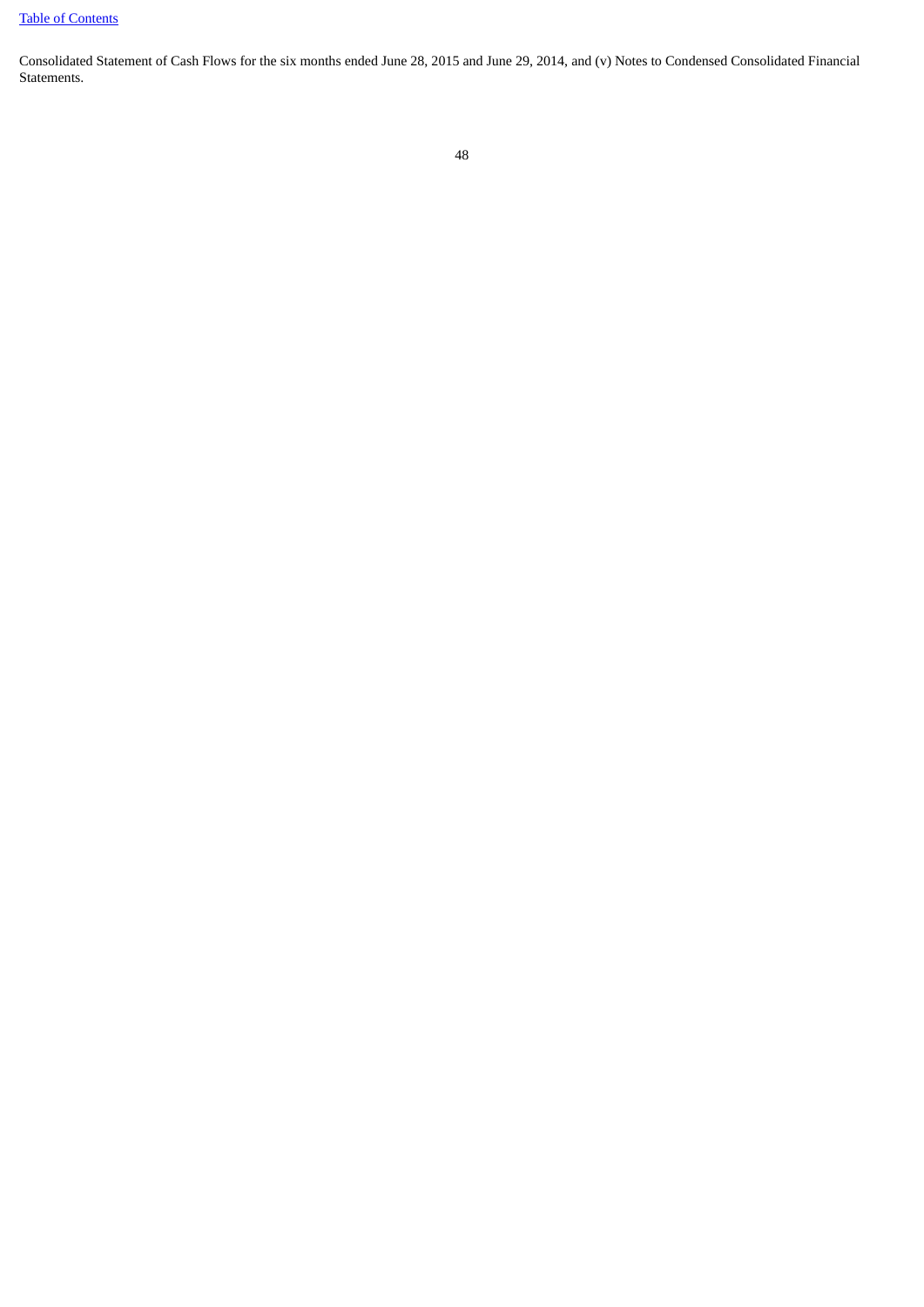Consolidated Statement of Cash Flows for the six months ended June 28, 2015 and June 29, 2014, and (v) Notes to Condensed Consolidated Financial Statements.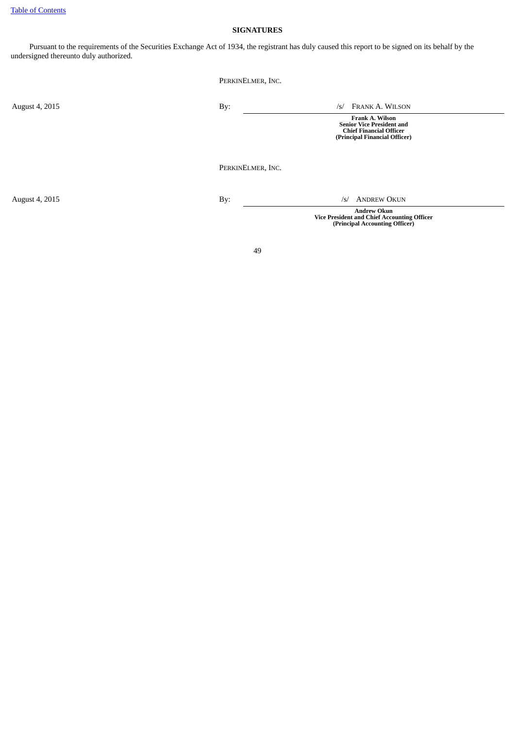[Table of Contents]

## SIGNATURES

Pursuant to the requirements of the Securities Exchange Act of 1934, the registrant has duly caused this report to be signed on its behalf by the undersigned thereunto duly authorized.

| | | |
|---|---|---|
| | PerkinElmer, Inc. | |
| August 4, 2015 | By: | /s/ Frank A. Wilson |
| | | **Frank A. Wilson**<br>**Senior Vice President and**<br>**Chief Financial Officer**<br>**(Principal Financial Officer)** |
| | PerkinElmer, Inc. | |
| August 4, 2015 | By: | /s/ Andrew Okun |
| | | **Andrew Okun**<br>**Vice President and Chief Accounting Officer**<br>**(Principal Accounting Officer)** |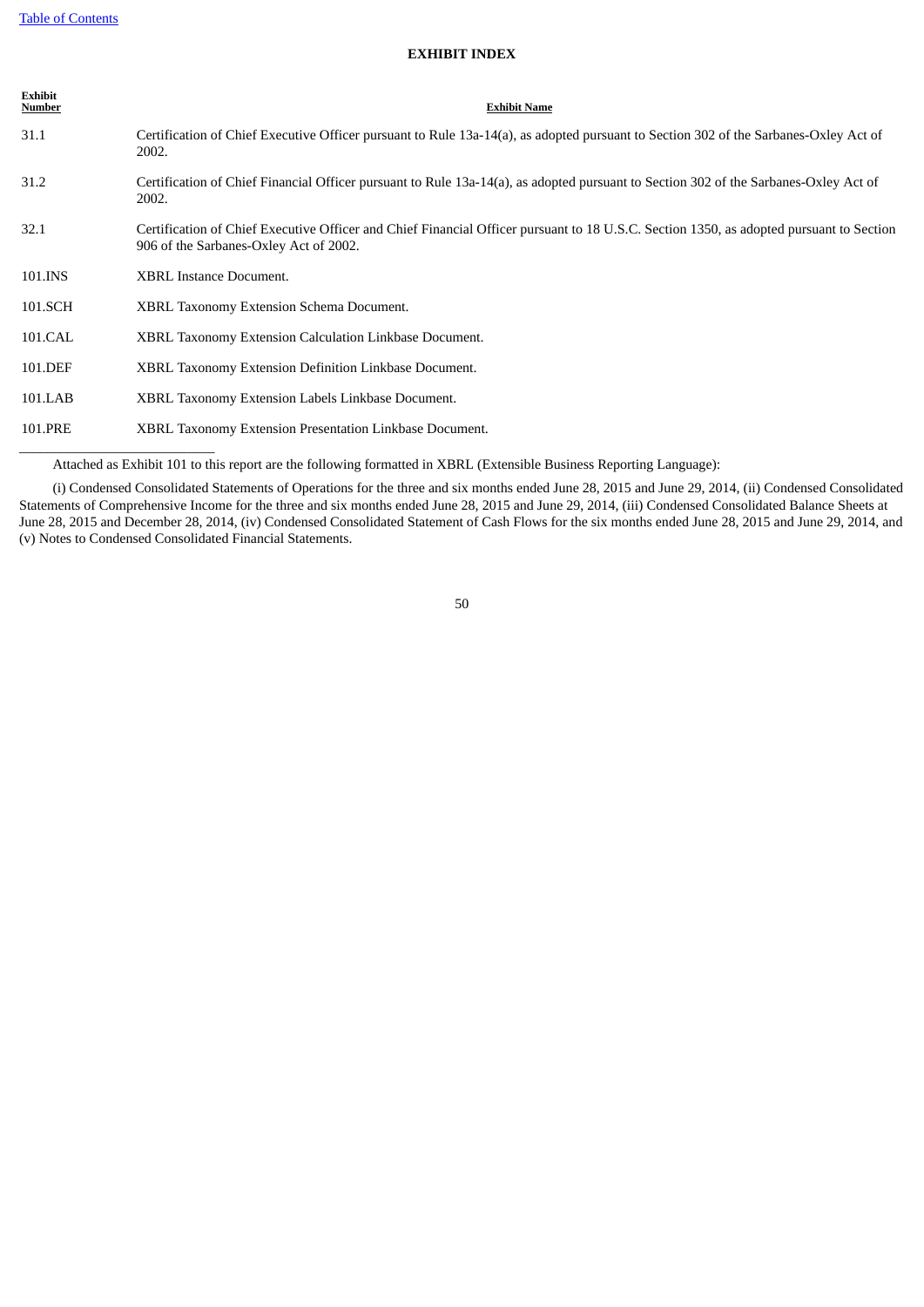[Table of Contents](#)

## EXHIBIT INDEX

| Exhibit Number | Exhibit Name |
|---|---|
| 31.1 | Certification of Chief Executive Officer pursuant to Rule 13a-14(a), as adopted pursuant to Section 302 of the Sarbanes-Oxley Act of 2002. |
| 31.2 | Certification of Chief Financial Officer pursuant to Rule 13a-14(a), as adopted pursuant to Section 302 of the Sarbanes-Oxley Act of 2002. |
| 32.1 | Certification of Chief Executive Officer and Chief Financial Officer pursuant to 18 U.S.C. Section 1350, as adopted pursuant to Section 906 of the Sarbanes-Oxley Act of 2002. |
| 101.INS | XBRL Instance Document. |
| 101.SCH | XBRL Taxonomy Extension Schema Document. |
| 101.CAL | XBRL Taxonomy Extension Calculation Linkbase Document. |
| 101.DEF | XBRL Taxonomy Extension Definition Linkbase Document. |
| 101.LAB | XBRL Taxonomy Extension Labels Linkbase Document. |
| 101.PRE | XBRL Taxonomy Extension Presentation Linkbase Document. |

---

Attached as Exhibit 101 to this report are the following formatted in XBRL (Extensible Business Reporting Language):

(i) Condensed Consolidated Statements of Operations for the three and six months ended June 28, 2015 and June 29, 2014, (ii) Condensed Consolidated Statements of Comprehensive Income for the three and six months ended June 28, 2015 and June 29, 2014, (iii) Condensed Consolidated Balance Sheets at June 28, 2015 and December 28, 2014, (iv) Condensed Consolidated Statement of Cash Flows for the six months ended June 28, 2015 and June 29, 2014, and (v) Notes to Condensed Consolidated Financial Statements.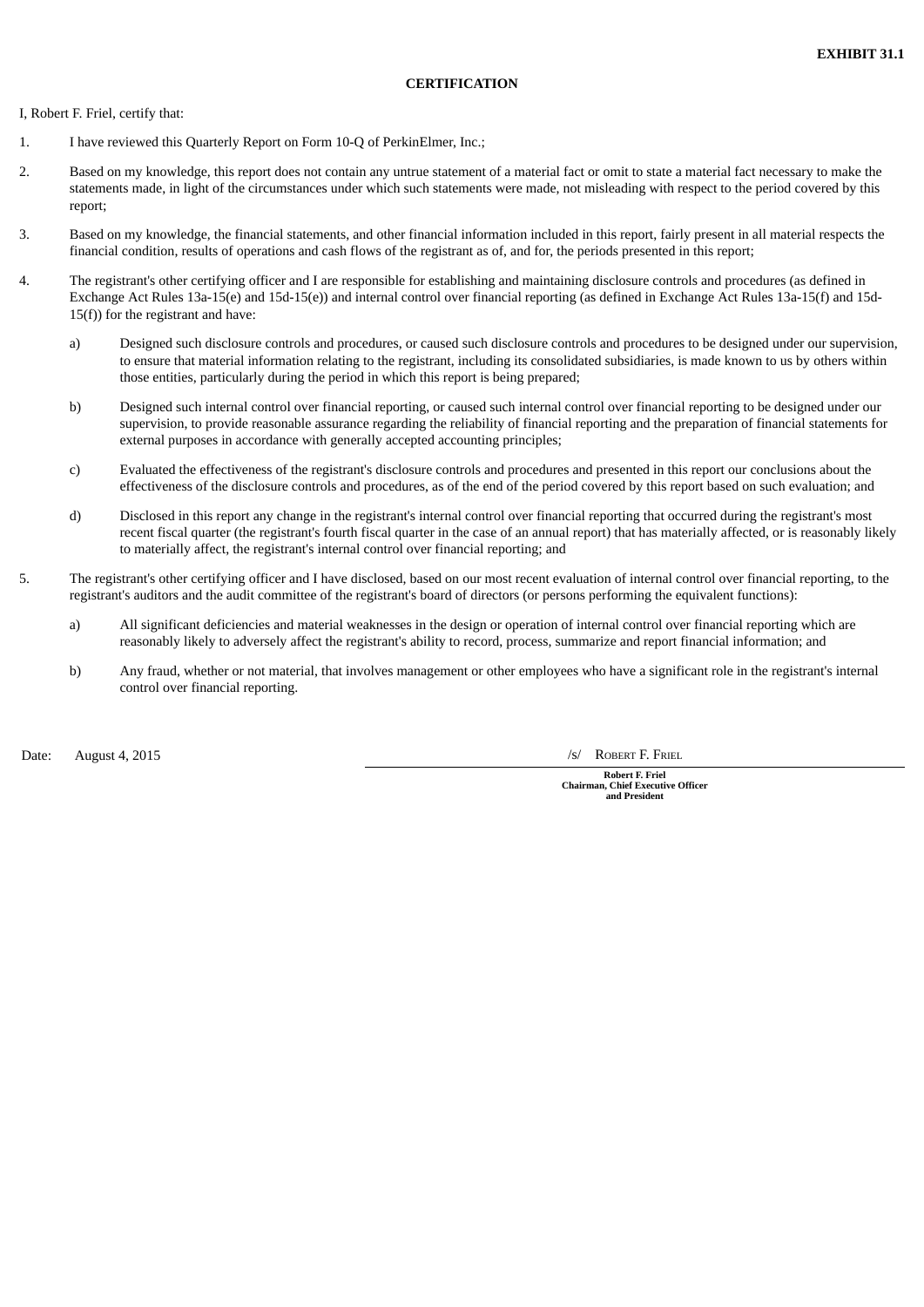**EXHIBIT 31.1**

**CERTIFICATION**

I, Robert F. Friel, certify that:

1. I have reviewed this Quarterly Report on Form 10-Q of PerkinElmer, Inc.;

2. Based on my knowledge, this report does not contain any untrue statement of a material fact or omit to state a material fact necessary to make the statements made, in light of the circumstances under which such statements were made, not misleading with respect to the period covered by this report;

3. Based on my knowledge, the financial statements, and other financial information included in this report, fairly present in all material respects the financial condition, results of operations and cash flows of the registrant as of, and for, the periods presented in this report;

4. The registrant's other certifying officer and I are responsible for establishing and maintaining disclosure controls and procedures (as defined in Exchange Act Rules 13a-15(e) and 15d-15(e)) and internal control over financial reporting (as defined in Exchange Act Rules 13a-15(f) and 15d-15(f)) for the registrant and have:

   a) Designed such disclosure controls and procedures, or caused such disclosure controls and procedures to be designed under our supervision, to ensure that material information relating to the registrant, including its consolidated subsidiaries, is made known to us by others within those entities, particularly during the period in which this report is being prepared;

   b) Designed such internal control over financial reporting, or caused such internal control over financial reporting to be designed under our supervision, to provide reasonable assurance regarding the reliability of financial reporting and the preparation of financial statements for external purposes in accordance with generally accepted accounting principles;

   c) Evaluated the effectiveness of the registrant's disclosure controls and procedures and presented in this report our conclusions about the effectiveness of the disclosure controls and procedures, as of the end of the period covered by this report based on such evaluation; and

   d) Disclosed in this report any change in the registrant's internal control over financial reporting that occurred during the registrant's most recent fiscal quarter (the registrant's fourth fiscal quarter in the case of an annual report) that has materially affected, or is reasonably likely to materially affect, the registrant's internal control over financial reporting; and

5. The registrant's other certifying officer and I have disclosed, based on our most recent evaluation of internal control over financial reporting, to the registrant's auditors and the audit committee of the registrant's board of directors (or persons performing the equivalent functions):

   a) All significant deficiencies and material weaknesses in the design or operation of internal control over financial reporting which are reasonably likely to adversely affect the registrant's ability to record, process, summarize and report financial information; and

   b) Any fraud, whether or not material, that involves management or other employees who have a significant role in the registrant's internal control over financial reporting.

Date: August 4, 2015

/s/ ROBERT F. FRIEL

**Robert F. Friel**
**Chairman, Chief Executive Officer and President**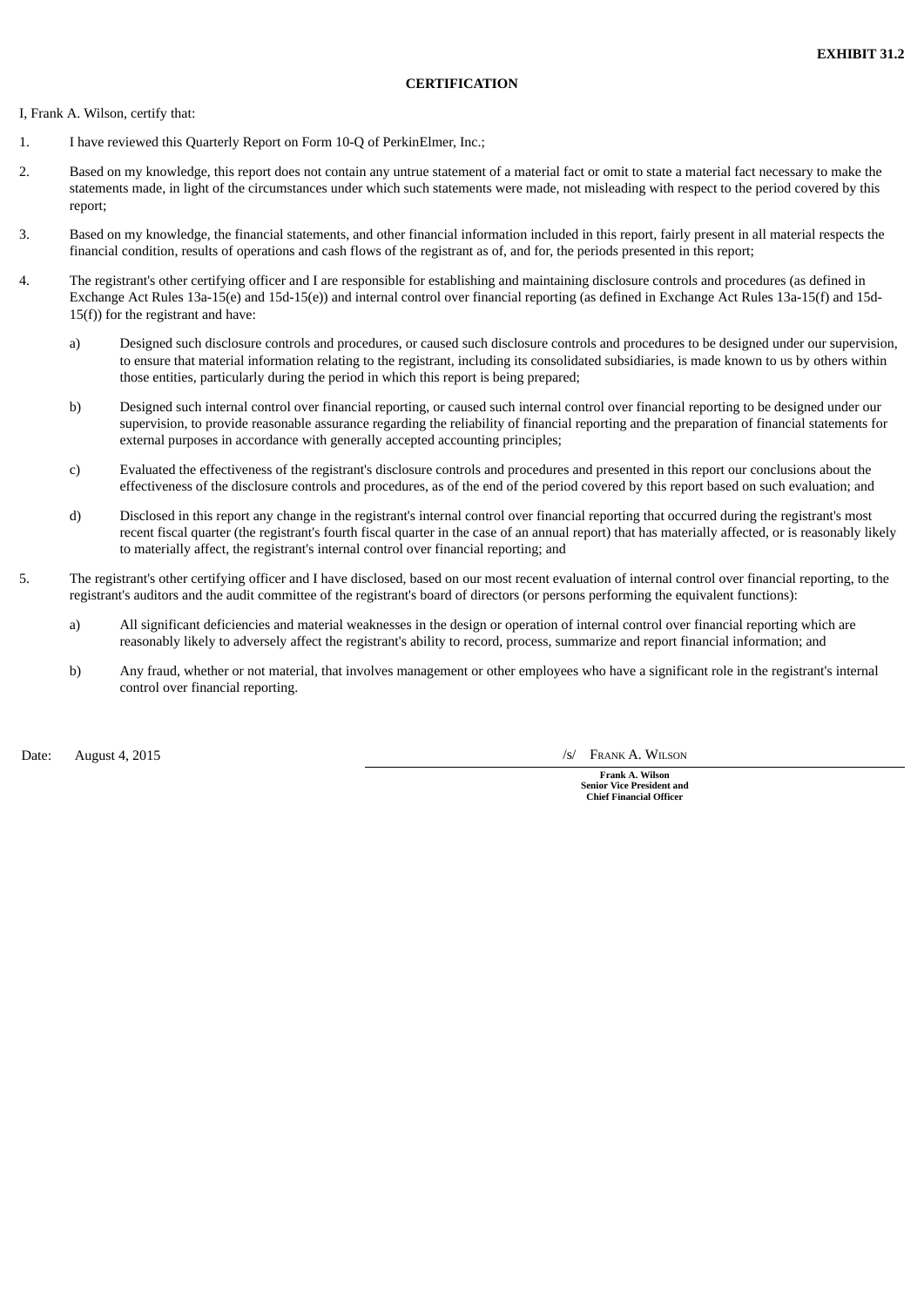**EXHIBIT 31.2**

**CERTIFICATION**

I, Frank A. Wilson, certify that:

1. I have reviewed this Quarterly Report on Form 10-Q of PerkinElmer, Inc.;

2. Based on my knowledge, this report does not contain any untrue statement of a material fact or omit to state a material fact necessary to make the statements made, in light of the circumstances under which such statements were made, not misleading with respect to the period covered by this report;

3. Based on my knowledge, the financial statements, and other financial information included in this report, fairly present in all material respects the financial condition, results of operations and cash flows of the registrant as of, and for, the periods presented in this report;

4. The registrant's other certifying officer and I are responsible for establishing and maintaining disclosure controls and procedures (as defined in Exchange Act Rules 13a-15(e) and 15d-15(e)) and internal control over financial reporting (as defined in Exchange Act Rules 13a-15(f) and 15d-15(f)) for the registrant and have:

   a) Designed such disclosure controls and procedures, or caused such disclosure controls and procedures to be designed under our supervision, to ensure that material information relating to the registrant, including its consolidated subsidiaries, is made known to us by others within those entities, particularly during the period in which this report is being prepared;

   b) Designed such internal control over financial reporting, or caused such internal control over financial reporting to be designed under our supervision, to provide reasonable assurance regarding the reliability of financial reporting and the preparation of financial statements for external purposes in accordance with generally accepted accounting principles;

   c) Evaluated the effectiveness of the registrant's disclosure controls and procedures and presented in this report our conclusions about the effectiveness of the disclosure controls and procedures, as of the end of the period covered by this report based on such evaluation; and

   d) Disclosed in this report any change in the registrant's internal control over financial reporting that occurred during the registrant's most recent fiscal quarter (the registrant's fourth fiscal quarter in the case of an annual report) that has materially affected, or is reasonably likely to materially affect, the registrant's internal control over financial reporting; and

5. The registrant's other certifying officer and I have disclosed, based on our most recent evaluation of internal control over financial reporting, to the registrant's auditors and the audit committee of the registrant's board of directors (or persons performing the equivalent functions):

   a) All significant deficiencies and material weaknesses in the design or operation of internal control over financial reporting which are reasonably likely to adversely affect the registrant's ability to record, process, summarize and report financial information; and

   b) Any fraud, whether or not material, that involves management or other employees who have a significant role in the registrant's internal control over financial reporting.

Date: August 4, 2015

/s/ Frank A. Wilson

**Frank A. Wilson**
**Senior Vice President and**
**Chief Financial Officer**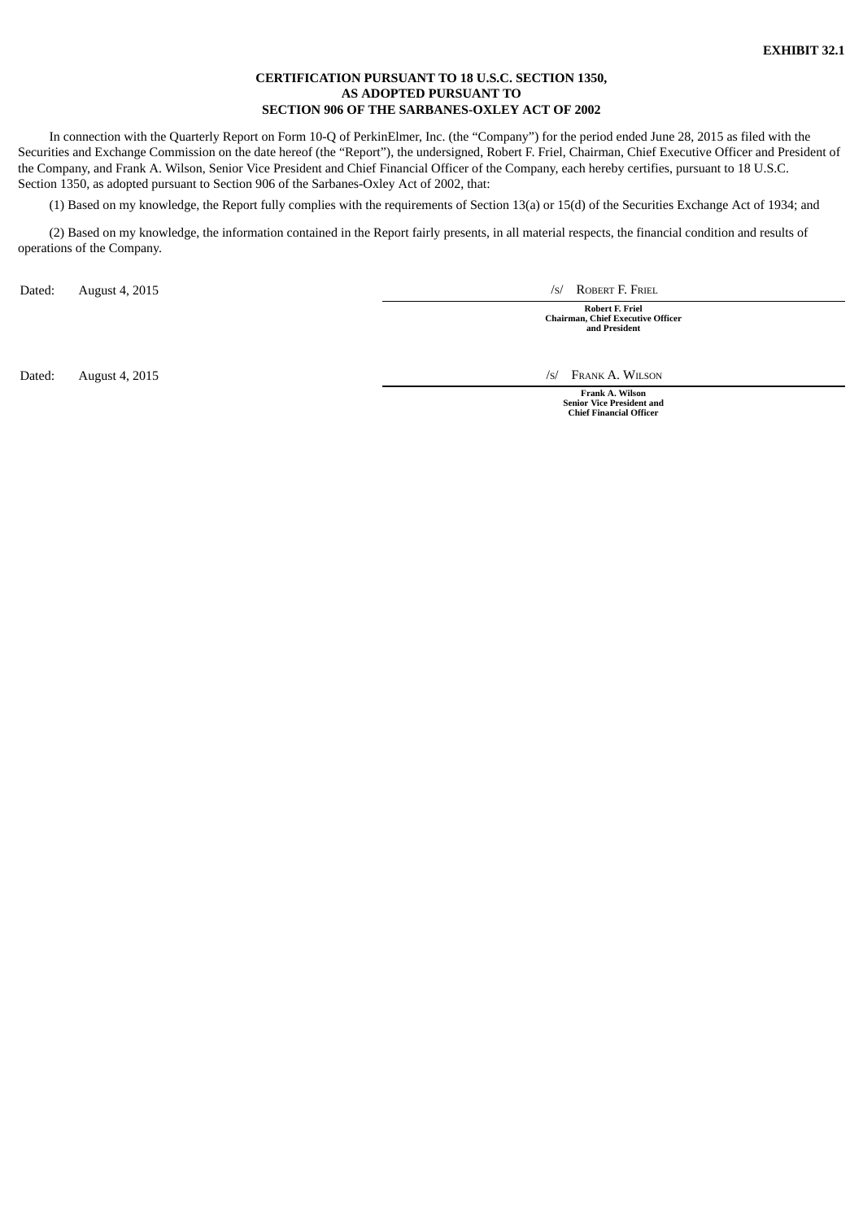**EXHIBIT 32.1**

**CERTIFICATION PURSUANT TO 18 U.S.C. SECTION 1350,
AS ADOPTED PURSUANT TO
SECTION 906 OF THE SARBANES-OXLEY ACT OF 2002**

In connection with the Quarterly Report on Form 10-Q of PerkinElmer, Inc. (the "Company") for the period ended June 28, 2015 as filed with the Securities and Exchange Commission on the date hereof (the "Report"), the undersigned, Robert F. Friel, Chairman, Chief Executive Officer and President of the Company, and Frank A. Wilson, Senior Vice President and Chief Financial Officer of the Company, each hereby certifies, pursuant to 18 U.S.C. Section 1350, as adopted pursuant to Section 906 of the Sarbanes-Oxley Act of 2002, that:

(1) Based on my knowledge, the Report fully complies with the requirements of Section 13(a) or 15(d) of the Securities Exchange Act of 1934; and

(2) Based on my knowledge, the information contained in the Report fairly presents, in all material respects, the financial condition and results of operations of the Company.

| | | |
|---|---|---|
| Dated: | August 4, 2015 | /s/ Robert F. Friel |
| | | **Robert F. Friel**<br>**Chairman, Chief Executive Officer and President** |
| Dated: | August 4, 2015 | /s/ Frank A. Wilson |
| | | **Frank A. Wilson**<br>**Senior Vice President and Chief Financial Officer** |